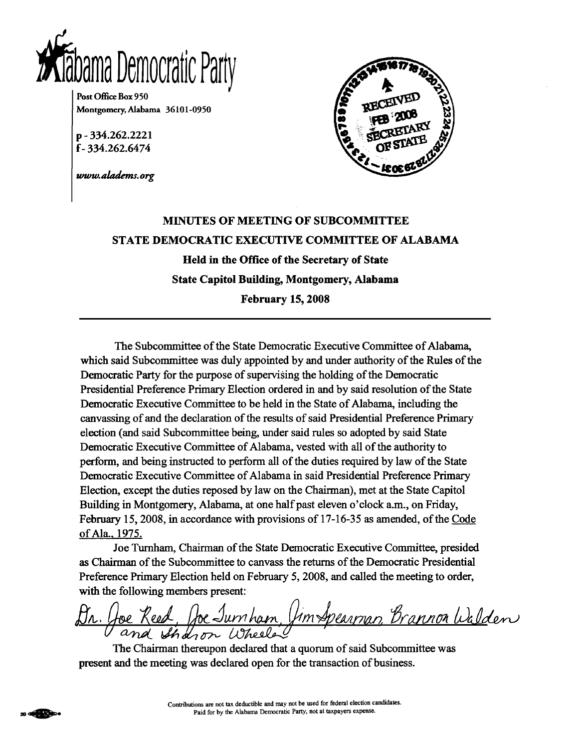# Alabama Democratic Party

Post Office Box 950
Montgomery, Alabama 36101-0950

p - 334.262.2221
f - 334.262.6474

*www.aladems.org*

RECEIVED
FEB 2008
SECRETARY OF STATE

**MINUTES OF MEETING OF SUBCOMMITTEE**

**STATE DEMOCRATIC EXECUTIVE COMMITTEE OF ALABAMA**

**Held in the Office of the Secretary of State**

**State Capitol Building, Montgomery, Alabama**

**February 15, 2008**

---

The Subcommittee of the State Democratic Executive Committee of Alabama, which said Subcommittee was duly appointed by and under authority of the Rules of the Democratic Party for the purpose of supervising the holding of the Democratic Presidential Preference Primary Election ordered in and by said resolution of the State Democratic Executive Committee to be held in the State of Alabama, including the canvassing of and the declaration of the results of said Presidential Preference Primary election (and said Subcommittee being, under said rules so adopted by said State Democratic Executive Committee of Alabama, vested with all of the authority to perform, and being instructed to perform all of the duties required by law of the State Democratic Executive Committee of Alabama in said Presidential Preference Primary Election, except the duties reposed by law on the Chairman), met at the State Capitol Building in Montgomery, Alabama, at one half past eleven o'clock a.m., on Friday, February 15, 2008, in accordance with provisions of 17-16-35 as amended, of the Code of Ala., 1975.

Joe Turnham, Chairman of the State Democratic Executive Committee, presided as Chairman of the Subcommittee to canvass the returns of the Democratic Presidential Preference Primary Election held on February 5, 2008, and called the meeting to order, with the following members present:

Dr. Joe Reed, Joe Turnham, Jim Spearman, Brannon Walden and Sharon Wheeler

The Chairman thereupon declared that a quorum of said Subcommittee was present and the meeting was declared open for the transaction of business.

Contributions are not tax deductible and may not be used for federal election candidates.
Paid for by the Alabama Democratic Party, not at taxpayers expense.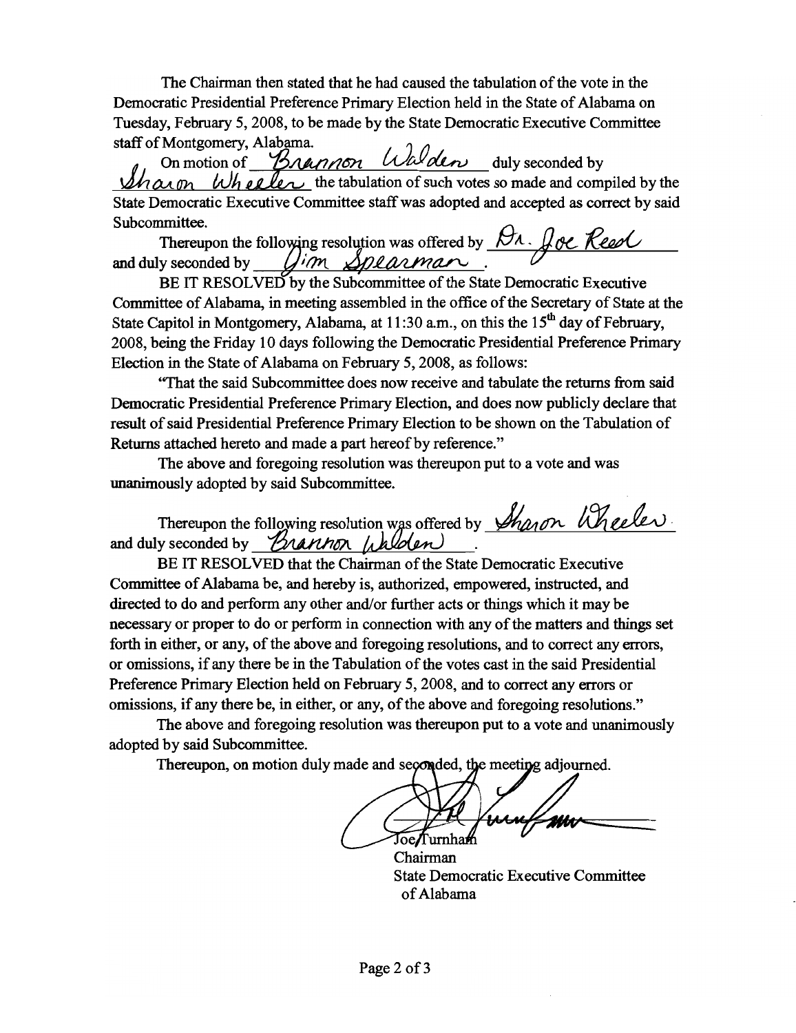The Chairman then stated that he had caused the tabulation of the vote in the Democratic Presidential Preference Primary Election held in the State of Alabama on Tuesday, February 5, 2008, to be made by the State Democratic Executive Committee staff of Montgomery, Alabama.

On motion of Brannon Walden duly seconded by Sharon Wheeler the tabulation of such votes so made and compiled by the State Democratic Executive Committee staff was adopted and accepted as correct by said Subcommittee.

Thereupon the following resolution was offered by Dr. Joe Reed and duly seconded by Jim Spearman.

BE IT RESOLVED by the Subcommittee of the State Democratic Executive Committee of Alabama, in meeting assembled in the office of the Secretary of State at the State Capitol in Montgomery, Alabama, at 11:30 a.m., on this the 15th day of February, 2008, being the Friday 10 days following the Democratic Presidential Preference Primary Election in the State of Alabama on February 5, 2008, as follows:

"That the said Subcommittee does now receive and tabulate the returns from said Democratic Presidential Preference Primary Election, and does now publicly declare that result of said Presidential Preference Primary Election to be shown on the Tabulation of Returns attached hereto and made a part hereof by reference."

The above and foregoing resolution was thereupon put to a vote and was unanimously adopted by said Subcommittee.

Thereupon the following resolution was offered by Sharon Wheeler and duly seconded by Brannon Walden.

BE IT RESOLVED that the Chairman of the State Democratic Executive Committee of Alabama be, and hereby is, authorized, empowered, instructed, and directed to do and perform any other and/or further acts or things which it may be necessary or proper to do or perform in connection with any of the matters and things set forth in either, or any, of the above and foregoing resolutions, and to correct any errors, or omissions, if any there be in the Tabulation of the votes cast in the said Presidential Preference Primary Election held on February 5, 2008, and to correct any errors or omissions, if any there be, in either, or any, of the above and foregoing resolutions."

The above and foregoing resolution was thereupon put to a vote and unanimously adopted by said Subcommittee.

Thereupon, on motion duly made and seconded, the meeting adjourned.

Joe Turnham
Chairman
State Democratic Executive Committee
of Alabama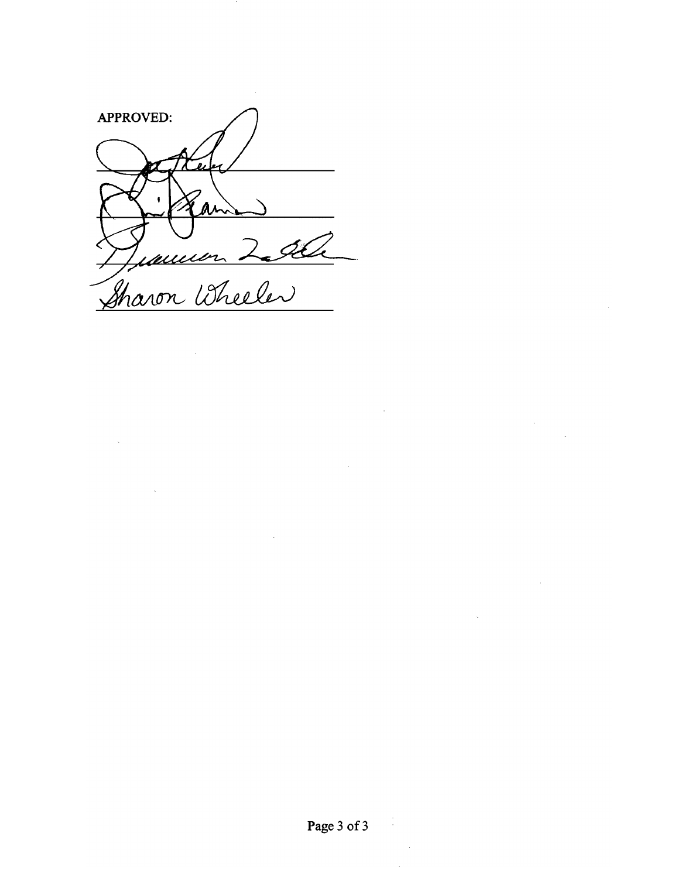APPROVED:

_______________________

_______________________

_______________________

Sharon Wheeler
_______________________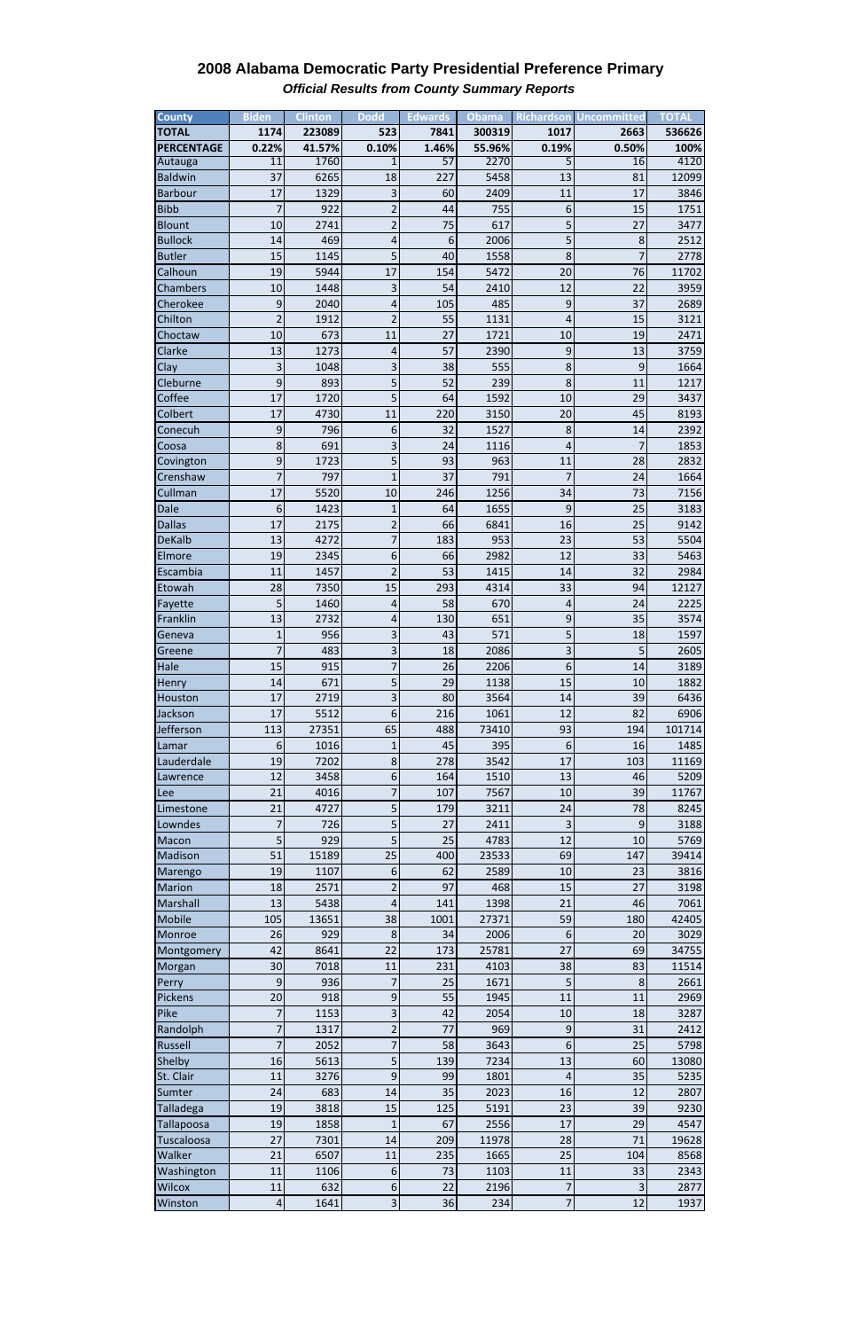## 2008 Alabama Democratic Party Presidential Preference Primary

***Official Results from County Summary Reports***

| County | Biden | Clinton | Dodd | Edwards | Obama | Richardson | Uncommitted | TOTAL |
|---|---|---|---|---|---|---|---|---|
| **TOTAL** | **1174** | **223089** | **523** | **7841** | **300319** | **1017** | **2663** | **536626** |
| **PERCENTAGE** | **0.22%** | **41.57%** | **0.10%** | **1.46%** | **55.96%** | **0.19%** | **0.50%** | **100%** |
| Autauga | 11 | 1760 | 1 | 57 | 2270 | 5 | 16 | 4120 |
| Baldwin | 37 | 6265 | 18 | 227 | 5458 | 13 | 81 | 12099 |
| Barbour | 17 | 1329 | 3 | 60 | 2409 | 11 | 17 | 3846 |
| Bibb | 7 | 922 | 2 | 44 | 755 | 6 | 15 | 1751 |
| Blount | 10 | 2741 | 2 | 75 | 617 | 5 | 27 | 3477 |
| Bullock | 14 | 469 | 4 | 6 | 2006 | 5 | 8 | 2512 |
| Butler | 15 | 1145 | 5 | 40 | 1558 | 8 | 7 | 2778 |
| Calhoun | 19 | 5944 | 17 | 154 | 5472 | 20 | 76 | 11702 |
| Chambers | 10 | 1448 | 3 | 54 | 2410 | 12 | 22 | 3959 |
| Cherokee | 9 | 2040 | 4 | 105 | 485 | 9 | 37 | 2689 |
| Chilton | 2 | 1912 | 2 | 55 | 1131 | 4 | 15 | 3121 |
| Choctaw | 10 | 673 | 11 | 27 | 1721 | 10 | 19 | 2471 |
| Clarke | 13 | 1273 | 4 | 57 | 2390 | 9 | 13 | 3759 |
| Clay | 3 | 1048 | 3 | 38 | 555 | 8 | 9 | 1664 |
| Cleburne | 9 | 893 | 5 | 52 | 239 | 8 | 11 | 1217 |
| Coffee | 17 | 1720 | 5 | 64 | 1592 | 10 | 29 | 3437 |
| Colbert | 17 | 4730 | 11 | 220 | 3150 | 20 | 45 | 8193 |
| Conecuh | 9 | 796 | 6 | 32 | 1527 | 8 | 14 | 2392 |
| Coosa | 8 | 691 | 3 | 24 | 1116 | 4 | 7 | 1853 |
| Covington | 9 | 1723 | 5 | 93 | 963 | 11 | 28 | 2832 |
| Crenshaw | 7 | 797 | 1 | 37 | 791 | 7 | 24 | 1664 |
| Cullman | 17 | 5520 | 10 | 246 | 1256 | 34 | 73 | 7156 |
| Dale | 6 | 1423 | 1 | 64 | 1655 | 9 | 25 | 3183 |
| Dallas | 17 | 2175 | 2 | 66 | 6841 | 16 | 25 | 9142 |
| DeKalb | 13 | 4272 | 7 | 183 | 953 | 23 | 53 | 5504 |
| Elmore | 19 | 2345 | 6 | 66 | 2982 | 12 | 33 | 5463 |
| Escambia | 11 | 1457 | 2 | 53 | 1415 | 14 | 32 | 2984 |
| Etowah | 28 | 7350 | 15 | 293 | 4314 | 33 | 94 | 12127 |
| Fayette | 5 | 1460 | 4 | 58 | 670 | 4 | 24 | 2225 |
| Franklin | 13 | 2732 | 4 | 130 | 651 | 9 | 35 | 3574 |
| Geneva | 1 | 956 | 3 | 43 | 571 | 5 | 18 | 1597 |
| Greene | 7 | 483 | 3 | 18 | 2086 | 3 | 5 | 2605 |
| Hale | 15 | 915 | 7 | 26 | 2206 | 6 | 14 | 3189 |
| Henry | 14 | 671 | 5 | 29 | 1138 | 15 | 10 | 1882 |
| Houston | 17 | 2719 | 3 | 80 | 3564 | 14 | 39 | 6436 |
| Jackson | 17 | 5512 | 6 | 216 | 1061 | 12 | 82 | 6906 |
| Jefferson | 113 | 27351 | 65 | 488 | 73410 | 93 | 194 | 101714 |
| Lamar | 6 | 1016 | 1 | 45 | 395 | 6 | 16 | 1485 |
| Lauderdale | 19 | 7202 | 8 | 278 | 3542 | 17 | 103 | 11169 |
| Lawrence | 12 | 3458 | 6 | 164 | 1510 | 13 | 46 | 5209 |
| Lee | 21 | 4016 | 7 | 107 | 7567 | 10 | 39 | 11767 |
| Limestone | 21 | 4727 | 5 | 179 | 3211 | 24 | 78 | 8245 |
| Lowndes | 7 | 726 | 5 | 27 | 2411 | 3 | 9 | 3188 |
| Macon | 5 | 929 | 5 | 25 | 4783 | 12 | 10 | 5769 |
| Madison | 51 | 15189 | 25 | 400 | 23533 | 69 | 147 | 39414 |
| Marengo | 19 | 1107 | 6 | 62 | 2589 | 10 | 23 | 3816 |
| Marion | 18 | 2571 | 2 | 97 | 468 | 15 | 27 | 3198 |
| Marshall | 13 | 5438 | 4 | 141 | 1398 | 21 | 46 | 7061 |
| Mobile | 105 | 13651 | 38 | 1001 | 27371 | 59 | 180 | 42405 |
| Monroe | 26 | 929 | 8 | 34 | 2006 | 6 | 20 | 3029 |
| Montgomery | 42 | 8641 | 22 | 173 | 25781 | 27 | 69 | 34755 |
| Morgan | 30 | 7018 | 11 | 231 | 4103 | 38 | 83 | 11514 |
| Perry | 9 | 936 | 7 | 25 | 1671 | 5 | 8 | 2661 |
| Pickens | 20 | 918 | 9 | 55 | 1945 | 11 | 11 | 2969 |
| Pike | 7 | 1153 | 3 | 42 | 2054 | 10 | 18 | 3287 |
| Randolph | 7 | 1317 | 2 | 77 | 969 | 9 | 31 | 2412 |
| Russell | 7 | 2052 | 7 | 58 | 3643 | 6 | 25 | 5798 |
| Shelby | 16 | 5613 | 5 | 139 | 7234 | 13 | 60 | 13080 |
| St. Clair | 11 | 3276 | 9 | 99 | 1801 | 4 | 35 | 5235 |
| Sumter | 24 | 683 | 14 | 35 | 2023 | 16 | 12 | 2807 |
| Talladega | 19 | 3818 | 15 | 125 | 5191 | 23 | 39 | 9230 |
| Tallapoosa | 19 | 1858 | 1 | 67 | 2556 | 17 | 29 | 4547 |
| Tuscaloosa | 27 | 7301 | 14 | 209 | 11978 | 28 | 71 | 19628 |
| Walker | 21 | 6507 | 11 | 235 | 1665 | 25 | 104 | 8568 |
| Washington | 11 | 1106 | 6 | 73 | 1103 | 11 | 33 | 2343 |
| Wilcox | 11 | 632 | 6 | 22 | 2196 | 7 | 3 | 2877 |
| Winston | 4 | 1641 | 3 | 36 | 234 | 7 | 12 | 1937 |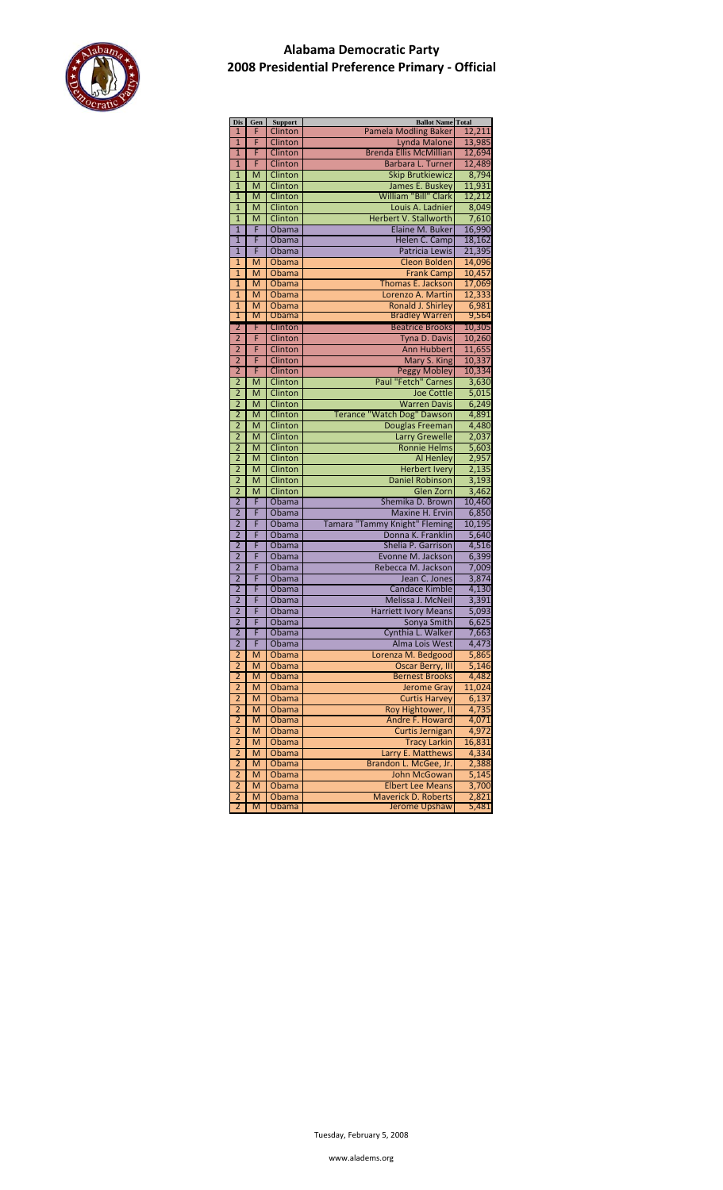# Alabama Democratic Party
## 2008 Presidential Preference Primary - Official

| Dis | Gen | Support | Ballot Name | Total |
|---|---|---|---|---|
| 1 | F | Clinton | Pamela Modling Baker | 12,211 |
| 1 | F | Clinton | Lynda Malone | 13,985 |
| 1 | F | Clinton | Brenda Ellis McMillian | 12,694 |
| 1 | F | Clinton | Barbara L. Turner | 12,489 |
| 1 | M | Clinton | Skip Brutkiewicz | 8,794 |
| 1 | M | Clinton | James E. Buskey | 11,931 |
| 1 | M | Clinton | William "Bill" Clark | 12,212 |
| 1 | M | Clinton | Louis A. Ladnier | 8,049 |
| 1 | M | Clinton | Herbert V. Stallworth | 7,610 |
| 1 | F | Obama | Elaine M. Buker | 16,990 |
| 1 | F | Obama | Helen C. Camp | 18,162 |
| 1 | F | Obama | Patricia Lewis | 21,395 |
| 1 | M | Obama | Cleon Bolden | 14,096 |
| 1 | M | Obama | Frank Camp | 10,457 |
| 1 | M | Obama | Thomas E. Jackson | 17,069 |
| 1 | M | Obama | Lorenzo A. Martin | 12,333 |
| 1 | M | Obama | Ronald J. Shirley | 6,981 |
| 1 | M | Obama | Bradley Warren | 9,564 |
| 2 | F | Clinton | Beatrice Brooks | 10,305 |
| 2 | F | Clinton | Tyna D. Davis | 10,260 |
| 2 | F | Clinton | Ann Hubbert | 11,655 |
| 2 | F | Clinton | Mary S. King | 10,337 |
| 2 | F | Clinton | Peggy Mobley | 10,334 |
| 2 | M | Clinton | Paul "Fetch" Carnes | 3,630 |
| 2 | M | Clinton | Joe Cottle | 5,015 |
| 2 | M | Clinton | Warren Davis | 6,249 |
| 2 | M | Clinton | Terance "Watch Dog" Dawson | 4,891 |
| 2 | M | Clinton | Douglas Freeman | 4,480 |
| 2 | M | Clinton | Larry Grewelle | 2,037 |
| 2 | M | Clinton | Ronnie Helms | 5,603 |
| 2 | M | Clinton | Al Henley | 2,957 |
| 2 | M | Clinton | Herbert Ivery | 2,135 |
| 2 | M | Clinton | Daniel Robinson | 3,193 |
| 2 | M | Clinton | Glen Zorn | 3,462 |
| 2 | F | Obama | Shemika D. Brown | 10,460 |
| 2 | F | Obama | Maxine H. Ervin | 6,850 |
| 2 | F | Obama | Tamara "Tammy Knight" Fleming | 10,195 |
| 2 | F | Obama | Donna K. Franklin | 5,640 |
| 2 | F | Obama | Shelia P. Garrison | 4,516 |
| 2 | F | Obama | Evonne M. Jackson | 6,399 |
| 2 | F | Obama | Rebecca M. Jackson | 7,009 |
| 2 | F | Obama | Jean C. Jones | 3,874 |
| 2 | F | Obama | Candace Kimble | 4,130 |
| 2 | F | Obama | Melissa J. McNeil | 3,391 |
| 2 | F | Obama | Harriett Ivory Means | 5,093 |
| 2 | F | Obama | Sonya Smith | 6,625 |
| 2 | F | Obama | Cynthia L. Walker | 7,663 |
| 2 | F | Obama | Alma Lois West | 4,473 |
| 2 | M | Obama | Lorenza M. Bedgood | 5,865 |
| 2 | M | Obama | Oscar Berry, III | 5,146 |
| 2 | M | Obama | Bernest Brooks | 4,482 |
| 2 | M | Obama | Jerome Gray | 11,024 |
| 2 | M | Obama | Curtis Harvey | 6,137 |
| 2 | M | Obama | Roy Hightower, II | 4,735 |
| 2 | M | Obama | Andre F. Howard | 4,071 |
| 2 | M | Obama | Curtis Jernigan | 4,972 |
| 2 | M | Obama | Tracy Larkin | 16,831 |
| 2 | M | Obama | Larry E. Matthews | 4,334 |
| 2 | M | Obama | Brandon L. McGee, Jr. | 2,388 |
| 2 | M | Obama | John McGowan | 5,145 |
| 2 | M | Obama | Elbert Lee Means | 3,700 |
| 2 | M | Obama | Maverick D. Roberts | 2,821 |
| 2 | M | Obama | Jerome Upshaw | 5,481 |

Tuesday, February 5, 2008

www.aladems.org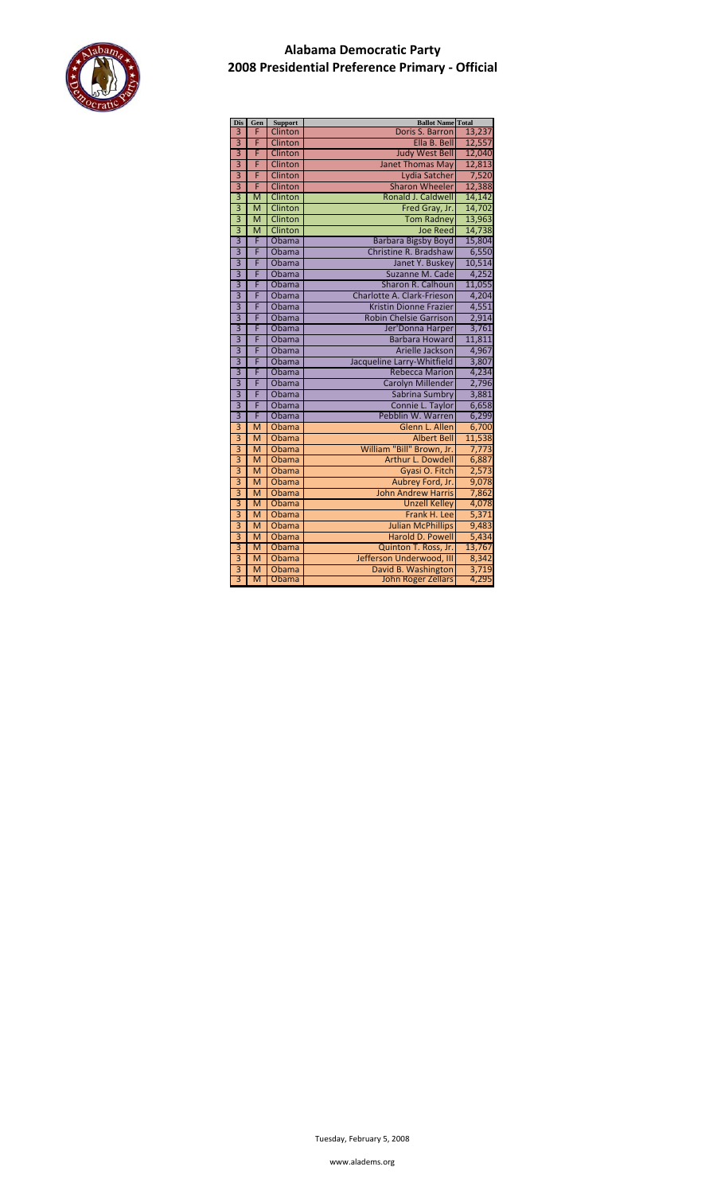# Alabama Democratic Party
## 2008 Presidential Preference Primary - Official

| Dis | Gen | Support | Ballot Name | Total |
|---|---|---|---|---|
| 3 | F | Clinton | Doris S. Barron | 13,237 |
| 3 | F | Clinton | Ella B. Bell | 12,557 |
| 3 | F | Clinton | Judy West Bell | 12,040 |
| 3 | F | Clinton | Janet Thomas May | 12,813 |
| 3 | F | Clinton | Lydia Satcher | 7,520 |
| 3 | F | Clinton | Sharon Wheeler | 12,388 |
| 3 | M | Clinton | Ronald J. Caldwell | 14,142 |
| 3 | M | Clinton | Fred Gray, Jr. | 14,702 |
| 3 | M | Clinton | Tom Radney | 13,963 |
| 3 | M | Clinton | Joe Reed | 14,738 |
| 3 | F | Obama | Barbara Bigsby Boyd | 15,804 |
| 3 | F | Obama | Christine R. Bradshaw | 6,550 |
| 3 | F | Obama | Janet Y. Buskey | 10,514 |
| 3 | F | Obama | Suzanne M. Cade | 4,252 |
| 3 | F | Obama | Sharon R. Calhoun | 11,055 |
| 3 | F | Obama | Charlotte A. Clark-Frieson | 4,204 |
| 3 | F | Obama | Kristin Dionne Frazier | 4,551 |
| 3 | F | Obama | Robin Chelsie Garrison | 2,914 |
| 3 | F | Obama | Jer'Donna Harper | 3,761 |
| 3 | F | Obama | Barbara Howard | 11,811 |
| 3 | F | Obama | Arielle Jackson | 4,967 |
| 3 | F | Obama | Jacqueline Larry-Whitfield | 3,807 |
| 3 | F | Obama | Rebecca Marion | 4,234 |
| 3 | F | Obama | Carolyn Millender | 2,796 |
| 3 | F | Obama | Sabrina Sumbry | 3,881 |
| 3 | F | Obama | Connie L. Taylor | 6,658 |
| 3 | F | Obama | Pebblin W. Warren | 6,299 |
| 3 | M | Obama | Glenn L. Allen | 6,700 |
| 3 | M | Obama | Albert Bell | 11,538 |
| 3 | M | Obama | William "Bill" Brown, Jr. | 7,773 |
| 3 | M | Obama | Arthur L. Dowdell | 6,887 |
| 3 | M | Obama | Gyasi O. Fitch | 2,573 |
| 3 | M | Obama | Aubrey Ford, Jr. | 9,078 |
| 3 | M | Obama | John Andrew Harris | 7,862 |
| 3 | M | Obama | Unzell Kelley | 4,078 |
| 3 | M | Obama | Frank H. Lee | 5,371 |
| 3 | M | Obama | Julian McPhillips | 9,483 |
| 3 | M | Obama | Harold D. Powell | 5,434 |
| 3 | M | Obama | Quinton T. Ross, Jr. | 13,767 |
| 3 | M | Obama | Jefferson Underwood, III | 8,342 |
| 3 | M | Obama | David B. Washington | 3,719 |
| 3 | M | Obama | John Roger Zellars | 4,295 |

Tuesday, February 5, 2008

www.aladems.org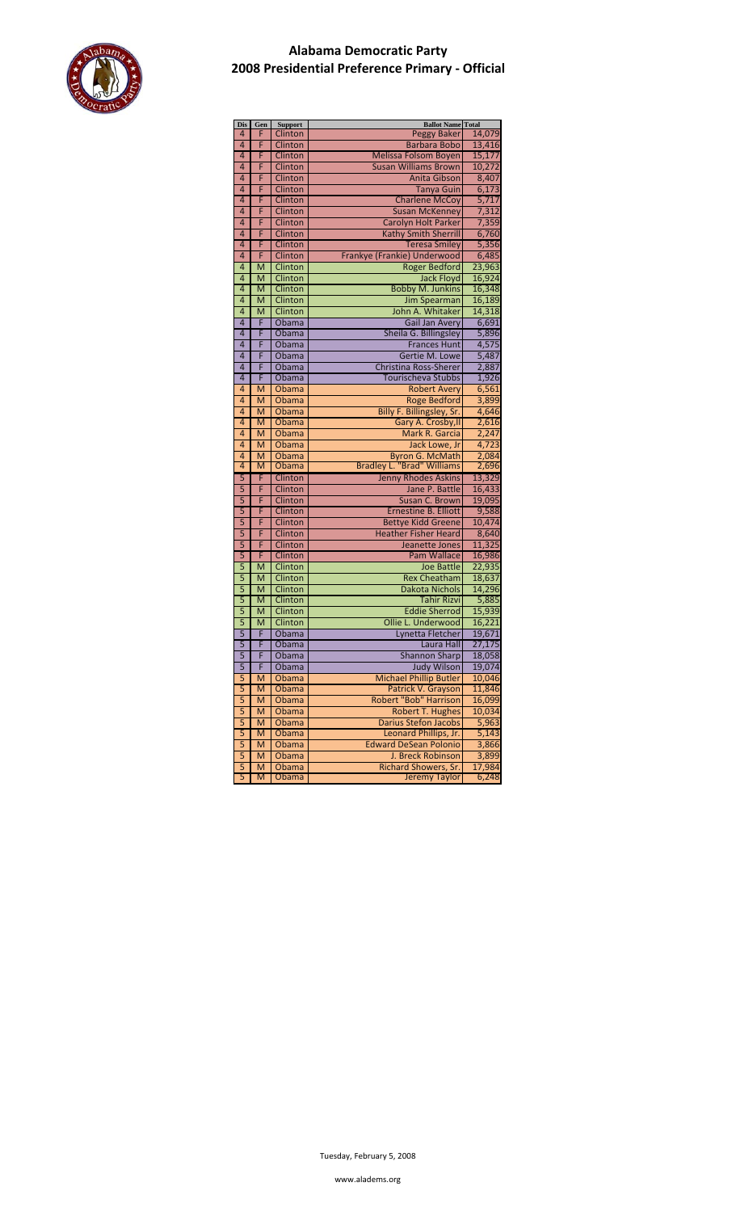# Alabama Democratic Party
## 2008 Presidential Preference Primary - Official

| Dis | Gen | Support | Ballot Name | Total |
|---|---|---|---|---|
| 4 | F | Clinton | Peggy Baker | 14,079 |
| 4 | F | Clinton | Barbara Bobo | 13,416 |
| 4 | F | Clinton | Melissa Folsom Boyen | 15,177 |
| 4 | F | Clinton | Susan Williams Brown | 10,272 |
| 4 | F | Clinton | Anita Gibson | 8,407 |
| 4 | F | Clinton | Tanya Guin | 6,173 |
| 4 | F | Clinton | Charlene McCoy | 5,717 |
| 4 | F | Clinton | Susan McKenney | 7,312 |
| 4 | F | Clinton | Carolyn Holt Parker | 7,359 |
| 4 | F | Clinton | Kathy Smith Sherrill | 6,760 |
| 4 | F | Clinton | Teresa Smiley | 5,356 |
| 4 | F | Clinton | Frankye (Frankie) Underwood | 6,485 |
| 4 | M | Clinton | Roger Bedford | 23,963 |
| 4 | M | Clinton | Jack Floyd | 16,924 |
| 4 | M | Clinton | Bobby M. Junkins | 16,348 |
| 4 | M | Clinton | Jim Spearman | 16,189 |
| 4 | M | Clinton | John A. Whitaker | 14,318 |
| 4 | F | Obama | Gail Jan Avery | 6,691 |
| 4 | F | Obama | Sheila G. Billingsley | 5,896 |
| 4 | F | Obama | Frances Hunt | 4,575 |
| 4 | F | Obama | Gertie M. Lowe | 5,487 |
| 4 | F | Obama | Christina Ross-Sherer | 2,887 |
| 4 | F | Obama | Tourischeva Stubbs | 1,926 |
| 4 | M | Obama | Robert Avery | 6,561 |
| 4 | M | Obama | Roge Bedford | 3,899 |
| 4 | M | Obama | Billy F. Billingsley, Sr. | 4,646 |
| 4 | M | Obama | Gary A. Crosby,II | 2,616 |
| 4 | M | Obama | Mark R. Garcia | 2,247 |
| 4 | M | Obama | Jack Lowe, Jr | 4,723 |
| 4 | M | Obama | Byron G. McMath | 2,084 |
| 4 | M | Obama | Bradley L. "Brad" Williams | 2,696 |
| 5 | F | Clinton | Jenny Rhodes Askins | 13,329 |
| 5 | F | Clinton | Jane P. Battle | 16,433 |
| 5 | F | Clinton | Susan C. Brown | 19,095 |
| 5 | F | Clinton | Ernestine B. Elliott | 9,588 |
| 5 | F | Clinton | Bettye Kidd Greene | 10,474 |
| 5 | F | Clinton | Heather Fisher Heard | 8,640 |
| 5 | F | Clinton | Jeanette Jones | 11,325 |
| 5 | F | Clinton | Pam Wallace | 16,986 |
| 5 | M | Clinton | Joe Battle | 22,935 |
| 5 | M | Clinton | Rex Cheatham | 18,637 |
| 5 | M | Clinton | Dakota Nichols | 14,296 |
| 5 | M | Clinton | Tahir Rizvi | 5,885 |
| 5 | M | Clinton | Eddie Sherrod | 15,939 |
| 5 | M | Clinton | Ollie L. Underwood | 16,221 |
| 5 | F | Obama | Lynetta Fletcher | 19,671 |
| 5 | F | Obama | Laura Hall | 27,175 |
| 5 | F | Obama | Shannon Sharp | 18,058 |
| 5 | F | Obama | Judy Wilson | 19,074 |
| 5 | M | Obama | Michael Phillip Butler | 10,046 |
| 5 | M | Obama | Patrick V. Grayson | 11,846 |
| 5 | M | Obama | Robert "Bob" Harrison | 16,099 |
| 5 | M | Obama | Robert T. Hughes | 10,034 |
| 5 | M | Obama | Darius Stefon Jacobs | 5,963 |
| 5 | M | Obama | Leonard Phillips, Jr. | 5,143 |
| 5 | M | Obama | Edward DeSean Polonio | 3,866 |
| 5 | M | Obama | J. Breck Robinson | 3,899 |
| 5 | M | Obama | Richard Showers, Sr. | 17,984 |
| 5 | M | Obama | Jeremy Taylor | 6,248 |

Tuesday, February 5, 2008

www.aladems.org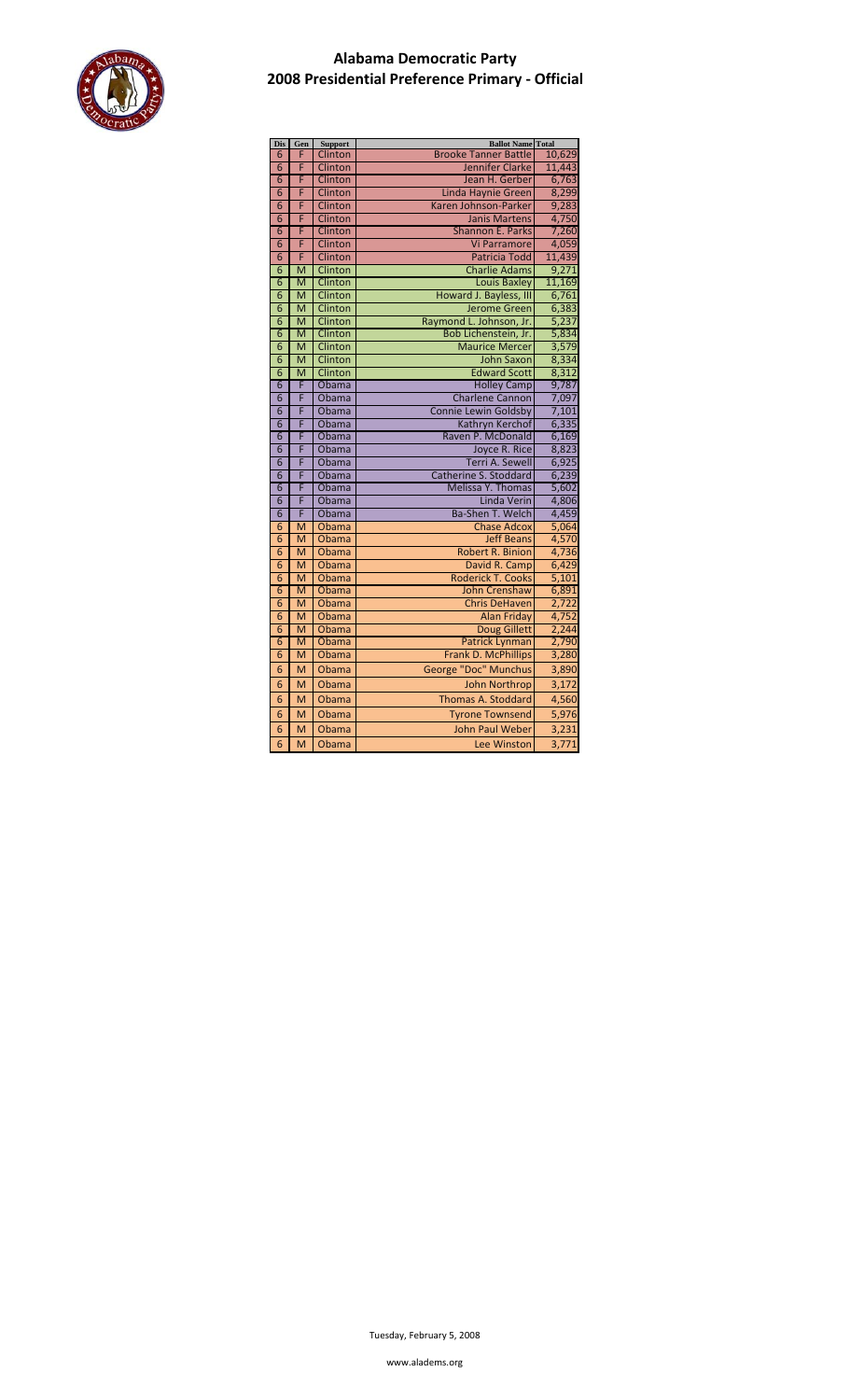# Alabama Democratic Party
## 2008 Presidential Preference Primary - Official

| Dis | Gen | Support | Ballot Name | Total |
|---|---|---|---|---|
| 6 | F | Clinton | Brooke Tanner Battle | 10,629 |
| 6 | F | Clinton | Jennifer Clarke | 11,443 |
| 6 | F | Clinton | Jean H. Gerber | 6,763 |
| 6 | F | Clinton | Linda Haynie Green | 8,299 |
| 6 | F | Clinton | Karen Johnson-Parker | 9,283 |
| 6 | F | Clinton | Janis Martens | 4,750 |
| 6 | F | Clinton | Shannon E. Parks | 7,260 |
| 6 | F | Clinton | Vi Parramore | 4,059 |
| 6 | F | Clinton | Patricia Todd | 11,439 |
| 6 | M | Clinton | Charlie Adams | 9,271 |
| 6 | M | Clinton | Louis Baxley | 11,169 |
| 6 | M | Clinton | Howard J. Bayless, III | 6,761 |
| 6 | M | Clinton | Jerome Green | 6,383 |
| 6 | M | Clinton | Raymond L. Johnson, Jr. | 5,237 |
| 6 | M | Clinton | Bob Lichenstein, Jr. | 5,834 |
| 6 | M | Clinton | Maurice Mercer | 3,579 |
| 6 | M | Clinton | John Saxon | 8,334 |
| 6 | M | Clinton | Edward Scott | 8,312 |
| 6 | F | Obama | Holley Camp | 9,787 |
| 6 | F | Obama | Charlene Cannon | 7,097 |
| 6 | F | Obama | Connie Lewin Goldsby | 7,101 |
| 6 | F | Obama | Kathryn Kerchof | 6,335 |
| 6 | F | Obama | Raven P. McDonald | 6,169 |
| 6 | F | Obama | Joyce R. Rice | 8,823 |
| 6 | F | Obama | Terri A. Sewell | 6,925 |
| 6 | F | Obama | Catherine S. Stoddard | 6,239 |
| 6 | F | Obama | Melissa Y. Thomas | 5,602 |
| 6 | F | Obama | Linda Verin | 4,806 |
| 6 | F | Obama | Ba-Shen T. Welch | 4,459 |
| 6 | M | Obama | Chase Adcox | 5,064 |
| 6 | M | Obama | Jeff Beans | 4,570 |
| 6 | M | Obama | Robert R. Binion | 4,736 |
| 6 | M | Obama | David R. Camp | 6,429 |
| 6 | M | Obama | Roderick T. Cooks | 5,101 |
| 6 | M | Obama | John Crenshaw | 6,891 |
| 6 | M | Obama | Chris DeHaven | 2,722 |
| 6 | M | Obama | Alan Friday | 4,752 |
| 6 | M | Obama | Doug Gillett | 2,244 |
| 6 | M | Obama | Patrick Lynman | 2,790 |
| 6 | M | Obama | Frank D. McPhillips | 3,280 |
| 6 | M | Obama | George "Doc" Munchus | 3,890 |
| 6 | M | Obama | John Northrop | 3,172 |
| 6 | M | Obama | Thomas A. Stoddard | 4,560 |
| 6 | M | Obama | Tyrone Townsend | 5,976 |
| 6 | M | Obama | John Paul Weber | 3,231 |
| 6 | M | Obama | Lee Winston | 3,771 |

Tuesday, February 5, 2008

www.aladems.org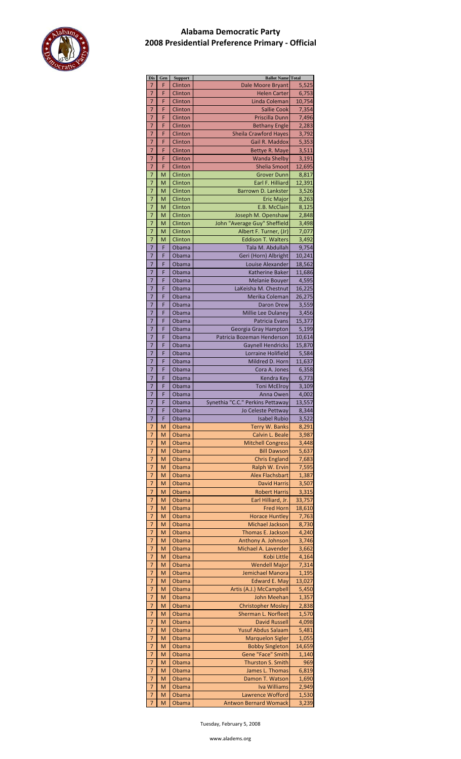# Alabama Democratic Party
## 2008 Presidential Preference Primary - Official

| Dis | Gen | Support | Ballot Name | Total |
|---|---|---|---|---|
| 7 | F | Clinton | Dale Moore Bryant | 5,525 |
| 7 | F | Clinton | Helen Carter | 6,753 |
| 7 | F | Clinton | Linda Coleman | 10,754 |
| 7 | F | Clinton | Sallie Cook | 7,354 |
| 7 | F | Clinton | Priscilla Dunn | 7,496 |
| 7 | F | Clinton | Bethany Engle | 2,283 |
| 7 | F | Clinton | Sheila Crawford Hayes | 3,792 |
| 7 | F | Clinton | Gail R. Maddox | 5,353 |
| 7 | F | Clinton | Bettye R. Maye | 3,511 |
| 7 | F | Clinton | Wanda Shelby | 3,191 |
| 7 | F | Clinton | Shelia Smoot | 12,695 |
| 7 | M | Clinton | Grover Dunn | 8,817 |
| 7 | M | Clinton | Earl F. Hilliard | 12,391 |
| 7 | M | Clinton | Barrown D. Lankster | 3,526 |
| 7 | M | Clinton | Eric Major | 8,263 |
| 7 | M | Clinton | E.B. McClain | 8,125 |
| 7 | M | Clinton | Joseph M. Openshaw | 2,848 |
| 7 | M | Clinton | John "Average Guy" Sheffield | 3,498 |
| 7 | M | Clinton | Albert F. Turner, (Jr) | 7,077 |
| 7 | M | Clinton | Eddison T. Walters | 3,492 |
| 7 | F | Obama | Tala M. Abdullah | 9,754 |
| 7 | F | Obama | Geri (Horn) Albright | 10,241 |
| 7 | F | Obama | Louise Alexander | 18,562 |
| 7 | F | Obama | Katherine Baker | 11,686 |
| 7 | F | Obama | Melanie Bouyer | 4,595 |
| 7 | F | Obama | LaKeisha M. Chestnut | 16,225 |
| 7 | F | Obama | Merika Coleman | 26,275 |
| 7 | F | Obama | Daron Drew | 3,559 |
| 7 | F | Obama | Millie Lee Dulaney | 3,456 |
| 7 | F | Obama | Patricia Evans | 15,377 |
| 7 | F | Obama | Georgia Gray Hampton | 5,199 |
| 7 | F | Obama | Patricia Bozeman Henderson | 10,614 |
| 7 | F | Obama | Gaynell Hendricks | 15,870 |
| 7 | F | Obama | Lorraine Holifield | 5,584 |
| 7 | F | Obama | Mildred D. Horn | 11,637 |
| 7 | F | Obama | Cora A. Jones | 6,358 |
| 7 | F | Obama | Kendra Key | 6,773 |
| 7 | F | Obama | Toni McElroy | 3,109 |
| 7 | F | Obama | Anna Owen | 4,002 |
| 7 | F | Obama | Synethia "C.C." Perkins Pettaway | 13,557 |
| 7 | F | Obama | Jo Celeste Pettway | 8,344 |
| 7 | F | Obama | Isabel Rubio | 3,522 |
| 7 | M | Obama | Terry W. Banks | 8,291 |
| 7 | M | Obama | Calvin L. Beale | 3,987 |
| 7 | M | Obama | Mitchell Congress | 3,448 |
| 7 | M | Obama | Bill Dawson | 5,637 |
| 7 | M | Obama | Chris England | 7,683 |
| 7 | M | Obama | Ralph W. Ervin | 7,595 |
| 7 | M | Obama | Alex Flachsbart | 1,387 |
| 7 | M | Obama | David Harris | 3,507 |
| 7 | M | Obama | Robert Harris | 3,315 |
| 7 | M | Obama | Earl Hilliard, Jr. | 33,757 |
| 7 | M | Obama | Fred Horn | 18,610 |
| 7 | M | Obama | Horace Huntley | 7,763 |
| 7 | M | Obama | Michael Jackson | 8,730 |
| 7 | M | Obama | Thomas E. Jackson | 4,240 |
| 7 | M | Obama | Anthony A. Johnson | 3,746 |
| 7 | M | Obama | Michael A. Lavender | 3,662 |
| 7 | M | Obama | Kobi Little | 4,164 |
| 7 | M | Obama | Wendell Major | 7,314 |
| 7 | M | Obama | Jemichael Manora | 1,195 |
| 7 | M | Obama | Edward E. May | 13,027 |
| 7 | M | Obama | Artis (A.J.) McCampbell | 5,450 |
| 7 | M | Obama | John Meehan | 1,357 |
| 7 | M | Obama | Christopher Mosley | 2,838 |
| 7 | M | Obama | Sherman L. Norfleet | 1,570 |
| 7 | M | Obama | David Russell | 4,098 |
| 7 | M | Obama | Yusuf Abdus Salaam | 5,481 |
| 7 | M | Obama | Marquelon Sigler | 1,055 |
| 7 | M | Obama | Bobby Singleton | 14,659 |
| 7 | M | Obama | Gene "Face" Smith | 1,140 |
| 7 | M | Obama | Thurston S. Smith | 969 |
| 7 | M | Obama | James L. Thomas | 6,819 |
| 7 | M | Obama | Damon T. Watson | 1,690 |
| 7 | M | Obama | Iva Williams | 2,949 |
| 7 | M | Obama | Lawrence Wofford | 1,530 |
| 7 | M | Obama | Antwon Bernard Womack | 3,239 |

Tuesday, February 5, 2008

www.aladems.org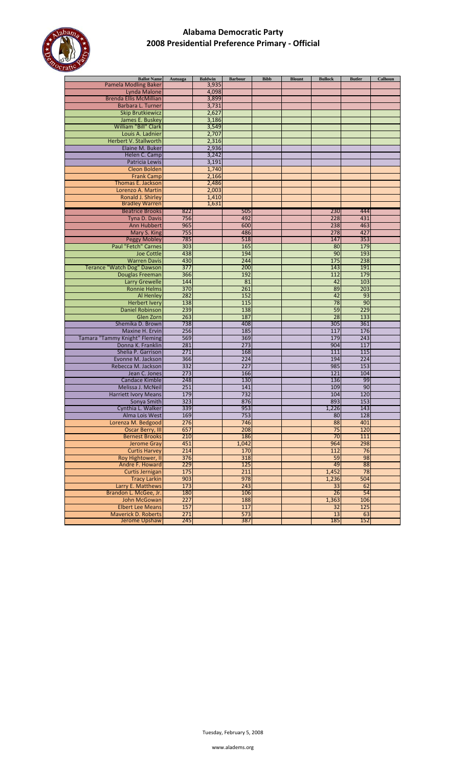# Alabama Democratic Party
## 2008 Presidential Preference Primary - Official

| Ballot Name | Autuaga | Baldwin | Barbour | Bibb | Blount | Bullock | Butler | Calhoun |
|---|---|---|---|---|---|---|---|---|
| Pamela Modling Baker | | 3,935 | | | | | | |
| Lynda Malone | | 4,098 | | | | | | |
| Brenda Ellis McMillian | | 3,899 | | | | | | |
| Barbara L. Turner | | 3,731 | | | | | | |
| Skip Brutkiewicz | | 2,627 | | | | | | |
| James E. Buskey | | 3,186 | | | | | | |
| William "Bill" Clark | | 3,549 | | | | | | |
| Louis A. Ladnier | | 2,707 | | | | | | |
| Herbert V. Stallworth | | 2,316 | | | | | | |
| Elaine M. Buker | | 2,936 | | | | | | |
| Helen C. Camp | | 3,242 | | | | | | |
| Patricia Lewis | | 3,191 | | | | | | |
| Cleon Bolden | | 1,740 | | | | | | |
| Frank Camp | | 2,166 | | | | | | |
| Thomas E. Jackson | | 2,486 | | | | | | |
| Lorenzo A. Martin | | 2,003 | | | | | | |
| Ronald J. Shirley | | 1,410 | | | | | | |
| Bradley Warren | | 1,631 | | | | | | |
| Beatrice Brooks | 822 | | 505 | | | 230 | 444 | |
| Tyna D. Davis | 756 | | 492 | | | 228 | 431 | |
| Ann Hubbert | 965 | | 600 | | | 238 | 463 | |
| Mary S. King | 755 | | 486 | | | 278 | 427 | |
| Peggy Mobley | 785 | | 518 | | | 147 | 353 | |
| Paul "Fetch" Carnes | 303 | | 165 | | | 80 | 179 | |
| Joe Cottle | 438 | | 194 | | | 90 | 193 | |
| Warren Davis | 430 | | 244 | | | 175 | 238 | |
| Terance "Watch Dog" Dawson | 377 | | 200 | | | 143 | 191 | |
| Douglas Freeman | 366 | | 192 | | | 112 | 179 | |
| Larry Grewelle | 144 | | 81 | | | 42 | 103 | |
| Ronnie Helms | 370 | | 261 | | | 89 | 203 | |
| Al Henley | 282 | | 152 | | | 42 | 93 | |
| Herbert Ivery | 138 | | 115 | | | 78 | 90 | |
| Daniel Robinson | 239 | | 138 | | | 59 | 229 | |
| Glen Zorn | 263 | | 187 | | | 28 | 133 | |
| Shemika D. Brown | 738 | | 408 | | | 305 | 361 | |
| Maxine H. Ervin | 256 | | 185 | | | 117 | 176 | |
| Tamara "Tammy Knight" Fleming | 569 | | 369 | | | 179 | 243 | |
| Donna K. Franklin | 281 | | 273 | | | 904 | 117 | |
| Shelia P. Garrison | 271 | | 168 | | | 111 | 115 | |
| Evonne M. Jackson | 366 | | 224 | | | 194 | 224 | |
| Rebecca M. Jackson | 332 | | 227 | | | 985 | 153 | |
| Jean C. Jones | 273 | | 166 | | | 121 | 104 | |
| Candace Kimble | 248 | | 130 | | | 136 | 99 | |
| Melissa J. McNeil | 251 | | 141 | | | 109 | 90 | |
| Harriett Ivory Means | 179 | | 732 | | | 104 | 120 | |
| Sonya Smith | 323 | | 876 | | | 893 | 153 | |
| Cynthia L. Walker | 339 | | 953 | | | 1,226 | 143 | |
| Alma Lois West | 169 | | 753 | | | 80 | 128 | |
| Lorenza M. Bedgood | 276 | | 746 | | | 88 | 401 | |
| Oscar Berry, III | 657 | | 208 | | | 75 | 120 | |
| Bernest Brooks | 210 | | 186 | | | 70 | 111 | |
| Jerome Gray | 451 | | 1,042 | | | 964 | 298 | |
| Curtis Harvey | 214 | | 170 | | | 112 | 76 | |
| Roy Hightower, II | 376 | | 318 | | | 59 | 98 | |
| Andre F. Howard | 229 | | 125 | | | 49 | 88 | |
| Curtis Jernigan | 175 | | 211 | | | 1,452 | 78 | |
| Tracy Larkin | 903 | | 978 | | | 1,236 | 504 | |
| Larry E. Matthews | 173 | | 243 | | | 33 | 62 | |
| Brandon L. McGee, Jr. | 180 | | 106 | | | 26 | 54 | |
| John McGowan | 227 | | 188 | | | 1,363 | 106 | |
| Elbert Lee Means | 157 | | 117 | | | 32 | 125 | |
| Maverick D. Roberts | 271 | | 573 | | | 13 | 63 | |
| Jerome Upshaw | 245 | | 387 | | | 185 | 152 | |

Tuesday, February 5, 2008

www.aladems.org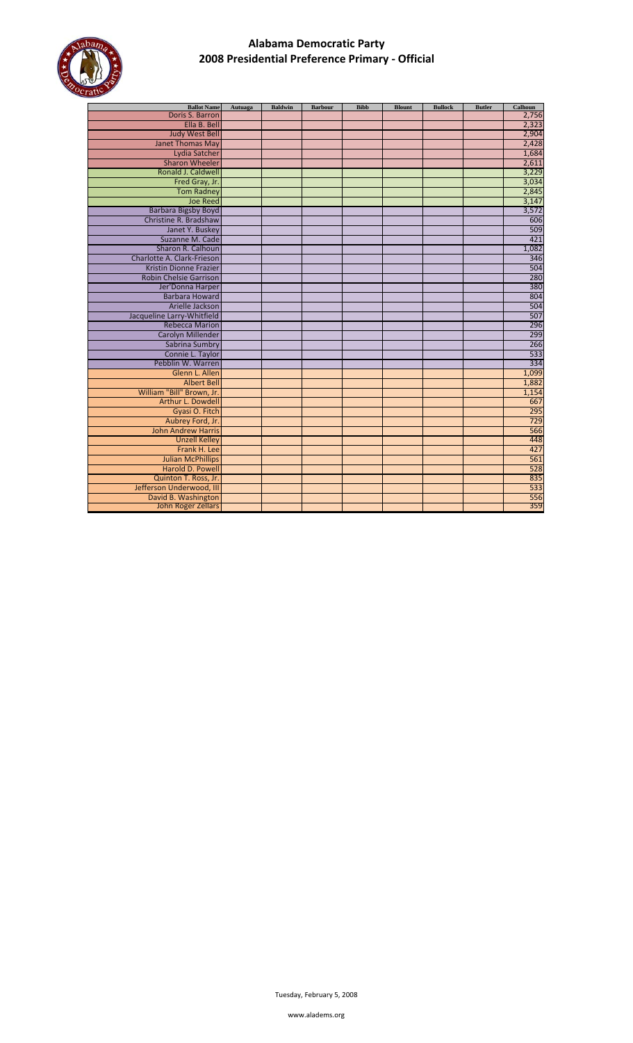# Alabama Democratic Party
## 2008 Presidential Preference Primary - Official

| Ballot Name | Autuaga | Baldwin | Barbour | Bibb | Blount | Bullock | Butler | Calhoun |
|---|---|---|---|---|---|---|---|---|
| Doris S. Barron | | | | | | | | 2,756 |
| Ella B. Bell | | | | | | | | 2,323 |
| Judy West Bell | | | | | | | | 2,904 |
| Janet Thomas May | | | | | | | | 2,428 |
| Lydia Satcher | | | | | | | | 1,684 |
| Sharon Wheeler | | | | | | | | 2,611 |
| Ronald J. Caldwell | | | | | | | | 3,229 |
| Fred Gray, Jr. | | | | | | | | 3,034 |
| Tom Radney | | | | | | | | 2,845 |
| Joe Reed | | | | | | | | 3,147 |
| Barbara Bigsby Boyd | | | | | | | | 3,572 |
| Christine R. Bradshaw | | | | | | | | 606 |
| Janet Y. Buskey | | | | | | | | 509 |
| Suzanne M. Cade | | | | | | | | 421 |
| Sharon R. Calhoun | | | | | | | | 1,082 |
| Charlotte A. Clark-Frieson | | | | | | | | 346 |
| Kristin Dionne Frazier | | | | | | | | 504 |
| Robin Chelsie Garrison | | | | | | | | 280 |
| Jer'Donna Harper | | | | | | | | 380 |
| Barbara Howard | | | | | | | | 804 |
| Arielle Jackson | | | | | | | | 504 |
| Jacqueline Larry-Whitfield | | | | | | | | 507 |
| Rebecca Marion | | | | | | | | 296 |
| Carolyn Millender | | | | | | | | 299 |
| Sabrina Sumbry | | | | | | | | 266 |
| Connie L. Taylor | | | | | | | | 533 |
| Pebblin W. Warren | | | | | | | | 334 |
| Glenn L. Allen | | | | | | | | 1,099 |
| Albert Bell | | | | | | | | 1,882 |
| William "Bill" Brown, Jr. | | | | | | | | 1,154 |
| Arthur L. Dowdell | | | | | | | | 667 |
| Gyasi O. Fitch | | | | | | | | 295 |
| Aubrey Ford, Jr. | | | | | | | | 729 |
| John Andrew Harris | | | | | | | | 566 |
| Unzell Kelley | | | | | | | | 448 |
| Frank H. Lee | | | | | | | | 427 |
| Julian McPhillips | | | | | | | | 561 |
| Harold D. Powell | | | | | | | | 528 |
| Quinton T. Ross, Jr. | | | | | | | | 835 |
| Jefferson Underwood, III | | | | | | | | 533 |
| David B. Washington | | | | | | | | 556 |
| John Roger Zellars | | | | | | | | 359 |

Tuesday, February 5, 2008

www.aladems.org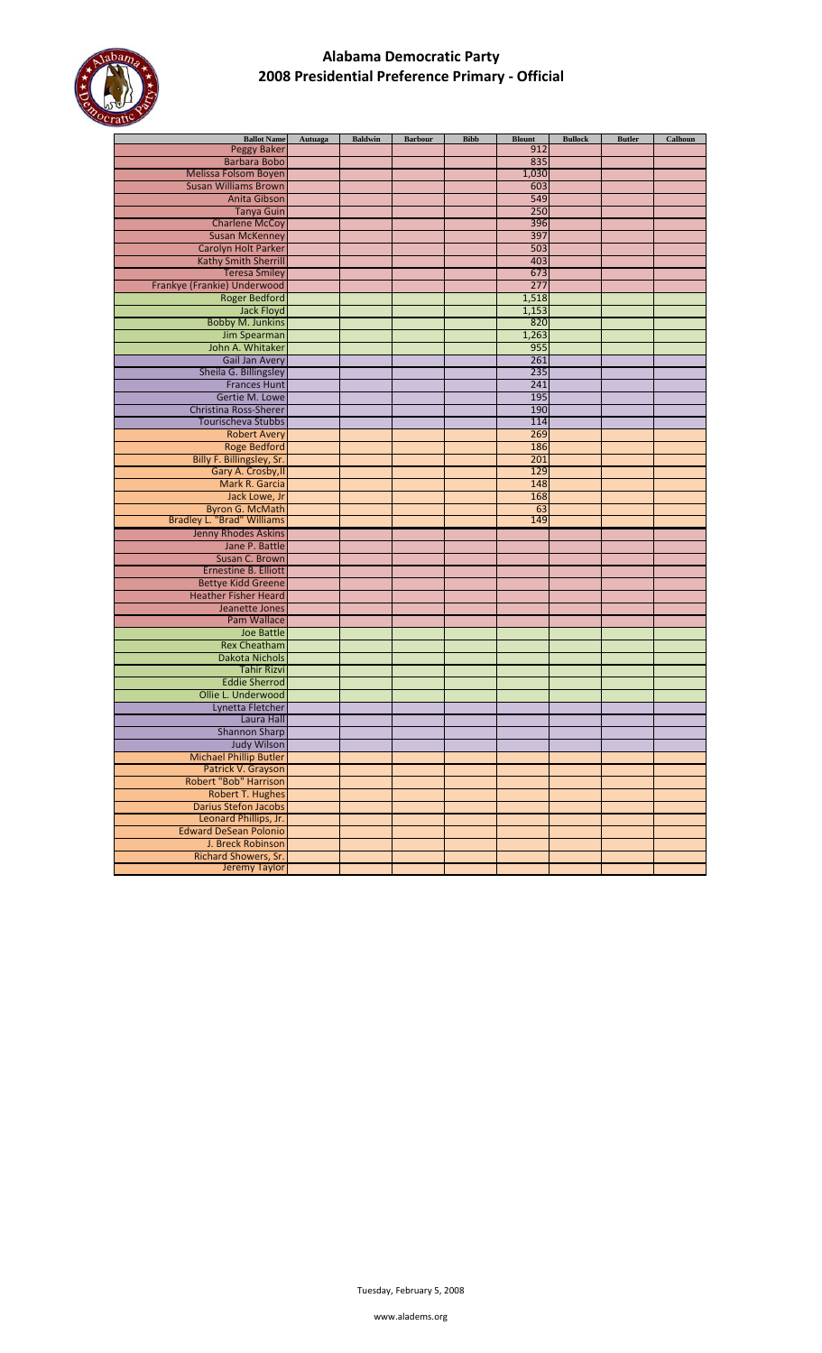# Alabama Democratic Party
## 2008 Presidential Preference Primary - Official

| Ballot Name | Autuaga | Baldwin | Barbour | Bibb | Blount | Bullock | Butler | Calhoun |
|---|---|---|---|---|---|---|---|---|
| Peggy Baker | | | | | 912 | | | |
| Barbara Bobo | | | | | 835 | | | |
| Melissa Folsom Boyen | | | | | 1,030 | | | |
| Susan Williams Brown | | | | | 603 | | | |
| Anita Gibson | | | | | 549 | | | |
| Tanya Guin | | | | | 250 | | | |
| Charlene McCoy | | | | | 396 | | | |
| Susan McKenney | | | | | 397 | | | |
| Carolyn Holt Parker | | | | | 503 | | | |
| Kathy Smith Sherrill | | | | | 403 | | | |
| Teresa Smiley | | | | | 673 | | | |
| Frankye (Frankie) Underwood | | | | | 277 | | | |
| Roger Bedford | | | | | 1,518 | | | |
| Jack Floyd | | | | | 1,153 | | | |
| Bobby M. Junkins | | | | | 820 | | | |
| Jim Spearman | | | | | 1,263 | | | |
| John A. Whitaker | | | | | 955 | | | |
| Gail Jan Avery | | | | | 261 | | | |
| Sheila G. Billingsley | | | | | 235 | | | |
| Frances Hunt | | | | | 241 | | | |
| Gertie M. Lowe | | | | | 195 | | | |
| Christina Ross-Sherer | | | | | 190 | | | |
| Tourischeva Stubbs | | | | | 114 | | | |
| Robert Avery | | | | | 269 | | | |
| Roge Bedford | | | | | 186 | | | |
| Billy F. Billingsley, Sr. | | | | | 201 | | | |
| Gary A. Crosby,II | | | | | 129 | | | |
| Mark R. Garcia | | | | | 148 | | | |
| Jack Lowe, Jr | | | | | 168 | | | |
| Byron G. McMath | | | | | 63 | | | |
| Bradley L. "Brad" Williams | | | | | 149 | | | |
| Jenny Rhodes Askins | | | | | | | | |
| Jane P. Battle | | | | | | | | |
| Susan C. Brown | | | | | | | | |
| Ernestine B. Elliott | | | | | | | | |
| Bettye Kidd Greene | | | | | | | | |
| Heather Fisher Heard | | | | | | | | |
| Jeanette Jones | | | | | | | | |
| Pam Wallace | | | | | | | | |
| Joe Battle | | | | | | | | |
| Rex Cheatham | | | | | | | | |
| Dakota Nichols | | | | | | | | |
| Tahir Rizvi | | | | | | | | |
| Eddie Sherrod | | | | | | | | |
| Ollie L. Underwood | | | | | | | | |
| Lynetta Fletcher | | | | | | | | |
| Laura Hall | | | | | | | | |
| Shannon Sharp | | | | | | | | |
| Judy Wilson | | | | | | | | |
| Michael Phillip Butler | | | | | | | | |
| Patrick V. Grayson | | | | | | | | |
| Robert "Bob" Harrison | | | | | | | | |
| Robert T. Hughes | | | | | | | | |
| Darius Stefon Jacobs | | | | | | | | |
| Leonard Phillips, Jr. | | | | | | | | |
| Edward DeSean Polonio | | | | | | | | |
| J. Breck Robinson | | | | | | | | |
| Richard Showers, Sr. | | | | | | | | |
| Jeremy Taylor | | | | | | | | |

Tuesday, February 5, 2008

www.aladems.org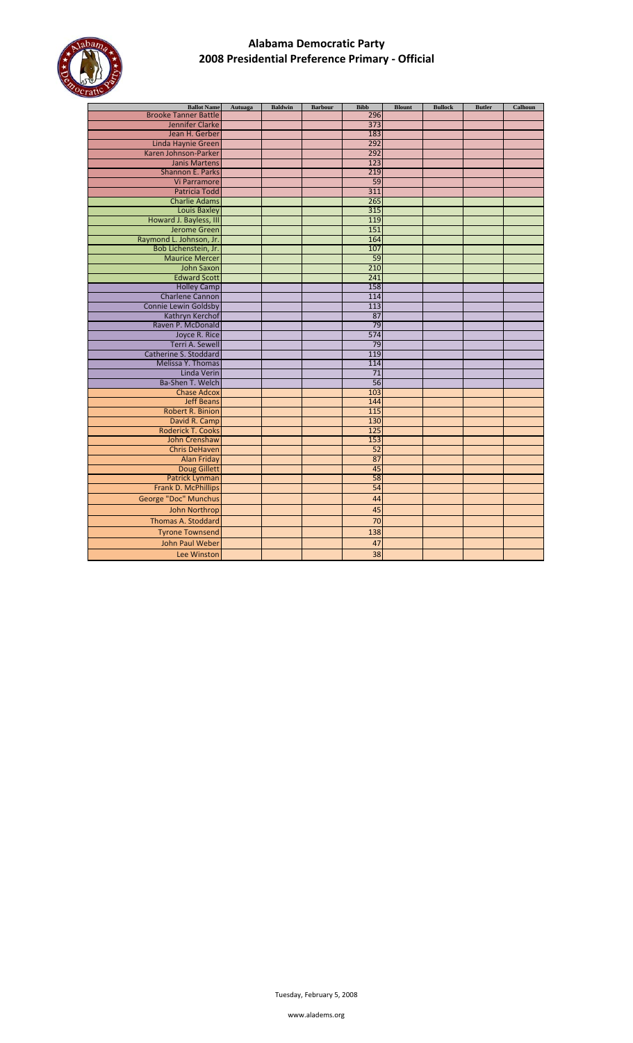# Alabama Democratic Party
## 2008 Presidential Preference Primary - Official

| Ballot Name | Autuaga | Baldwin | Barbour | Bibb | Blount | Bullock | Butler | Calhoun |
|---|---|---|---|---|---|---|---|---|
| Brooke Tanner Battle | | | | 296 | | | | |
| Jennifer Clarke | | | | 373 | | | | |
| Jean H. Gerber | | | | 183 | | | | |
| Linda Haynie Green | | | | 292 | | | | |
| Karen Johnson-Parker | | | | 292 | | | | |
| Janis Martens | | | | 123 | | | | |
| Shannon E. Parks | | | | 219 | | | | |
| Vi Parramore | | | | 59 | | | | |
| Patricia Todd | | | | 311 | | | | |
| Charlie Adams | | | | 265 | | | | |
| Louis Baxley | | | | 315 | | | | |
| Howard J. Bayless, III | | | | 119 | | | | |
| Jerome Green | | | | 151 | | | | |
| Raymond L. Johnson, Jr. | | | | 164 | | | | |
| Bob Lichenstein, Jr. | | | | 107 | | | | |
| Maurice Mercer | | | | 59 | | | | |
| John Saxon | | | | 210 | | | | |
| Edward Scott | | | | 241 | | | | |
| Holley Camp | | | | 158 | | | | |
| Charlene Cannon | | | | 114 | | | | |
| Connie Lewin Goldsby | | | | 113 | | | | |
| Kathryn Kerchof | | | | 87 | | | | |
| Raven P. McDonald | | | | 79 | | | | |
| Joyce R. Rice | | | | 574 | | | | |
| Terri A. Sewell | | | | 79 | | | | |
| Catherine S. Stoddard | | | | 119 | | | | |
| Melissa Y. Thomas | | | | 114 | | | | |
| Linda Verin | | | | 71 | | | | |
| Ba-Shen T. Welch | | | | 56 | | | | |
| Chase Adcox | | | | 103 | | | | |
| Jeff Beans | | | | 144 | | | | |
| Robert R. Binion | | | | 115 | | | | |
| David R. Camp | | | | 130 | | | | |
| Roderick T. Cooks | | | | 125 | | | | |
| John Crenshaw | | | | 153 | | | | |
| Chris DeHaven | | | | 52 | | | | |
| Alan Friday | | | | 87 | | | | |
| Doug Gillett | | | | 45 | | | | |
| Patrick Lynman | | | | 58 | | | | |
| Frank D. McPhillips | | | | 54 | | | | |
| George "Doc" Munchus | | | | 44 | | | | |
| John Northrop | | | | 45 | | | | |
| Thomas A. Stoddard | | | | 70 | | | | |
| Tyrone Townsend | | | | 138 | | | | |
| John Paul Weber | | | | 47 | | | | |
| Lee Winston | | | | 38 | | | | |

Tuesday, February 5, 2008

www.aladems.org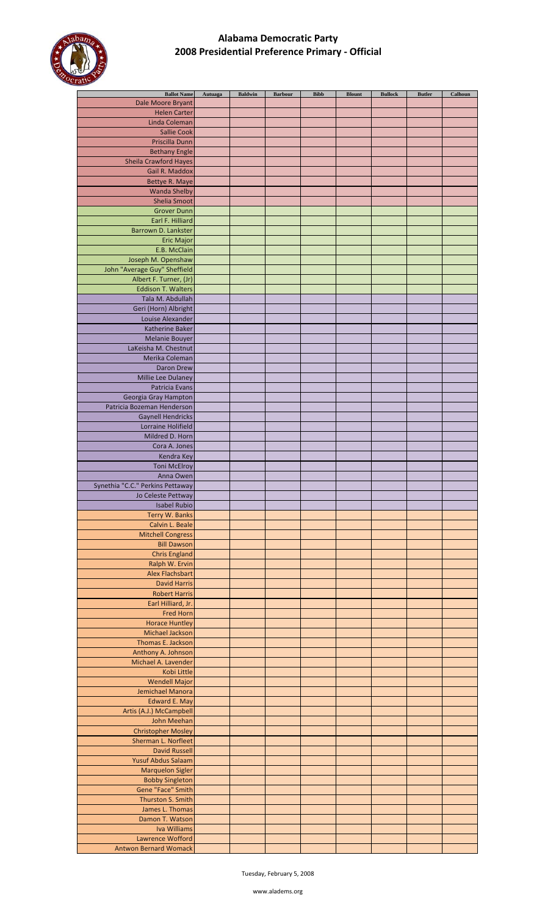# Alabama Democratic Party
## 2008 Presidential Preference Primary - Official

| Ballot Name | Autuaga | Baldwin | Barbour | Bibb | Blount | Bullock | Butler | Calhoun |
|---|---|---|---|---|---|---|---|---|
| Dale Moore Bryant | | | | | | | | |
| Helen Carter | | | | | | | | |
| Linda Coleman | | | | | | | | |
| Sallie Cook | | | | | | | | |
| Priscilla Dunn | | | | | | | | |
| Bethany Engle | | | | | | | | |
| Sheila Crawford Hayes | | | | | | | | |
| Gail R. Maddox | | | | | | | | |
| Bettye R. Maye | | | | | | | | |
| Wanda Shelby | | | | | | | | |
| Shelia Smoot | | | | | | | | |
| Grover Dunn | | | | | | | | |
| Earl F. Hilliard | | | | | | | | |
| Barrown D. Lankster | | | | | | | | |
| Eric Major | | | | | | | | |
| E.B. McClain | | | | | | | | |
| Joseph M. Openshaw | | | | | | | | |
| John "Average Guy" Sheffield | | | | | | | | |
| Albert F. Turner, (Jr) | | | | | | | | |
| Eddison T. Walters | | | | | | | | |
| Tala M. Abdullah | | | | | | | | |
| Geri (Horn) Albright | | | | | | | | |
| Louise Alexander | | | | | | | | |
| Katherine Baker | | | | | | | | |
| Melanie Bouyer | | | | | | | | |
| LaKeisha M. Chestnut | | | | | | | | |
| Merika Coleman | | | | | | | | |
| Daron Drew | | | | | | | | |
| Millie Lee Dulaney | | | | | | | | |
| Patricia Evans | | | | | | | | |
| Georgia Gray Hampton | | | | | | | | |
| Patricia Bozeman Henderson | | | | | | | | |
| Gaynell Hendricks | | | | | | | | |
| Lorraine Holifield | | | | | | | | |
| Mildred D. Horn | | | | | | | | |
| Cora A. Jones | | | | | | | | |
| Kendra Key | | | | | | | | |
| Toni McElroy | | | | | | | | |
| Anna Owen | | | | | | | | |
| Synethia "C.C." Perkins Pettaway | | | | | | | | |
| Jo Celeste Pettway | | | | | | | | |
| Isabel Rubio | | | | | | | | |
| Terry W. Banks | | | | | | | | |
| Calvin L. Beale | | | | | | | | |
| Mitchell Congress | | | | | | | | |
| Bill Dawson | | | | | | | | |
| Chris England | | | | | | | | |
| Ralph W. Ervin | | | | | | | | |
| Alex Flachsbart | | | | | | | | |
| David Harris | | | | | | | | |
| Robert Harris | | | | | | | | |
| Earl Hilliard, Jr. | | | | | | | | |
| Fred Horn | | | | | | | | |
| Horace Huntley | | | | | | | | |
| Michael Jackson | | | | | | | | |
| Thomas E. Jackson | | | | | | | | |
| Anthony A. Johnson | | | | | | | | |
| Michael A. Lavender | | | | | | | | |
| Kobi Little | | | | | | | | |
| Wendell Major | | | | | | | | |
| Jemichael Manora | | | | | | | | |
| Edward E. May | | | | | | | | |
| Artis (A.J.) McCampbell | | | | | | | | |
| John Meehan | | | | | | | | |
| Christopher Mosley | | | | | | | | |
| Sherman L. Norfleet | | | | | | | | |
| David Russell | | | | | | | | |
| Yusuf Abdus Salaam | | | | | | | | |
| Marquelon Sigler | | | | | | | | |
| Bobby Singleton | | | | | | | | |
| Gene "Face" Smith | | | | | | | | |
| Thurston S. Smith | | | | | | | | |
| James L. Thomas | | | | | | | | |
| Damon T. Watson | | | | | | | | |
| Iva Williams | | | | | | | | |
| Lawrence Wofford | | | | | | | | |
| Antwon Bernard Womack | | | | | | | | |

Tuesday, February 5, 2008

www.aladems.org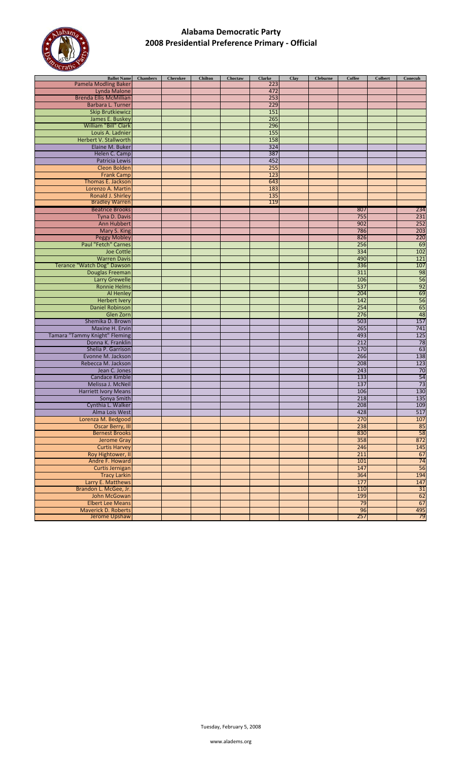# Alabama Democratic Party
## 2008 Presidential Preference Primary - Official

| Ballot Name | Chambers | Cherokee | Chilton | Choctaw | Clarke | Clay | Cleburne | Coffee | Colbert | Conecuh |
|---|---|---|---|---|---|---|---|---|---|---|
| Pamela Modling Baker | | | | | 223 | | | | | |
| Lynda Malone | | | | | 472 | | | | | |
| Brenda Ellis McMillian | | | | | 253 | | | | | |
| Barbara L. Turner | | | | | 229 | | | | | |
| Skip Brutkiewicz | | | | | 151 | | | | | |
| James E. Buskey | | | | | 265 | | | | | |
| William "Bill" Clark | | | | | 296 | | | | | |
| Louis A. Ladnier | | | | | 155 | | | | | |
| Herbert V. Stallworth | | | | | 158 | | | | | |
| Elaine M. Buker | | | | | 324 | | | | | |
| Helen C. Camp | | | | | 387 | | | | | |
| Patricia Lewis | | | | | 452 | | | | | |
| Cleon Bolden | | | | | 255 | | | | | |
| Frank Camp | | | | | 123 | | | | | |
| Thomas E. Jackson | | | | | 643 | | | | | |
| Lorenzo A. Martin | | | | | 183 | | | | | |
| Ronald J. Shirley | | | | | 135 | | | | | |
| Bradley Warren | | | | | 119 | | | | | |
| Beatrice Brooks | | | | | | | | 807 | | 234 |
| Tyna D. Davis | | | | | | | | 755 | | 231 |
| Ann Hubbert | | | | | | | | 902 | | 252 |
| Mary S. King | | | | | | | | 786 | | 203 |
| Peggy Mobley | | | | | | | | 826 | | 220 |
| Paul "Fetch" Carnes | | | | | | | | 256 | | 69 |
| Joe Cottle | | | | | | | | 334 | | 102 |
| Warren Davis | | | | | | | | 490 | | 121 |
| Terance "Watch Dog" Dawson | | | | | | | | 336 | | 107 |
| Douglas Freeman | | | | | | | | 311 | | 98 |
| Larry Grewelle | | | | | | | | 106 | | 56 |
| Ronnie Helms | | | | | | | | 537 | | 92 |
| Al Henley | | | | | | | | 204 | | 69 |
| Herbert Ivery | | | | | | | | 142 | | 56 |
| Daniel Robinson | | | | | | | | 254 | | 65 |
| Glen Zorn | | | | | | | | 276 | | 48 |
| Shemika D. Brown | | | | | | | | 503 | | 157 |
| Maxine H. Ervin | | | | | | | | 265 | | 741 |
| Tamara "Tammy Knight" Fleming | | | | | | | | 493 | | 125 |
| Donna K. Franklin | | | | | | | | 212 | | 78 |
| Shelia P. Garrison | | | | | | | | 170 | | 63 |
| Evonne M. Jackson | | | | | | | | 266 | | 138 |
| Rebecca M. Jackson | | | | | | | | 208 | | 123 |
| Jean C. Jones | | | | | | | | 243 | | 70 |
| Candace Kimble | | | | | | | | 133 | | 54 |
| Melissa J. McNeil | | | | | | | | 137 | | 73 |
| Harriett Ivory Means | | | | | | | | 106 | | 130 |
| Sonya Smith | | | | | | | | 218 | | 135 |
| Cynthia L. Walker | | | | | | | | 208 | | 109 |
| Alma Lois West | | | | | | | | 428 | | 517 |
| Lorenza M. Bedgood | | | | | | | | 270 | | 107 |
| Oscar Berry, III | | | | | | | | 238 | | 85 |
| Bernest Brooks | | | | | | | | 830 | | 58 |
| Jerome Gray | | | | | | | | 358 | | 872 |
| Curtis Harvey | | | | | | | | 246 | | 145 |
| Roy Hightower, II | | | | | | | | 211 | | 67 |
| Andre F. Howard | | | | | | | | 101 | | 74 |
| Curtis Jernigan | | | | | | | | 147 | | 56 |
| Tracy Larkin | | | | | | | | 364 | | 194 |
| Larry E. Matthews | | | | | | | | 177 | | 147 |
| Brandon L. McGee, Jr. | | | | | | | | 110 | | 31 |
| John McGowan | | | | | | | | 199 | | 62 |
| Elbert Lee Means | | | | | | | | 79 | | 67 |
| Maverick D. Roberts | | | | | | | | 96 | | 495 |
| Jerome Upshaw | | | | | | | | 257 | | 79 |

Tuesday, February 5, 2008

www.aladems.org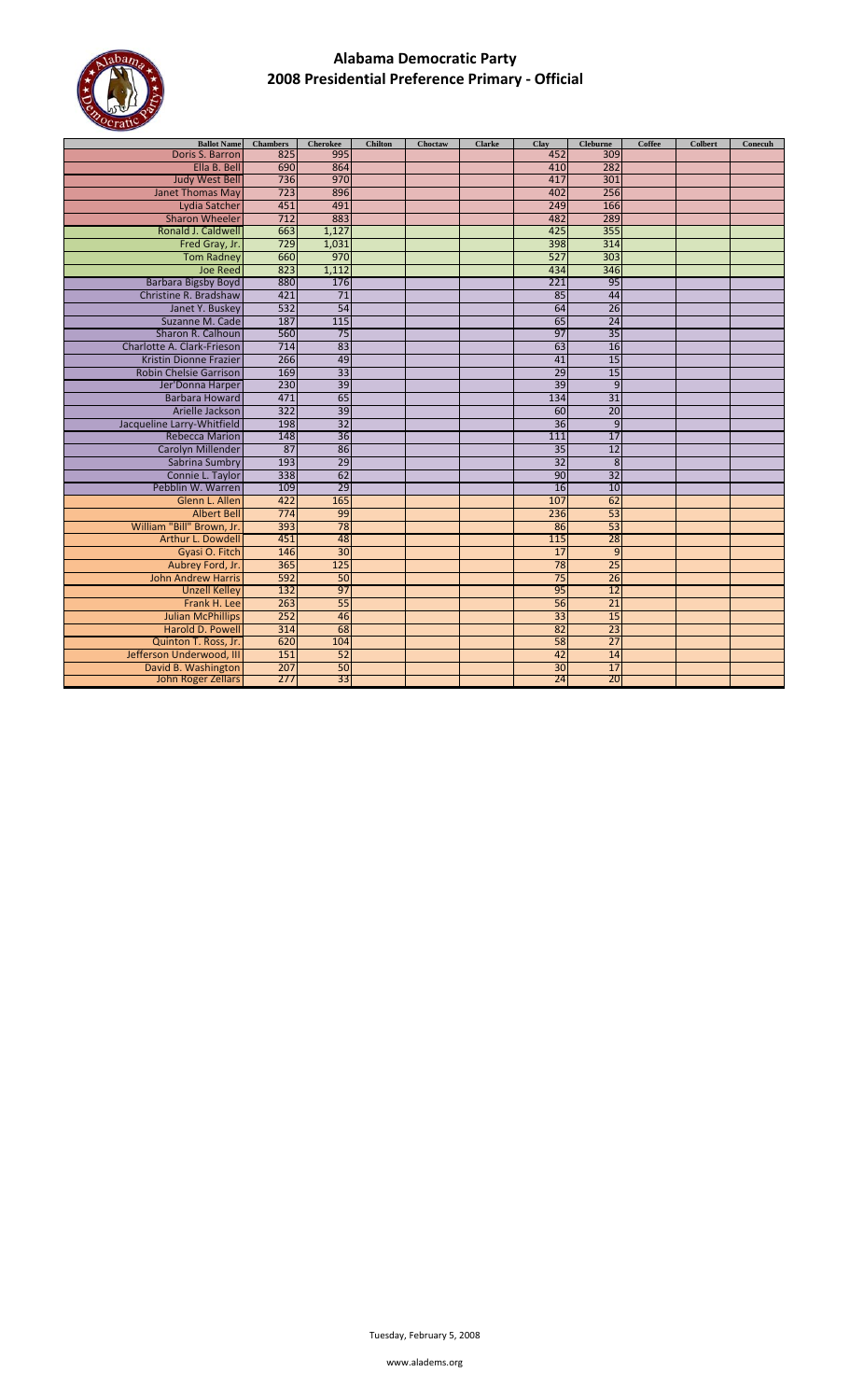# Alabama Democratic Party
## 2008 Presidential Preference Primary - Official

| Ballot Name | Chambers | Cherokee | Chilton | Choctaw | Clarke | Clay | Cleburne | Coffee | Colbert | Conecuh |
|---|---|---|---|---|---|---|---|---|---|---|
| Doris S. Barron | 825 | 995 | | | | 452 | 309 | | | |
| Ella B. Bell | 690 | 864 | | | | 410 | 282 | | | |
| Judy West Bell | 736 | 970 | | | | 417 | 301 | | | |
| Janet Thomas May | 723 | 896 | | | | 402 | 256 | | | |
| Lydia Satcher | 451 | 491 | | | | 249 | 166 | | | |
| Sharon Wheeler | 712 | 883 | | | | 482 | 289 | | | |
| Ronald J. Caldwell | 663 | 1,127 | | | | 425 | 355 | | | |
| Fred Gray, Jr. | 729 | 1,031 | | | | 398 | 314 | | | |
| Tom Radney | 660 | 970 | | | | 527 | 303 | | | |
| Joe Reed | 823 | 1,112 | | | | 434 | 346 | | | |
| Barbara Bigsby Boyd | 880 | 176 | | | | 221 | 95 | | | |
| Christine R. Bradshaw | 421 | 71 | | | | 85 | 44 | | | |
| Janet Y. Buskey | 532 | 54 | | | | 64 | 26 | | | |
| Suzanne M. Cade | 187 | 115 | | | | 65 | 24 | | | |
| Sharon R. Calhoun | 560 | 75 | | | | 97 | 35 | | | |
| Charlotte A. Clark-Frieson | 714 | 83 | | | | 63 | 16 | | | |
| Kristin Dionne Frazier | 266 | 49 | | | | 41 | 15 | | | |
| Robin Chelsie Garrison | 169 | 33 | | | | 29 | 15 | | | |
| Jer'Donna Harper | 230 | 39 | | | | 39 | 9 | | | |
| Barbara Howard | 471 | 65 | | | | 134 | 31 | | | |
| Arielle Jackson | 322 | 39 | | | | 60 | 20 | | | |
| Jacqueline Larry-Whitfield | 198 | 32 | | | | 36 | 9 | | | |
| Rebecca Marion | 148 | 36 | | | | 111 | 17 | | | |
| Carolyn Millender | 87 | 86 | | | | 35 | 12 | | | |
| Sabrina Sumbry | 193 | 29 | | | | 32 | 8 | | | |
| Connie L. Taylor | 338 | 62 | | | | 90 | 32 | | | |
| Pebblin W. Warren | 109 | 29 | | | | 16 | 10 | | | |
| Glenn L. Allen | 422 | 165 | | | | 107 | 62 | | | |
| Albert Bell | 774 | 99 | | | | 236 | 53 | | | |
| William "Bill" Brown, Jr. | 393 | 78 | | | | 86 | 53 | | | |
| Arthur L. Dowdell | 451 | 48 | | | | 115 | 28 | | | |
| Gyasi O. Fitch | 146 | 30 | | | | 17 | 9 | | | |
| Aubrey Ford, Jr. | 365 | 125 | | | | 78 | 25 | | | |
| John Andrew Harris | 592 | 50 | | | | 75 | 26 | | | |
| Unzell Kelley | 132 | 97 | | | | 95 | 12 | | | |
| Frank H. Lee | 263 | 55 | | | | 56 | 21 | | | |
| Julian McPhillips | 252 | 46 | | | | 33 | 15 | | | |
| Harold D. Powell | 314 | 68 | | | | 82 | 23 | | | |
| Quinton T. Ross, Jr. | 620 | 104 | | | | 58 | 27 | | | |
| Jefferson Underwood, III | 151 | 52 | | | | 42 | 14 | | | |
| David B. Washington | 207 | 50 | | | | 30 | 17 | | | |
| John Roger Zellars | 277 | 33 | | | | 24 | 20 | | | |

Tuesday, February 5, 2008

www.aladems.org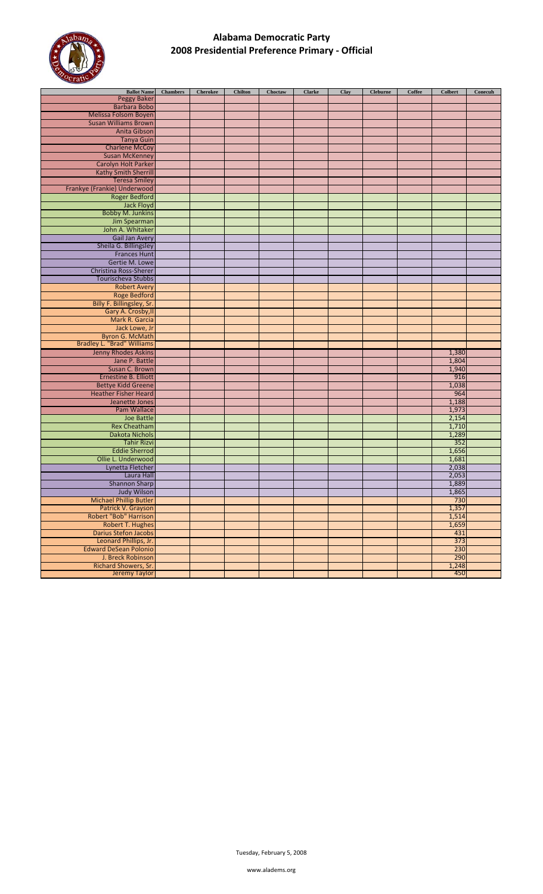# Alabama Democratic Party
## 2008 Presidential Preference Primary - Official

| Ballot Name | Chambers | Cherokee | Chilton | Choctaw | Clarke | Clay | Cleburne | Coffee | Colbert | Conecuh |
|---|---|---|---|---|---|---|---|---|---|---|
| Peggy Baker | | | | | | | | | | |
| Barbara Bobo | | | | | | | | | | |
| Melissa Folsom Boyen | | | | | | | | | | |
| Susan Williams Brown | | | | | | | | | | |
| Anita Gibson | | | | | | | | | | |
| Tanya Guin | | | | | | | | | | |
| Charlene McCoy | | | | | | | | | | |
| Susan McKenney | | | | | | | | | | |
| Carolyn Holt Parker | | | | | | | | | | |
| Kathy Smith Sherrill | | | | | | | | | | |
| Teresa Smiley | | | | | | | | | | |
| Frankye (Frankie) Underwood | | | | | | | | | | |
| Roger Bedford | | | | | | | | | | |
| Jack Floyd | | | | | | | | | | |
| Bobby M. Junkins | | | | | | | | | | |
| Jim Spearman | | | | | | | | | | |
| John A. Whitaker | | | | | | | | | | |
| Gail Jan Avery | | | | | | | | | | |
| Sheila G. Billingsley | | | | | | | | | | |
| Frances Hunt | | | | | | | | | | |
| Gertie M. Lowe | | | | | | | | | | |
| Christina Ross-Sherer | | | | | | | | | | |
| Tourischeva Stubbs | | | | | | | | | | |
| Robert Avery | | | | | | | | | | |
| Roge Bedford | | | | | | | | | | |
| Billy F. Billingsley, Sr. | | | | | | | | | | |
| Gary A. Crosby,II | | | | | | | | | | |
| Mark R. Garcia | | | | | | | | | | |
| Jack Lowe, Jr | | | | | | | | | | |
| Byron G. McMath | | | | | | | | | | |
| Bradley L. "Brad" Williams | | | | | | | | | | |
| Jenny Rhodes Askins | | | | | | | | | 1,380 | |
| Jane P. Battle | | | | | | | | | 1,804 | |
| Susan C. Brown | | | | | | | | | 1,940 | |
| Ernestine B. Elliott | | | | | | | | | 916 | |
| Bettye Kidd Greene | | | | | | | | | 1,038 | |
| Heather Fisher Heard | | | | | | | | | 964 | |
| Jeanette Jones | | | | | | | | | 1,188 | |
| Pam Wallace | | | | | | | | | 1,973 | |
| Joe Battle | | | | | | | | | 2,154 | |
| Rex Cheatham | | | | | | | | | 1,710 | |
| Dakota Nichols | | | | | | | | | 1,289 | |
| Tahir Rizvi | | | | | | | | | 352 | |
| Eddie Sherrod | | | | | | | | | 1,656 | |
| Ollie L. Underwood | | | | | | | | | 1,681 | |
| Lynetta Fletcher | | | | | | | | | 2,038 | |
| Laura Hall | | | | | | | | | 2,053 | |
| Shannon Sharp | | | | | | | | | 1,889 | |
| Judy Wilson | | | | | | | | | 1,865 | |
| Michael Phillip Butler | | | | | | | | | 730 | |
| Patrick V. Grayson | | | | | | | | | 1,357 | |
| Robert "Bob" Harrison | | | | | | | | | 1,514 | |
| Robert T. Hughes | | | | | | | | | 1,659 | |
| Darius Stefon Jacobs | | | | | | | | | 431 | |
| Leonard Phillips, Jr. | | | | | | | | | 373 | |
| Edward DeSean Polonio | | | | | | | | | 230 | |
| J. Breck Robinson | | | | | | | | | 290 | |
| Richard Showers, Sr. | | | | | | | | | 1,248 | |
| Jeremy Taylor | | | | | | | | | 450 | |

Tuesday, February 5, 2008

www.aladems.org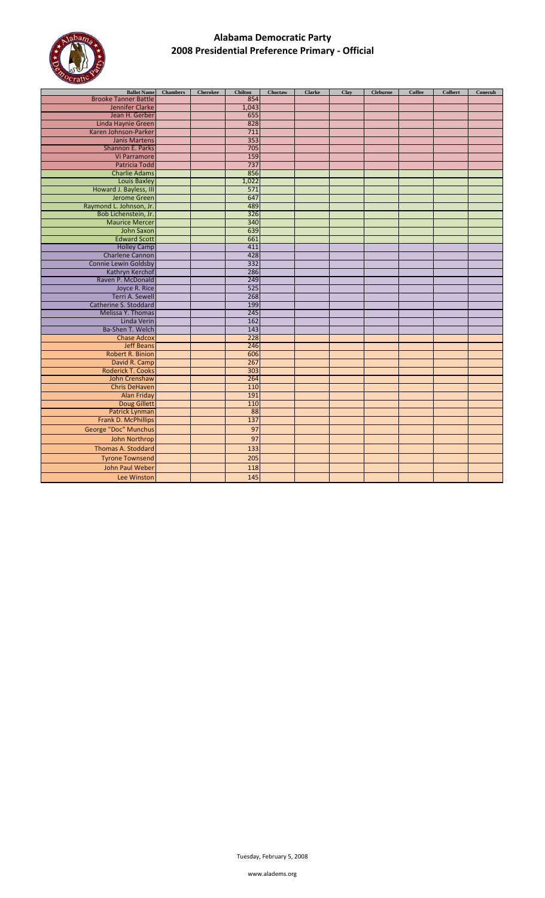# Alabama Democratic Party
## 2008 Presidential Preference Primary - Official

| Ballot Name | Chambers | Cherokee | Chilton | Choctaw | Clarke | Clay | Cleburne | Coffee | Colbert | Conecuh |
|---|---|---|---|---|---|---|---|---|---|---|
| Brooke Tanner Battle | | | 854 | | | | | | | |
| Jennifer Clarke | | | 1,043 | | | | | | | |
| Jean H. Gerber | | | 655 | | | | | | | |
| Linda Haynie Green | | | 828 | | | | | | | |
| Karen Johnson-Parker | | | 711 | | | | | | | |
| Janis Martens | | | 353 | | | | | | | |
| Shannon E. Parks | | | 705 | | | | | | | |
| Vi Parramore | | | 159 | | | | | | | |
| Patricia Todd | | | 737 | | | | | | | |
| Charlie Adams | | | 856 | | | | | | | |
| Louis Baxley | | | 1,022 | | | | | | | |
| Howard J. Bayless, III | | | 571 | | | | | | | |
| Jerome Green | | | 647 | | | | | | | |
| Raymond L. Johnson, Jr. | | | 489 | | | | | | | |
| Bob Lichenstein, Jr. | | | 326 | | | | | | | |
| Maurice Mercer | | | 340 | | | | | | | |
| John Saxon | | | 639 | | | | | | | |
| Edward Scott | | | 661 | | | | | | | |
| Holley Camp | | | 411 | | | | | | | |
| Charlene Cannon | | | 428 | | | | | | | |
| Connie Lewin Goldsby | | | 332 | | | | | | | |
| Kathryn Kerchof | | | 286 | | | | | | | |
| Raven P. McDonald | | | 249 | | | | | | | |
| Joyce R. Rice | | | 525 | | | | | | | |
| Terri A. Sewell | | | 268 | | | | | | | |
| Catherine S. Stoddard | | | 199 | | | | | | | |
| Melissa Y. Thomas | | | 245 | | | | | | | |
| Linda Verin | | | 162 | | | | | | | |
| Ba-Shen T. Welch | | | 143 | | | | | | | |
| Chase Adcox | | | 228 | | | | | | | |
| Jeff Beans | | | 246 | | | | | | | |
| Robert R. Binion | | | 606 | | | | | | | |
| David R. Camp | | | 267 | | | | | | | |
| Roderick T. Cooks | | | 303 | | | | | | | |
| John Crenshaw | | | 264 | | | | | | | |
| Chris DeHaven | | | 110 | | | | | | | |
| Alan Friday | | | 191 | | | | | | | |
| Doug Gillett | | | 110 | | | | | | | |
| Patrick Lynman | | | 88 | | | | | | | |
| Frank D. McPhillips | | | 137 | | | | | | | |
| George "Doc" Munchus | | | 97 | | | | | | | |
| John Northrop | | | 97 | | | | | | | |
| Thomas A. Stoddard | | | 133 | | | | | | | |
| Tyrone Townsend | | | 205 | | | | | | | |
| John Paul Weber | | | 118 | | | | | | | |
| Lee Winston | | | 145 | | | | | | | |

Tuesday, February 5, 2008

www.aladems.org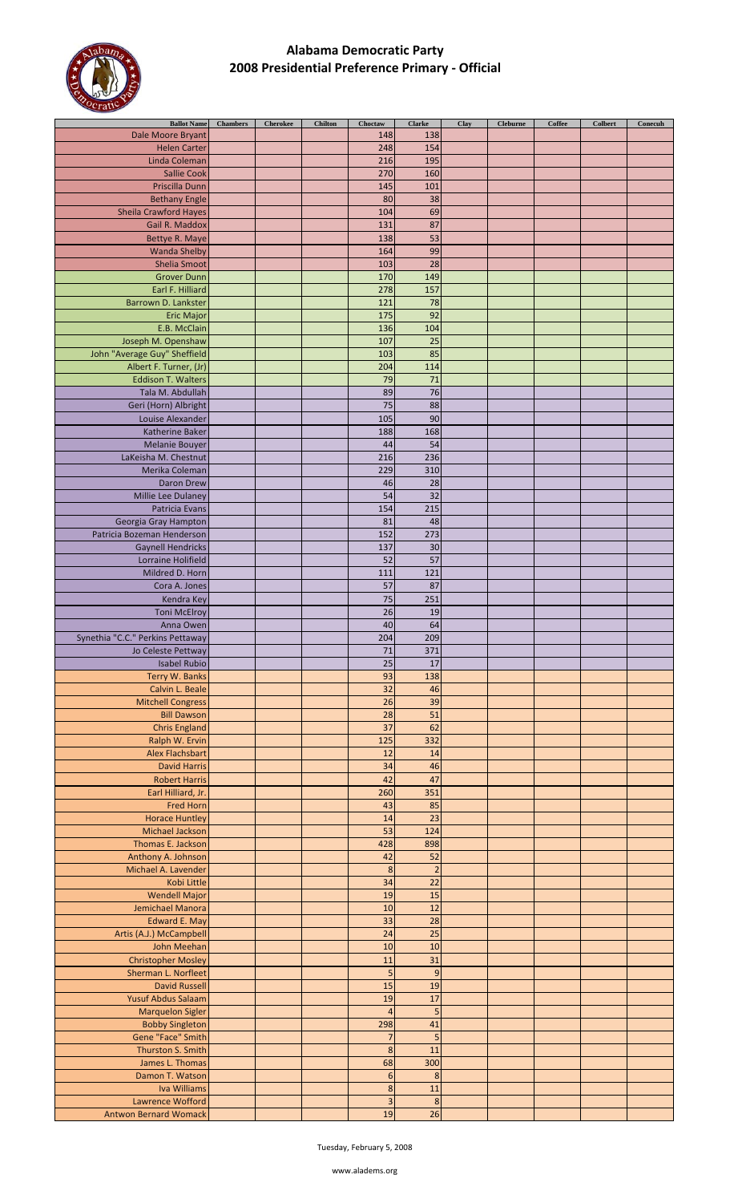# Alabama Democratic Party
## 2008 Presidential Preference Primary - Official

| Ballot Name | Chambers | Cherokee | Chilton | Choctaw | Clarke | Clay | Cleburne | Coffee | Colbert | Conecuh |
|---|---|---|---|---|---|---|---|---|---|---|
| Dale Moore Bryant | | | | 148 | 138 | | | | | |
| Helen Carter | | | | 248 | 154 | | | | | |
| Linda Coleman | | | | 216 | 195 | | | | | |
| Sallie Cook | | | | 270 | 160 | | | | | |
| Priscilla Dunn | | | | 145 | 101 | | | | | |
| Bethany Engle | | | | 80 | 38 | | | | | |
| Sheila Crawford Hayes | | | | 104 | 69 | | | | | |
| Gail R. Maddox | | | | 131 | 87 | | | | | |
| Bettye R. Maye | | | | 138 | 53 | | | | | |
| Wanda Shelby | | | | 164 | 99 | | | | | |
| Shelia Smoot | | | | 103 | 28 | | | | | |
| Grover Dunn | | | | 170 | 149 | | | | | |
| Earl F. Hilliard | | | | 278 | 157 | | | | | |
| Barrown D. Lankster | | | | 121 | 78 | | | | | |
| Eric Major | | | | 175 | 92 | | | | | |
| E.B. McClain | | | | 136 | 104 | | | | | |
| Joseph M. Openshaw | | | | 107 | 25 | | | | | |
| John "Average Guy" Sheffield | | | | 103 | 85 | | | | | |
| Albert F. Turner, (Jr) | | | | 204 | 114 | | | | | |
| Eddison T. Walters | | | | 79 | 71 | | | | | |
| Tala M. Abdullah | | | | 89 | 76 | | | | | |
| Geri (Horn) Albright | | | | 75 | 88 | | | | | |
| Louise Alexander | | | | 105 | 90 | | | | | |
| Katherine Baker | | | | 188 | 168 | | | | | |
| Melanie Bouyer | | | | 44 | 54 | | | | | |
| LaKeisha M. Chestnut | | | | 216 | 236 | | | | | |
| Merika Coleman | | | | 229 | 310 | | | | | |
| Daron Drew | | | | 46 | 28 | | | | | |
| Millie Lee Dulaney | | | | 54 | 32 | | | | | |
| Patricia Evans | | | | 154 | 215 | | | | | |
| Georgia Gray Hampton | | | | 81 | 48 | | | | | |
| Patricia Bozeman Henderson | | | | 152 | 273 | | | | | |
| Gaynell Hendricks | | | | 137 | 30 | | | | | |
| Lorraine Holifield | | | | 52 | 57 | | | | | |
| Mildred D. Horn | | | | 111 | 121 | | | | | |
| Cora A. Jones | | | | 57 | 87 | | | | | |
| Kendra Key | | | | 75 | 251 | | | | | |
| Toni McElroy | | | | 26 | 19 | | | | | |
| Anna Owen | | | | 40 | 64 | | | | | |
| Synethia "C.C." Perkins Pettaway | | | | 204 | 209 | | | | | |
| Jo Celeste Pettway | | | | 71 | 371 | | | | | |
| Isabel Rubio | | | | 25 | 17 | | | | | |
| Terry W. Banks | | | | 93 | 138 | | | | | |
| Calvin L. Beale | | | | 32 | 46 | | | | | |
| Mitchell Congress | | | | 26 | 39 | | | | | |
| Bill Dawson | | | | 28 | 51 | | | | | |
| Chris England | | | | 37 | 62 | | | | | |
| Ralph W. Ervin | | | | 125 | 332 | | | | | |
| Alex Flachsbart | | | | 12 | 14 | | | | | |
| David Harris | | | | 34 | 46 | | | | | |
| Robert Harris | | | | 42 | 47 | | | | | |
| Earl Hilliard, Jr. | | | | 260 | 351 | | | | | |
| Fred Horn | | | | 43 | 85 | | | | | |
| Horace Huntley | | | | 14 | 23 | | | | | |
| Michael Jackson | | | | 53 | 124 | | | | | |
| Thomas E. Jackson | | | | 428 | 898 | | | | | |
| Anthony A. Johnson | | | | 42 | 52 | | | | | |
| Michael A. Lavender | | | | 8 | 2 | | | | | |
| Kobi Little | | | | 34 | 22 | | | | | |
| Wendell Major | | | | 19 | 15 | | | | | |
| Jemichael Manora | | | | 10 | 12 | | | | | |
| Edward E. May | | | | 33 | 28 | | | | | |
| Artis (A.J.) McCampbell | | | | 24 | 25 | | | | | |
| John Meehan | | | | 10 | 10 | | | | | |
| Christopher Mosley | | | | 11 | 31 | | | | | |
| Sherman L. Norfleet | | | | 5 | 9 | | | | | |
| David Russell | | | | 15 | 19 | | | | | |
| Yusuf Abdus Salaam | | | | 19 | 17 | | | | | |
| Marquelon Sigler | | | | 4 | 5 | | | | | |
| Bobby Singleton | | | | 298 | 41 | | | | | |
| Gene "Face" Smith | | | | 7 | 5 | | | | | |
| Thurston S. Smith | | | | 8 | 11 | | | | | |
| James L. Thomas | | | | 68 | 300 | | | | | |
| Damon T. Watson | | | | 6 | 8 | | | | | |
| Iva Williams | | | | 8 | 11 | | | | | |
| Lawrence Wofford | | | | 3 | 8 | | | | | |
| Antwon Bernard Womack | | | | 19 | 26 | | | | | |

Tuesday, February 5, 2008

www.aladems.org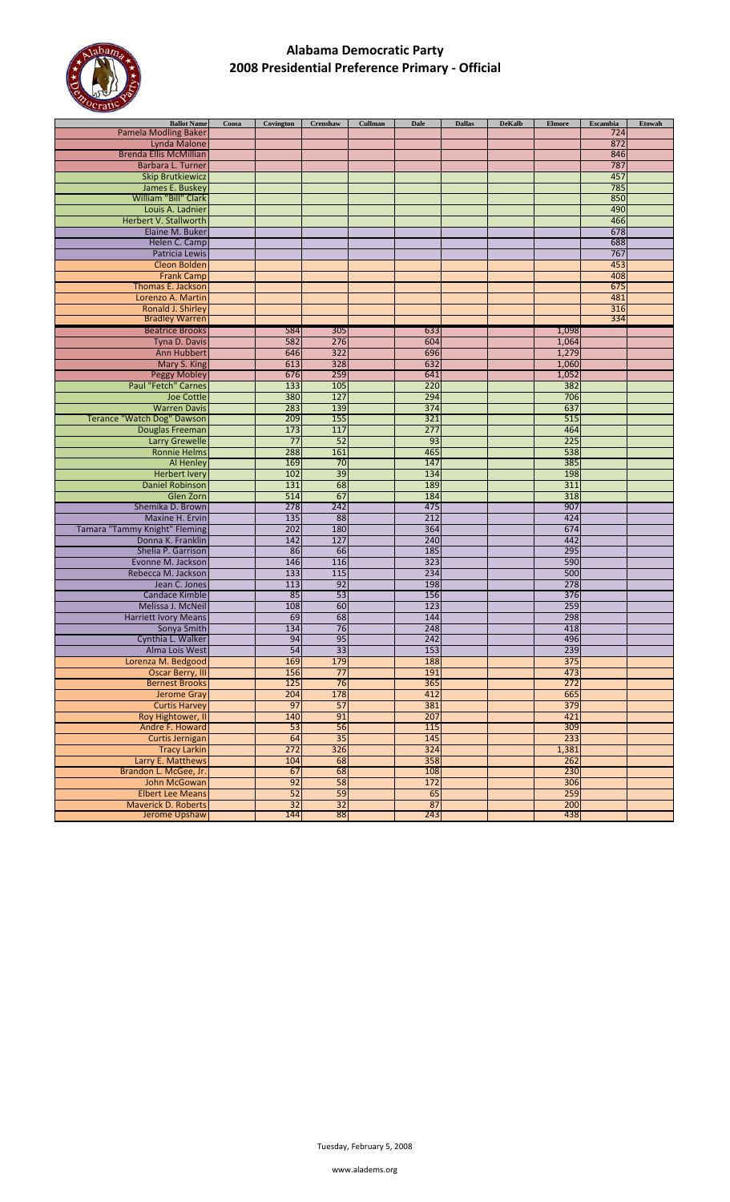# Alabama Democratic Party
## 2008 Presidential Preference Primary - Official

| Ballot Name | Coosa | Covington | Crenshaw | Cullman | Dale | Dallas | DeKalb | Elmore | Escambia | Etowah |
|---|---|---|---|---|---|---|---|---|---|---|
| Pamela Modling Baker | | | | | | | | | 724 | |
| Lynda Malone | | | | | | | | | 872 | |
| Brenda Ellis McMillian | | | | | | | | | 846 | |
| Barbara L. Turner | | | | | | | | | 787 | |
| Skip Brutkiewicz | | | | | | | | | 457 | |
| James E. Buskey | | | | | | | | | 785 | |
| William "Bill" Clark | | | | | | | | | 850 | |
| Louis A. Ladnier | | | | | | | | | 490 | |
| Herbert V. Stallworth | | | | | | | | | 466 | |
| Elaine M. Buker | | | | | | | | | 678 | |
| Helen C. Camp | | | | | | | | | 688 | |
| Patricia Lewis | | | | | | | | | 767 | |
| Cleon Bolden | | | | | | | | | 453 | |
| Frank Camp | | | | | | | | | 408 | |
| Thomas E. Jackson | | | | | | | | | 675 | |
| Lorenzo A. Martin | | | | | | | | | 481 | |
| Ronald J. Shirley | | | | | | | | | 316 | |
| Bradley Warren | | | | | | | | | 334 | |
| Beatrice Brooks | | 584 | 305 | | 633 | | | 1,098 | | |
| Tyna D. Davis | | 582 | 276 | | 604 | | | 1,064 | | |
| Ann Hubbert | | 646 | 322 | | 696 | | | 1,279 | | |
| Mary S. King | | 613 | 328 | | 632 | | | 1,060 | | |
| Peggy Mobley | | 676 | 259 | | 641 | | | 1,052 | | |
| Paul "Fetch" Carnes | | 133 | 105 | | 220 | | | 382 | | |
| Joe Cottle | | 380 | 127 | | 294 | | | 706 | | |
| Warren Davis | | 283 | 139 | | 374 | | | 637 | | |
| Terance "Watch Dog" Dawson | | 209 | 155 | | 321 | | | 515 | | |
| Douglas Freeman | | 173 | 117 | | 277 | | | 464 | | |
| Larry Grewelle | | 77 | 52 | | 93 | | | 225 | | |
| Ronnie Helms | | 288 | 161 | | 465 | | | 538 | | |
| Al Henley | | 169 | 70 | | 147 | | | 385 | | |
| Herbert Ivery | | 102 | 39 | | 134 | | | 198 | | |
| Daniel Robinson | | 131 | 68 | | 189 | | | 311 | | |
| Glen Zorn | | 514 | 67 | | 184 | | | 318 | | |
| Shemika D. Brown | | 278 | 242 | | 475 | | | 907 | | |
| Maxine H. Ervin | | 135 | 88 | | 212 | | | 424 | | |
| Tamara "Tammy Knight" Fleming | | 202 | 180 | | 364 | | | 674 | | |
| Donna K. Franklin | | 142 | 127 | | 240 | | | 442 | | |
| Shelia P. Garrison | | 86 | 66 | | 185 | | | 295 | | |
| Evonne M. Jackson | | 146 | 116 | | 323 | | | 590 | | |
| Rebecca M. Jackson | | 133 | 115 | | 234 | | | 500 | | |
| Jean C. Jones | | 113 | 92 | | 198 | | | 278 | | |
| Candace Kimble | | 85 | 53 | | 156 | | | 376 | | |
| Melissa J. McNeil | | 108 | 60 | | 123 | | | 259 | | |
| Harriett Ivory Means | | 69 | 68 | | 144 | | | 298 | | |
| Sonya Smith | | 134 | 76 | | 248 | | | 418 | | |
| Cynthia L. Walker | | 94 | 95 | | 242 | | | 496 | | |
| Alma Lois West | | 54 | 33 | | 153 | | | 239 | | |
| Lorenza M. Bedgood | | 169 | 179 | | 188 | | | 375 | | |
| Oscar Berry, III | | 156 | 77 | | 191 | | | 473 | | |
| Bernest Brooks | | 125 | 76 | | 365 | | | 272 | | |
| Jerome Gray | | 204 | 178 | | 412 | | | 665 | | |
| Curtis Harvey | | 97 | 57 | | 381 | | | 379 | | |
| Roy Hightower, II | | 140 | 91 | | 207 | | | 421 | | |
| Andre F. Howard | | 53 | 56 | | 115 | | | 309 | | |
| Curtis Jernigan | | 64 | 35 | | 145 | | | 233 | | |
| Tracy Larkin | | 272 | 326 | | 324 | | | 1,381 | | |
| Larry E. Matthews | | 104 | 68 | | 358 | | | 262 | | |
| Brandon L. McGee, Jr. | | 67 | 68 | | 108 | | | 230 | | |
| John McGowan | | 92 | 58 | | 172 | | | 306 | | |
| Elbert Lee Means | | 52 | 59 | | 65 | | | 259 | | |
| Maverick D. Roberts | | 32 | 32 | | 87 | | | 200 | | |
| Jerome Upshaw | | 144 | 88 | | 243 | | | 438 | | |

Tuesday, February 5, 2008

www.aladems.org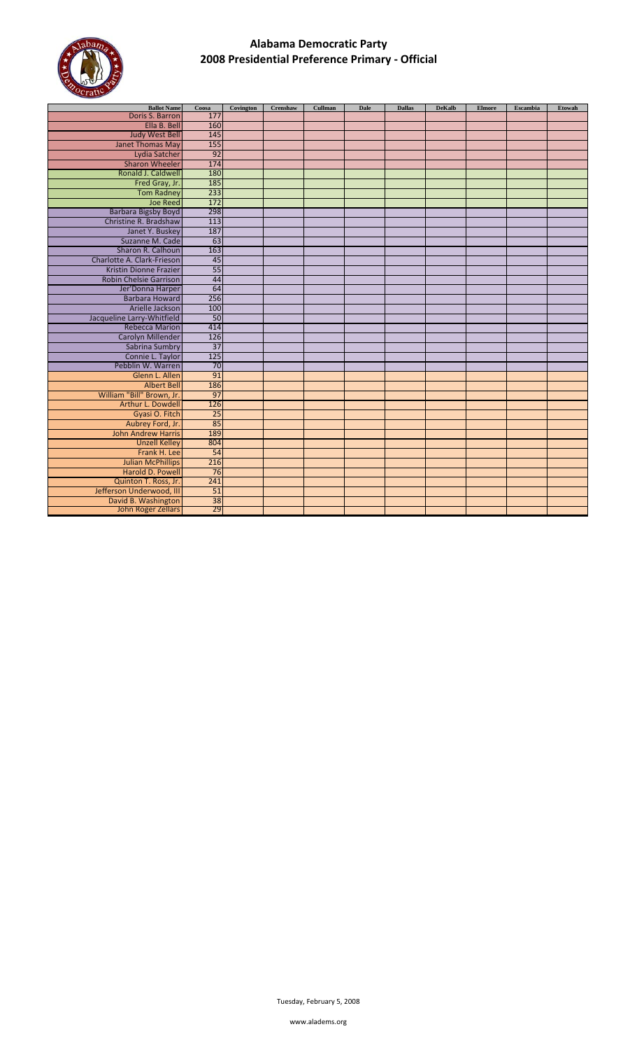# Alabama Democratic Party
## 2008 Presidential Preference Primary - Official

| Ballot Name | Coosa | Covington | Crenshaw | Cullman | Dale | Dallas | DeKalb | Elmore | Escambia | Etowah |
|---|---|---|---|---|---|---|---|---|---|---|
| Doris S. Barron | 177 | | | | | | | | | |
| Ella B. Bell | 160 | | | | | | | | | |
| Judy West Bell | 145 | | | | | | | | | |
| Janet Thomas May | 155 | | | | | | | | | |
| Lydia Satcher | 92 | | | | | | | | | |
| Sharon Wheeler | 174 | | | | | | | | | |
| Ronald J. Caldwell | 180 | | | | | | | | | |
| Fred Gray, Jr. | 185 | | | | | | | | | |
| Tom Radney | 233 | | | | | | | | | |
| Joe Reed | 172 | | | | | | | | | |
| Barbara Bigsby Boyd | 298 | | | | | | | | | |
| Christine R. Bradshaw | 113 | | | | | | | | | |
| Janet Y. Buskey | 187 | | | | | | | | | |
| Suzanne M. Cade | 63 | | | | | | | | | |
| Sharon R. Calhoun | 163 | | | | | | | | | |
| Charlotte A. Clark-Frieson | 45 | | | | | | | | | |
| Kristin Dionne Frazier | 55 | | | | | | | | | |
| Robin Chelsie Garrison | 44 | | | | | | | | | |
| Jer'Donna Harper | 64 | | | | | | | | | |
| Barbara Howard | 256 | | | | | | | | | |
| Arielle Jackson | 100 | | | | | | | | | |
| Jacqueline Larry-Whitfield | 50 | | | | | | | | | |
| Rebecca Marion | 414 | | | | | | | | | |
| Carolyn Millender | 126 | | | | | | | | | |
| Sabrina Sumbry | 37 | | | | | | | | | |
| Connie L. Taylor | 125 | | | | | | | | | |
| Pebblin W. Warren | 70 | | | | | | | | | |
| Glenn L. Allen | 91 | | | | | | | | | |
| Albert Bell | 186 | | | | | | | | | |
| William "Bill" Brown, Jr. | 97 | | | | | | | | | |
| Arthur L. Dowdell | 126 | | | | | | | | | |
| Gyasi O. Fitch | 25 | | | | | | | | | |
| Aubrey Ford, Jr. | 85 | | | | | | | | | |
| John Andrew Harris | 189 | | | | | | | | | |
| Unzell Kelley | 804 | | | | | | | | | |
| Frank H. Lee | 54 | | | | | | | | | |
| Julian McPhillips | 216 | | | | | | | | | |
| Harold D. Powell | 76 | | | | | | | | | |
| Quinton T. Ross, Jr. | 241 | | | | | | | | | |
| Jefferson Underwood, III | 51 | | | | | | | | | |
| David B. Washington | 38 | | | | | | | | | |
| John Roger Zellars | 29 | | | | | | | | | |

Tuesday, February 5, 2008

www.aladems.org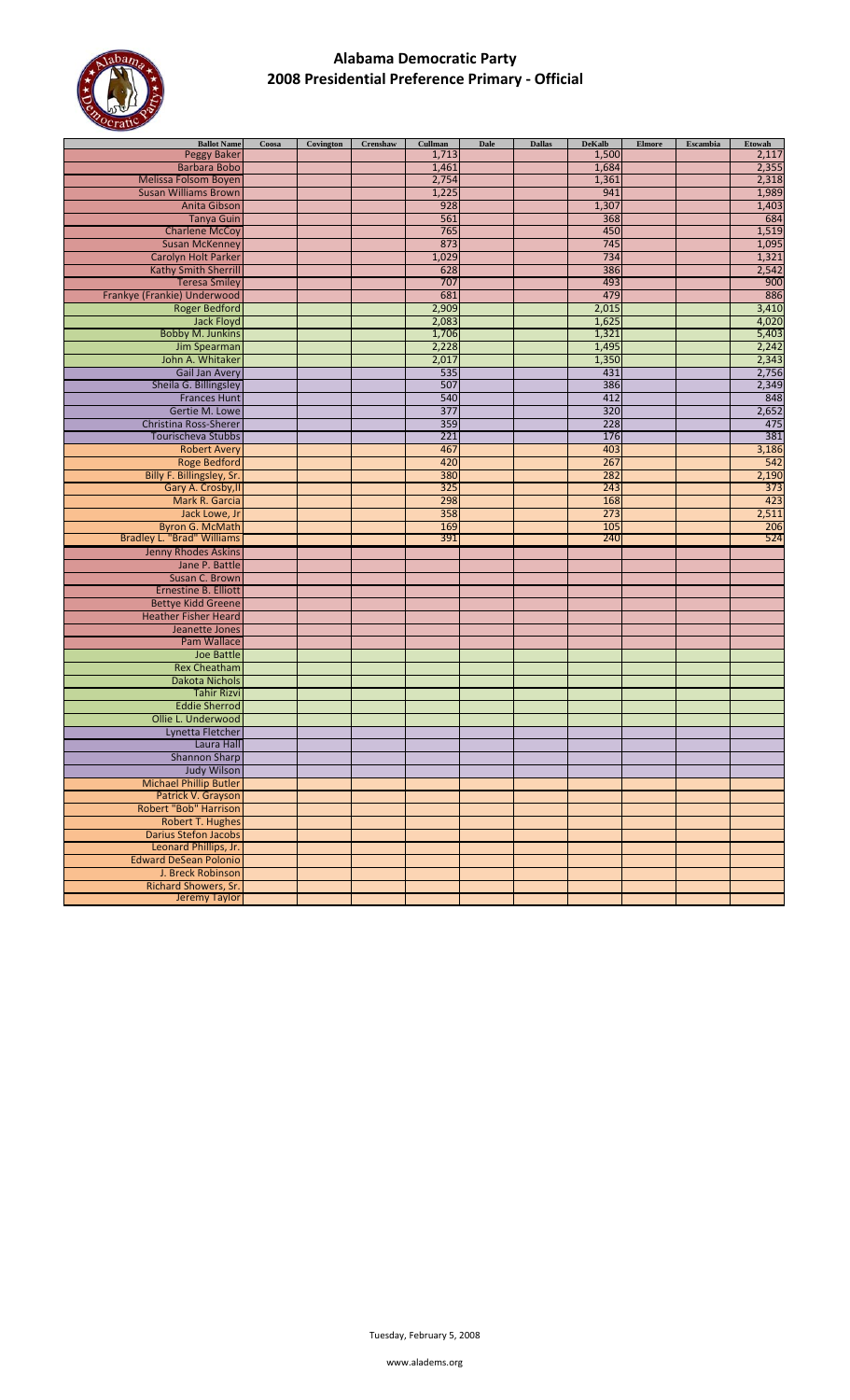# Alabama Democratic Party
## 2008 Presidential Preference Primary - Official

| Ballot Name | Coosa | Covington | Crenshaw | Cullman | Dale | Dallas | DeKalb | Elmore | Escambia | Etowah |
|---|---|---|---|---|---|---|---|---|---|---|
| Peggy Baker | | | | 1,713 | | | 1,500 | | | 2,117 |
| Barbara Bobo | | | | 1,461 | | | 1,684 | | | 2,355 |
| Melissa Folsom Boyen | | | | 2,754 | | | 1,361 | | | 2,318 |
| Susan Williams Brown | | | | 1,225 | | | 941 | | | 1,989 |
| Anita Gibson | | | | 928 | | | 1,307 | | | 1,403 |
| Tanya Guin | | | | 561 | | | 368 | | | 684 |
| Charlene McCoy | | | | 765 | | | 450 | | | 1,519 |
| Susan McKenney | | | | 873 | | | 745 | | | 1,095 |
| Carolyn Holt Parker | | | | 1,029 | | | 734 | | | 1,321 |
| Kathy Smith Sherrill | | | | 628 | | | 386 | | | 2,542 |
| Teresa Smiley | | | | 707 | | | 493 | | | 900 |
| Frankye (Frankie) Underwood | | | | 681 | | | 479 | | | 886 |
| Roger Bedford | | | | 2,909 | | | 2,015 | | | 3,410 |
| Jack Floyd | | | | 2,083 | | | 1,625 | | | 4,020 |
| Bobby M. Junkins | | | | 1,706 | | | 1,321 | | | 5,403 |
| Jim Spearman | | | | 2,228 | | | 1,495 | | | 2,242 |
| John A. Whitaker | | | | 2,017 | | | 1,350 | | | 2,343 |
| Gail Jan Avery | | | | 535 | | | 431 | | | 2,756 |
| Sheila G. Billingsley | | | | 507 | | | 386 | | | 2,349 |
| Frances Hunt | | | | 540 | | | 412 | | | 848 |
| Gertie M. Lowe | | | | 377 | | | 320 | | | 2,652 |
| Christina Ross-Sherer | | | | 359 | | | 228 | | | 475 |
| Tourischeva Stubbs | | | | 221 | | | 176 | | | 381 |
| Robert Avery | | | | 467 | | | 403 | | | 3,186 |
| Roge Bedford | | | | 420 | | | 267 | | | 542 |
| Billy F. Billingsley, Sr. | | | | 380 | | | 282 | | | 2,190 |
| Gary A. Crosby,II | | | | 325 | | | 243 | | | 373 |
| Mark R. Garcia | | | | 298 | | | 168 | | | 423 |
| Jack Lowe, Jr | | | | 358 | | | 273 | | | 2,511 |
| Byron G. McMath | | | | 169 | | | 105 | | | 206 |
| Bradley L. "Brad" Williams | | | | 391 | | | 240 | | | 524 |
| Jenny Rhodes Askins | | | | | | | | | | |
| Jane P. Battle | | | | | | | | | | |
| Susan C. Brown | | | | | | | | | | |
| Ernestine B. Elliott | | | | | | | | | | |
| Bettye Kidd Greene | | | | | | | | | | |
| Heather Fisher Heard | | | | | | | | | | |
| Jeanette Jones | | | | | | | | | | |
| Pam Wallace | | | | | | | | | | |
| Joe Battle | | | | | | | | | | |
| Rex Cheatham | | | | | | | | | | |
| Dakota Nichols | | | | | | | | | | |
| Tahir Rizvi | | | | | | | | | | |
| Eddie Sherrod | | | | | | | | | | |
| Ollie L. Underwood | | | | | | | | | | |
| Lynetta Fletcher | | | | | | | | | | |
| Laura Hall | | | | | | | | | | |
| Shannon Sharp | | | | | | | | | | |
| Judy Wilson | | | | | | | | | | |
| Michael Phillip Butler | | | | | | | | | | |
| Patrick V. Grayson | | | | | | | | | | |
| Robert "Bob" Harrison | | | | | | | | | | |
| Robert T. Hughes | | | | | | | | | | |
| Darius Stefon Jacobs | | | | | | | | | | |
| Leonard Phillips, Jr. | | | | | | | | | | |
| Edward DeSean Polonio | | | | | | | | | | |
| J. Breck Robinson | | | | | | | | | | |
| Richard Showers, Sr. | | | | | | | | | | |
| Jeremy Taylor | | | | | | | | | | |

Tuesday, February 5, 2008

www.aladems.org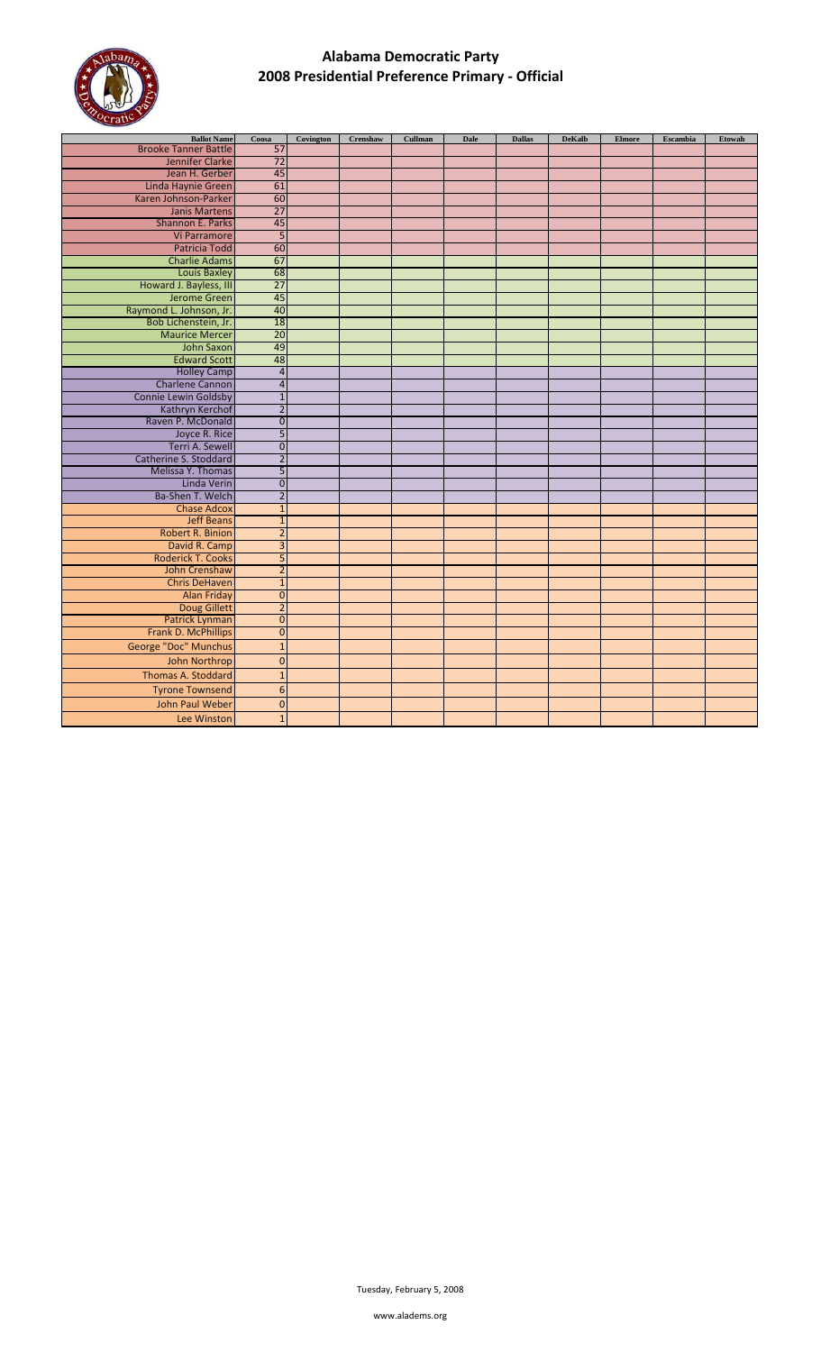# Alabama Democratic Party
## 2008 Presidential Preference Primary - Official

| Ballot Name | Coosa | Covington | Crenshaw | Cullman | Dale | Dallas | DeKalb | Elmore | Escambia | Etowah |
|---|---|---|---|---|---|---|---|---|---|---|
| Brooke Tanner Battle | 57 | | | | | | | | | |
| Jennifer Clarke | 72 | | | | | | | | | |
| Jean H. Gerber | 45 | | | | | | | | | |
| Linda Haynie Green | 61 | | | | | | | | | |
| Karen Johnson-Parker | 60 | | | | | | | | | |
| Janis Martens | 27 | | | | | | | | | |
| Shannon E. Parks | 45 | | | | | | | | | |
| Vi Parramore | 5 | | | | | | | | | |
| Patricia Todd | 60 | | | | | | | | | |
| Charlie Adams | 67 | | | | | | | | | |
| Louis Baxley | 68 | | | | | | | | | |
| Howard J. Bayless, III | 27 | | | | | | | | | |
| Jerome Green | 45 | | | | | | | | | |
| Raymond L. Johnson, Jr. | 40 | | | | | | | | | |
| Bob Lichenstein, Jr. | 18 | | | | | | | | | |
| Maurice Mercer | 20 | | | | | | | | | |
| John Saxon | 49 | | | | | | | | | |
| Edward Scott | 48 | | | | | | | | | |
| Holley Camp | 4 | | | | | | | | | |
| Charlene Cannon | 4 | | | | | | | | | |
| Connie Lewin Goldsby | 1 | | | | | | | | | |
| Kathryn Kerchof | 2 | | | | | | | | | |
| Raven P. McDonald | 0 | | | | | | | | | |
| Joyce R. Rice | 5 | | | | | | | | | |
| Terri A. Sewell | 0 | | | | | | | | | |
| Catherine S. Stoddard | 2 | | | | | | | | | |
| Melissa Y. Thomas | 5 | | | | | | | | | |
| Linda Verin | 0 | | | | | | | | | |
| Ba-Shen T. Welch | 2 | | | | | | | | | |
| Chase Adcox | 1 | | | | | | | | | |
| Jeff Beans | 1 | | | | | | | | | |
| Robert R. Binion | 2 | | | | | | | | | |
| David R. Camp | 3 | | | | | | | | | |
| Roderick T. Cooks | 5 | | | | | | | | | |
| John Crenshaw | 2 | | | | | | | | | |
| Chris DeHaven | 1 | | | | | | | | | |
| Alan Friday | 0 | | | | | | | | | |
| Doug Gillett | 2 | | | | | | | | | |
| Patrick Lynman | 0 | | | | | | | | | |
| Frank D. McPhillips | 0 | | | | | | | | | |
| George "Doc" Munchus | 1 | | | | | | | | | |
| John Northrop | 0 | | | | | | | | | |
| Thomas A. Stoddard | 1 | | | | | | | | | |
| Tyrone Townsend | 6 | | | | | | | | | |
| John Paul Weber | 0 | | | | | | | | | |
| Lee Winston | 1 | | | | | | | | | |

Tuesday, February 5, 2008

www.aladems.org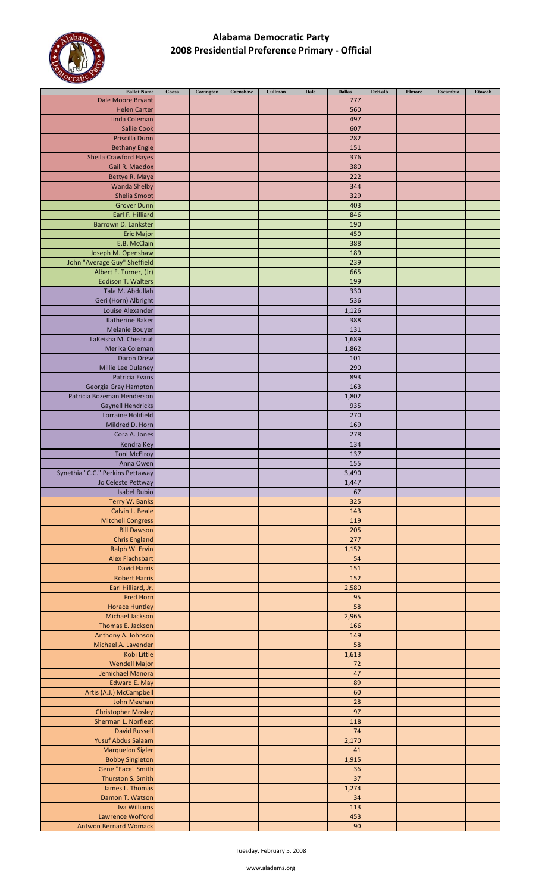# Alabama Democratic Party
## 2008 Presidential Preference Primary - Official

| Ballot Name | Coosa | Covington | Crenshaw | Cullman | Dale | Dallas | DeKalb | Elmore | Escambia | Etowah |
|---|---|---|---|---|---|---|---|---|---|---|
| Dale Moore Bryant | | | | | | 777 | | | | |
| Helen Carter | | | | | | 560 | | | | |
| Linda Coleman | | | | | | 497 | | | | |
| Sallie Cook | | | | | | 607 | | | | |
| Priscilla Dunn | | | | | | 282 | | | | |
| Bethany Engle | | | | | | 151 | | | | |
| Sheila Crawford Hayes | | | | | | 376 | | | | |
| Gail R. Maddox | | | | | | 380 | | | | |
| Bettye R. Maye | | | | | | 222 | | | | |
| Wanda Shelby | | | | | | 344 | | | | |
| Shelia Smoot | | | | | | 329 | | | | |
| Grover Dunn | | | | | | 403 | | | | |
| Earl F. Hilliard | | | | | | 846 | | | | |
| Barrown D. Lankster | | | | | | 190 | | | | |
| Eric Major | | | | | | 450 | | | | |
| E.B. McClain | | | | | | 388 | | | | |
| Joseph M. Openshaw | | | | | | 189 | | | | |
| John "Average Guy" Sheffield | | | | | | 239 | | | | |
| Albert F. Turner, (Jr) | | | | | | 665 | | | | |
| Eddison T. Walters | | | | | | 199 | | | | |
| Tala M. Abdullah | | | | | | 330 | | | | |
| Geri (Horn) Albright | | | | | | 536 | | | | |
| Louise Alexander | | | | | | 1,126 | | | | |
| Katherine Baker | | | | | | 388 | | | | |
| Melanie Bouyer | | | | | | 131 | | | | |
| LaKeisha M. Chestnut | | | | | | 1,689 | | | | |
| Merika Coleman | | | | | | 1,862 | | | | |
| Daron Drew | | | | | | 101 | | | | |
| Millie Lee Dulaney | | | | | | 290 | | | | |
| Patricia Evans | | | | | | 893 | | | | |
| Georgia Gray Hampton | | | | | | 163 | | | | |
| Patricia Bozeman Henderson | | | | | | 1,802 | | | | |
| Gaynell Hendricks | | | | | | 935 | | | | |
| Lorraine Holifield | | | | | | 270 | | | | |
| Mildred D. Horn | | | | | | 169 | | | | |
| Cora A. Jones | | | | | | 278 | | | | |
| Kendra Key | | | | | | 134 | | | | |
| Toni McElroy | | | | | | 137 | | | | |
| Anna Owen | | | | | | 155 | | | | |
| Synethia "C.C." Perkins Pettaway | | | | | | 3,490 | | | | |
| Jo Celeste Pettway | | | | | | 1,447 | | | | |
| Isabel Rubio | | | | | | 67 | | | | |
| Terry W. Banks | | | | | | 325 | | | | |
| Calvin L. Beale | | | | | | 143 | | | | |
| Mitchell Congress | | | | | | 119 | | | | |
| Bill Dawson | | | | | | 205 | | | | |
| Chris England | | | | | | 277 | | | | |
| Ralph W. Ervin | | | | | | 1,152 | | | | |
| Alex Flachsbart | | | | | | 54 | | | | |
| David Harris | | | | | | 151 | | | | |
| Robert Harris | | | | | | 152 | | | | |
| Earl Hilliard, Jr. | | | | | | 2,580 | | | | |
| Fred Horn | | | | | | 95 | | | | |
| Horace Huntley | | | | | | 58 | | | | |
| Michael Jackson | | | | | | 2,965 | | | | |
| Thomas E. Jackson | | | | | | 166 | | | | |
| Anthony A. Johnson | | | | | | 149 | | | | |
| Michael A. Lavender | | | | | | 58 | | | | |
| Kobi Little | | | | | | 1,613 | | | | |
| Wendell Major | | | | | | 72 | | | | |
| Jemichael Manora | | | | | | 47 | | | | |
| Edward E. May | | | | | | 89 | | | | |
| Artis (A.J.) McCampbell | | | | | | 60 | | | | |
| John Meehan | | | | | | 28 | | | | |
| Christopher Mosley | | | | | | 97 | | | | |
| Sherman L. Norfleet | | | | | | 118 | | | | |
| David Russell | | | | | | 74 | | | | |
| Yusuf Abdus Salaam | | | | | | 2,170 | | | | |
| Marquelon Sigler | | | | | | 41 | | | | |
| Bobby Singleton | | | | | | 1,915 | | | | |
| Gene "Face" Smith | | | | | | 36 | | | | |
| Thurston S. Smith | | | | | | 37 | | | | |
| James L. Thomas | | | | | | 1,274 | | | | |
| Damon T. Watson | | | | | | 34 | | | | |
| Iva Williams | | | | | | 113 | | | | |
| Lawrence Wofford | | | | | | 453 | | | | |
| Antwon Bernard Womack | | | | | | 90 | | | | |

Tuesday, February 5, 2008

www.aladems.org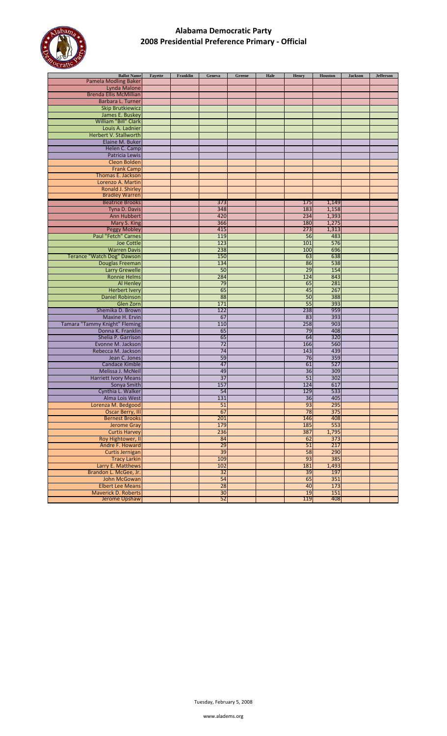# Alabama Democratic Party
## 2008 Presidential Preference Primary - Official

| Ballot Name | Fayette | Franklin | Geneva | Greene | Hale | Henry | Houston | Jackson | Jefferson |
|---|---|---|---|---|---|---|---|---|---|
| Pamela Modling Baker | | | | | | | | | |
| Lynda Malone | | | | | | | | | |
| Brenda Ellis McMillian | | | | | | | | | |
| Barbara L. Turner | | | | | | | | | |
| Skip Brutkiewicz | | | | | | | | | |
| James E. Buskey | | | | | | | | | |
| William "Bill" Clark | | | | | | | | | |
| Louis A. Ladnier | | | | | | | | | |
| Herbert V. Stallworth | | | | | | | | | |
| Elaine M. Buker | | | | | | | | | |
| Helen C. Camp | | | | | | | | | |
| Patricia Lewis | | | | | | | | | |
| Cleon Bolden | | | | | | | | | |
| Frank Camp | | | | | | | | | |
| Thomas E. Jackson | | | | | | | | | |
| Lorenzo A. Martin | | | | | | | | | |
| Ronald J. Shirley | | | | | | | | | |
| Bradley Warren | | | | | | | | | |
| Beatrice Brooks | | | 373 | | | 175 | 1,149 | | |
| Tyna D. Davis | | | 348 | | | 183 | 1,158 | | |
| Ann Hubbert | | | 420 | | | 234 | 1,393 | | |
| Mary S. King | | | 366 | | | 180 | 1,275 | | |
| Peggy Mobley | | | 415 | | | 273 | 1,313 | | |
| Paul "Fetch" Carnes | | | 119 | | | 56 | 483 | | |
| Joe Cottle | | | 123 | | | 101 | 576 | | |
| Warren Davis | | | 238 | | | 100 | 696 | | |
| Terance "Watch Dog" Dawson | | | 150 | | | 63 | 638 | | |
| Douglas Freeman | | | 134 | | | 86 | 538 | | |
| Larry Grewelle | | | 50 | | | 29 | 154 | | |
| Ronnie Helms | | | 284 | | | 124 | 843 | | |
| Al Henley | | | 79 | | | 65 | 281 | | |
| Herbert Ivery | | | 65 | | | 45 | 267 | | |
| Daniel Robinson | | | 88 | | | 50 | 388 | | |
| Glen Zorn | | | 171 | | | 55 | 393 | | |
| Shemika D. Brown | | | 122 | | | 238 | 959 | | |
| Maxine H. Ervin | | | 67 | | | 83 | 393 | | |
| Tamara "Tammy Knight" Fleming | | | 110 | | | 258 | 903 | | |
| Donna K. Franklin | | | 65 | | | 79 | 408 | | |
| Shelia P. Garrison | | | 65 | | | 64 | 320 | | |
| Evonne M. Jackson | | | 72 | | | 166 | 560 | | |
| Rebecca M. Jackson | | | 74 | | | 143 | 439 | | |
| Jean C. Jones | | | 59 | | | 76 | 359 | | |
| Candace Kimble | | | 47 | | | 61 | 527 | | |
| Melissa J. McNeil | | | 49 | | | 36 | 309 | | |
| Harriett Ivory Means | | | 37 | | | 51 | 302 | | |
| Sonya Smith | | | 157 | | | 124 | 617 | | |
| Cynthia L. Walker | | | 54 | | | 129 | 533 | | |
| Alma Lois West | | | 131 | | | 36 | 405 | | |
| Lorenza M. Bedgood | | | 51 | | | 93 | 295 | | |
| Oscar Berry, III | | | 67 | | | 78 | 375 | | |
| Bernest Brooks | | | 201 | | | 146 | 408 | | |
| Jerome Gray | | | 179 | | | 185 | 553 | | |
| Curtis Harvey | | | 236 | | | 387 | 1,795 | | |
| Roy Hightower, II | | | 84 | | | 62 | 373 | | |
| Andre F. Howard | | | 29 | | | 51 | 217 | | |
| Curtis Jernigan | | | 39 | | | 58 | 290 | | |
| Tracy Larkin | | | 109 | | | 93 | 385 | | |
| Larry E. Matthews | | | 102 | | | 181 | 1,493 | | |
| Brandon L. McGee, Jr. | | | 32 | | | 39 | 197 | | |
| John McGowan | | | 54 | | | 65 | 351 | | |
| Elbert Lee Means | | | 28 | | | 40 | 173 | | |
| Maverick D. Roberts | | | 30 | | | 19 | 151 | | |
| Jerome Upshaw | | | 52 | | | 119 | 408 | | |

Tuesday, February 5, 2008

www.aladems.org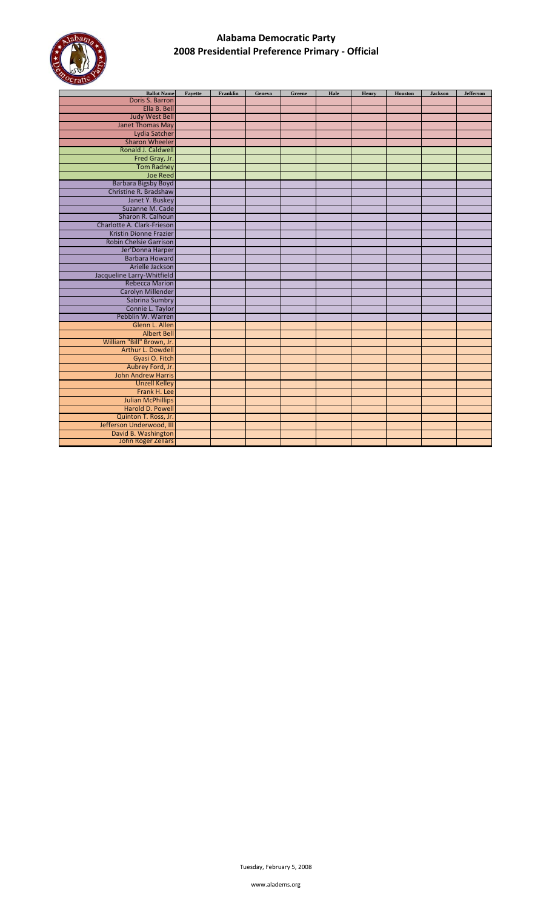# Alabama Democratic Party
## 2008 Presidential Preference Primary - Official

| Ballot Name | Fayette | Franklin | Geneva | Greene | Hale | Henry | Houston | Jackson | Jefferson |
|---|---|---|---|---|---|---|---|---|---|
| Doris S. Barron | | | | | | | | | |
| Ella B. Bell | | | | | | | | | |
| Judy West Bell | | | | | | | | | |
| Janet Thomas May | | | | | | | | | |
| Lydia Satcher | | | | | | | | | |
| Sharon Wheeler | | | | | | | | | |
| Ronald J. Caldwell | | | | | | | | | |
| Fred Gray, Jr. | | | | | | | | | |
| Tom Radney | | | | | | | | | |
| Joe Reed | | | | | | | | | |
| Barbara Bigsby Boyd | | | | | | | | | |
| Christine R. Bradshaw | | | | | | | | | |
| Janet Y. Buskey | | | | | | | | | |
| Suzanne M. Cade | | | | | | | | | |
| Sharon R. Calhoun | | | | | | | | | |
| Charlotte A. Clark-Frieson | | | | | | | | | |
| Kristin Dionne Frazier | | | | | | | | | |
| Robin Chelsie Garrison | | | | | | | | | |
| Jer'Donna Harper | | | | | | | | | |
| Barbara Howard | | | | | | | | | |
| Arielle Jackson | | | | | | | | | |
| Jacqueline Larry-Whitfield | | | | | | | | | |
| Rebecca Marion | | | | | | | | | |
| Carolyn Millender | | | | | | | | | |
| Sabrina Sumbry | | | | | | | | | |
| Connie L. Taylor | | | | | | | | | |
| Pebblin W. Warren | | | | | | | | | |
| Glenn L. Allen | | | | | | | | | |
| Albert Bell | | | | | | | | | |
| William "Bill" Brown, Jr. | | | | | | | | | |
| Arthur L. Dowdell | | | | | | | | | |
| Gyasi O. Fitch | | | | | | | | | |
| Aubrey Ford, Jr. | | | | | | | | | |
| John Andrew Harris | | | | | | | | | |
| Unzell Kelley | | | | | | | | | |
| Frank H. Lee | | | | | | | | | |
| Julian McPhillips | | | | | | | | | |
| Harold D. Powell | | | | | | | | | |
| Quinton T. Ross, Jr. | | | | | | | | | |
| Jefferson Underwood, III | | | | | | | | | |
| David B. Washington | | | | | | | | | |
| John Roger Zellars | | | | | | | | | |

Tuesday, February 5, 2008

www.aladems.org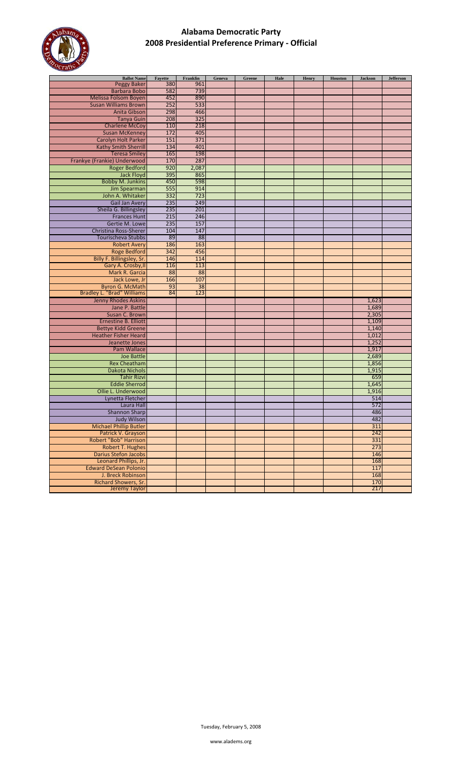# Alabama Democratic Party
## 2008 Presidential Preference Primary - Official

| Ballot Name | Fayette | Franklin | Geneva | Greene | Hale | Henry | Houston | Jackson | Jefferson |
|---|---|---|---|---|---|---|---|---|---|
| Peggy Baker | 380 | 961 | | | | | | | |
| Barbara Bobo | 582 | 739 | | | | | | | |
| Melissa Folsom Boyen | 452 | 890 | | | | | | | |
| Susan Williams Brown | 252 | 533 | | | | | | | |
| Anita Gibson | 298 | 466 | | | | | | | |
| Tanya Guin | 208 | 325 | | | | | | | |
| Charlene McCoy | 110 | 218 | | | | | | | |
| Susan McKenney | 172 | 405 | | | | | | | |
| Carolyn Holt Parker | 151 | 371 | | | | | | | |
| Kathy Smith Sherrill | 134 | 401 | | | | | | | |
| Teresa Smiley | 165 | 198 | | | | | | | |
| Frankye (Frankie) Underwood | 170 | 287 | | | | | | | |
| Roger Bedford | 920 | 2,087 | | | | | | | |
| Jack Floyd | 395 | 865 | | | | | | | |
| Bobby M. Junkins | 450 | 598 | | | | | | | |
| Jim Spearman | 555 | 914 | | | | | | | |
| John A. Whitaker | 332 | 723 | | | | | | | |
| Gail Jan Avery | 235 | 249 | | | | | | | |
| Sheila G. Billingsley | 235 | 201 | | | | | | | |
| Frances Hunt | 215 | 246 | | | | | | | |
| Gertie M. Lowe | 235 | 157 | | | | | | | |
| Christina Ross-Sherer | 104 | 147 | | | | | | | |
| Tourischeva Stubbs | 89 | 88 | | | | | | | |
| Robert Avery | 186 | 163 | | | | | | | |
| Roge Bedford | 342 | 456 | | | | | | | |
| Billy F. Billingsley, Sr. | 146 | 114 | | | | | | | |
| Gary A. Crosby,II | 116 | 113 | | | | | | | |
| Mark R. Garcia | 88 | 88 | | | | | | | |
| Jack Lowe, Jr | 166 | 107 | | | | | | | |
| Byron G. McMath | 93 | 38 | | | | | | | |
| Bradley L. "Brad" Williams | 84 | 123 | | | | | | | |
| Jenny Rhodes Askins | | | | | | | | 1,623 | |
| Jane P. Battle | | | | | | | | 1,689 | |
| Susan C. Brown | | | | | | | | 2,305 | |
| Ernestine B. Elliott | | | | | | | | 1,109 | |
| Bettye Kidd Greene | | | | | | | | 1,140 | |
| Heather Fisher Heard | | | | | | | | 1,012 | |
| Jeanette Jones | | | | | | | | 1,252 | |
| Pam Wallace | | | | | | | | 1,917 | |
| Joe Battle | | | | | | | | 2,689 | |
| Rex Cheatham | | | | | | | | 1,856 | |
| Dakota Nichols | | | | | | | | 1,915 | |
| Tahir Rizvi | | | | | | | | 659 | |
| Eddie Sherrod | | | | | | | | 1,645 | |
| Ollie L. Underwood | | | | | | | | 1,916 | |
| Lynetta Fletcher | | | | | | | | 514 | |
| Laura Hall | | | | | | | | 572 | |
| Shannon Sharp | | | | | | | | 486 | |
| Judy Wilson | | | | | | | | 482 | |
| Michael Phillip Butler | | | | | | | | 311 | |
| Patrick V. Grayson | | | | | | | | 242 | |
| Robert "Bob" Harrison | | | | | | | | 331 | |
| Robert T. Hughes | | | | | | | | 273 | |
| Darius Stefon Jacobs | | | | | | | | 146 | |
| Leonard Phillips, Jr. | | | | | | | | 168 | |
| Edward DeSean Polonio | | | | | | | | 117 | |
| J. Breck Robinson | | | | | | | | 168 | |
| Richard Showers, Sr. | | | | | | | | 170 | |
| Jeremy Taylor | | | | | | | | 217 | |

Tuesday, February 5, 2008

www.aladems.org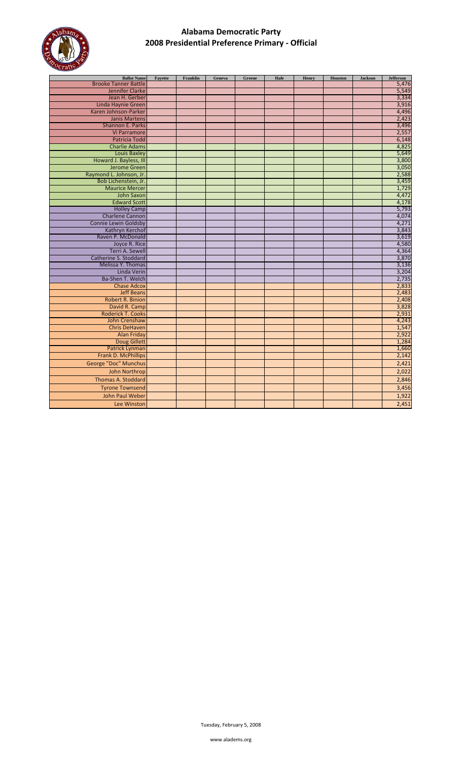# Alabama Democratic Party
## 2008 Presidential Preference Primary - Official

| Ballot Name | Fayette | Franklin | Geneva | Greene | Hale | Henry | Houston | Jackson | Jefferson |
|---|---|---|---|---|---|---|---|---|---|
| Brooke Tanner Battle | | | | | | | | | 5,476 |
| Jennifer Clarke | | | | | | | | | 5,549 |
| Jean H. Gerber | | | | | | | | | 3,334 |
| Linda Haynie Green | | | | | | | | | 3,916 |
| Karen Johnson-Parker | | | | | | | | | 4,496 |
| Janis Martens | | | | | | | | | 2,423 |
| Shannon E. Parks | | | | | | | | | 3,496 |
| Vi Parramore | | | | | | | | | 2,557 |
| Patricia Todd | | | | | | | | | 6,148 |
| Charlie Adams | | | | | | | | | 4,825 |
| Louis Baxley | | | | | | | | | 5,649 |
| Howard J. Bayless, III | | | | | | | | | 3,800 |
| Jerome Green | | | | | | | | | 3,050 |
| Raymond L. Johnson, Jr. | | | | | | | | | 2,588 |
| Bob Lichenstein, Jr. | | | | | | | | | 3,459 |
| Maurice Mercer | | | | | | | | | 1,729 |
| John Saxon | | | | | | | | | 4,472 |
| Edward Scott | | | | | | | | | 4,178 |
| Holley Camp | | | | | | | | | 5,793 |
| Charlene Cannon | | | | | | | | | 4,074 |
| Connie Lewin Goldsby | | | | | | | | | 4,271 |
| Kathryn Kerchof | | | | | | | | | 3,843 |
| Raven P. McDonald | | | | | | | | | 3,619 |
| Joyce R. Rice | | | | | | | | | 4,580 |
| Terri A. Sewell | | | | | | | | | 4,364 |
| Catherine S. Stoddard | | | | | | | | | 3,870 |
| Melissa Y. Thomas | | | | | | | | | 3,136 |
| Linda Verin | | | | | | | | | 3,204 |
| Ba-Shen T. Welch | | | | | | | | | 2,735 |
| Chase Adcox | | | | | | | | | 2,833 |
| Jeff Beans | | | | | | | | | 2,483 |
| Robert R. Binion | | | | | | | | | 2,408 |
| David R. Camp | | | | | | | | | 3,828 |
| Roderick T. Cooks | | | | | | | | | 2,931 |
| John Crenshaw | | | | | | | | | 4,243 |
| Chris DeHaven | | | | | | | | | 1,547 |
| Alan Friday | | | | | | | | | 2,922 |
| Doug Gillett | | | | | | | | | 1,284 |
| Patrick Lynman | | | | | | | | | 1,660 |
| Frank D. McPhillips | | | | | | | | | 2,142 |
| George "Doc" Munchus | | | | | | | | | 2,421 |
| John Northrop | | | | | | | | | 2,022 |
| Thomas A. Stoddard | | | | | | | | | 2,846 |
| Tyrone Townsend | | | | | | | | | 3,456 |
| John Paul Weber | | | | | | | | | 1,922 |
| Lee Winston | | | | | | | | | 2,451 |

Tuesday, February 5, 2008

www.aladems.org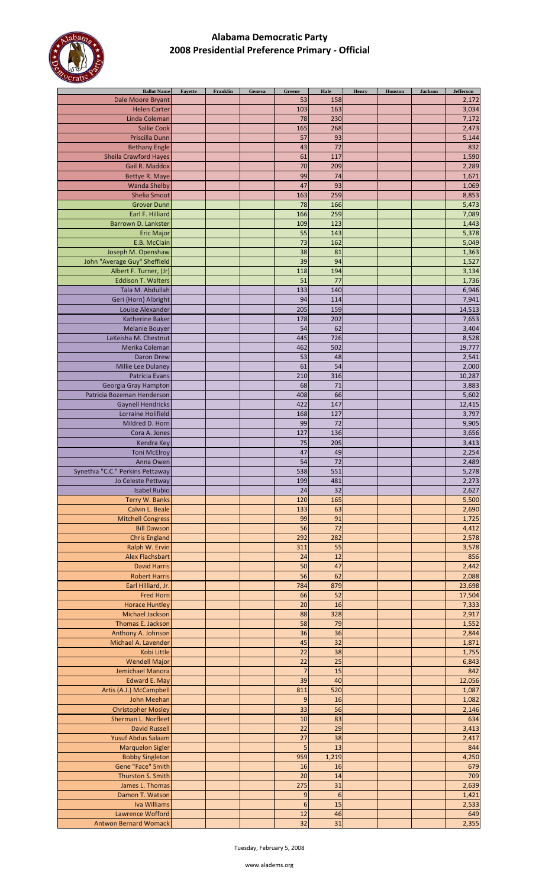# Alabama Democratic Party
## 2008 Presidential Preference Primary - Official

| Ballot Name | Fayette | Franklin | Geneva | Greene | Hale | Henry | Houston | Jackson | Jefferson |
|---|---|---|---|---|---|---|---|---|---|
| Dale Moore Bryant | | | | 53 | 158 | | | | 2,172 |
| Helen Carter | | | | 103 | 163 | | | | 3,034 |
| Linda Coleman | | | | 78 | 230 | | | | 7,172 |
| Sallie Cook | | | | 165 | 268 | | | | 2,473 |
| Priscilla Dunn | | | | 57 | 93 | | | | 5,144 |
| Bethany Engle | | | | 43 | 72 | | | | 832 |
| Sheila Crawford Hayes | | | | 61 | 117 | | | | 1,590 |
| Gail R. Maddox | | | | 70 | 209 | | | | 2,289 |
| Bettye R. Maye | | | | 99 | 74 | | | | 1,671 |
| Wanda Shelby | | | | 47 | 93 | | | | 1,069 |
| Shelia Smoot | | | | 163 | 259 | | | | 8,853 |
| Grover Dunn | | | | 78 | 166 | | | | 5,473 |
| Earl F. Hilliard | | | | 166 | 259 | | | | 7,089 |
| Barrown D. Lankster | | | | 109 | 123 | | | | 1,443 |
| Eric Major | | | | 55 | 143 | | | | 5,378 |
| E.B. McClain | | | | 73 | 162 | | | | 5,049 |
| Joseph M. Openshaw | | | | 38 | 81 | | | | 1,363 |
| John "Average Guy" Sheffield | | | | 39 | 94 | | | | 1,527 |
| Albert F. Turner, (Jr) | | | | 118 | 194 | | | | 3,134 |
| Eddison T. Walters | | | | 51 | 77 | | | | 1,736 |
| Tala M. Abdullah | | | | 133 | 140 | | | | 6,946 |
| Geri (Horn) Albright | | | | 94 | 114 | | | | 7,941 |
| Louise Alexander | | | | 205 | 159 | | | | 14,513 |
| Katherine Baker | | | | 178 | 202 | | | | 7,653 |
| Melanie Bouyer | | | | 54 | 62 | | | | 3,404 |
| LaKeisha M. Chestnut | | | | 445 | 726 | | | | 8,528 |
| Merika Coleman | | | | 462 | 502 | | | | 19,777 |
| Daron Drew | | | | 53 | 48 | | | | 2,541 |
| Millie Lee Dulaney | | | | 61 | 54 | | | | 2,000 |
| Patricia Evans | | | | 210 | 316 | | | | 10,287 |
| Georgia Gray Hampton | | | | 68 | 71 | | | | 3,883 |
| Patricia Bozeman Henderson | | | | 408 | 66 | | | | 5,602 |
| Gaynell Hendricks | | | | 422 | 147 | | | | 12,415 |
| Lorraine Holifield | | | | 168 | 127 | | | | 3,797 |
| Mildred D. Horn | | | | 99 | 72 | | | | 9,905 |
| Cora A. Jones | | | | 127 | 136 | | | | 3,656 |
| Kendra Key | | | | 75 | 205 | | | | 3,413 |
| Toni McElroy | | | | 47 | 49 | | | | 2,254 |
| Anna Owen | | | | 54 | 72 | | | | 2,489 |
| Synethia "C.C." Perkins Pettaway | | | | 538 | 551 | | | | 5,278 |
| Jo Celeste Pettway | | | | 199 | 481 | | | | 2,273 |
| Isabel Rubio | | | | 24 | 32 | | | | 2,627 |
| Terry W. Banks | | | | 120 | 165 | | | | 5,500 |
| Calvin L. Beale | | | | 133 | 63 | | | | 2,690 |
| Mitchell Congress | | | | 99 | 91 | | | | 1,725 |
| Bill Dawson | | | | 56 | 72 | | | | 4,412 |
| Chris England | | | | 292 | 282 | | | | 2,578 |
| Ralph W. Ervin | | | | 311 | 55 | | | | 3,578 |
| Alex Flachsbart | | | | 24 | 12 | | | | 856 |
| David Harris | | | | 50 | 47 | | | | 2,442 |
| Robert Harris | | | | 56 | 62 | | | | 2,088 |
| Earl Hilliard, Jr. | | | | 784 | 879 | | | | 23,698 |
| Fred Horn | | | | 66 | 52 | | | | 17,504 |
| Horace Huntley | | | | 20 | 16 | | | | 7,333 |
| Michael Jackson | | | | 88 | 328 | | | | 2,917 |
| Thomas E. Jackson | | | | 58 | 79 | | | | 1,552 |
| Anthony A. Johnson | | | | 36 | 36 | | | | 2,844 |
| Michael A. Lavender | | | | 45 | 32 | | | | 1,871 |
| Kobi Little | | | | 22 | 38 | | | | 1,755 |
| Wendell Major | | | | 22 | 25 | | | | 6,843 |
| Jemichael Manora | | | | 7 | 15 | | | | 842 |
| Edward E. May | | | | 39 | 40 | | | | 12,056 |
| Artis (A.J.) McCampbell | | | | 811 | 520 | | | | 1,087 |
| John Meehan | | | | 9 | 16 | | | | 1,082 |
| Christopher Mosley | | | | 33 | 56 | | | | 2,146 |
| Sherman L. Norfleet | | | | 10 | 83 | | | | 634 |
| David Russell | | | | 22 | 29 | | | | 3,413 |
| Yusuf Abdus Salaam | | | | 27 | 38 | | | | 2,417 |
| Marquelon Sigler | | | | 5 | 13 | | | | 844 |
| Bobby Singleton | | | | 959 | 1,219 | | | | 4,250 |
| Gene "Face" Smith | | | | 16 | 16 | | | | 679 |
| Thurston S. Smith | | | | 20 | 14 | | | | 709 |
| James L. Thomas | | | | 275 | 31 | | | | 2,639 |
| Damon T. Watson | | | | 9 | 6 | | | | 1,421 |
| Iva Williams | | | | 6 | 15 | | | | 2,533 |
| Lawrence Wofford | | | | 12 | 46 | | | | 649 |
| Antwon Bernard Womack | | | | 32 | 31 | | | | 2,355 |

Tuesday, February 5, 2008

www.aladems.org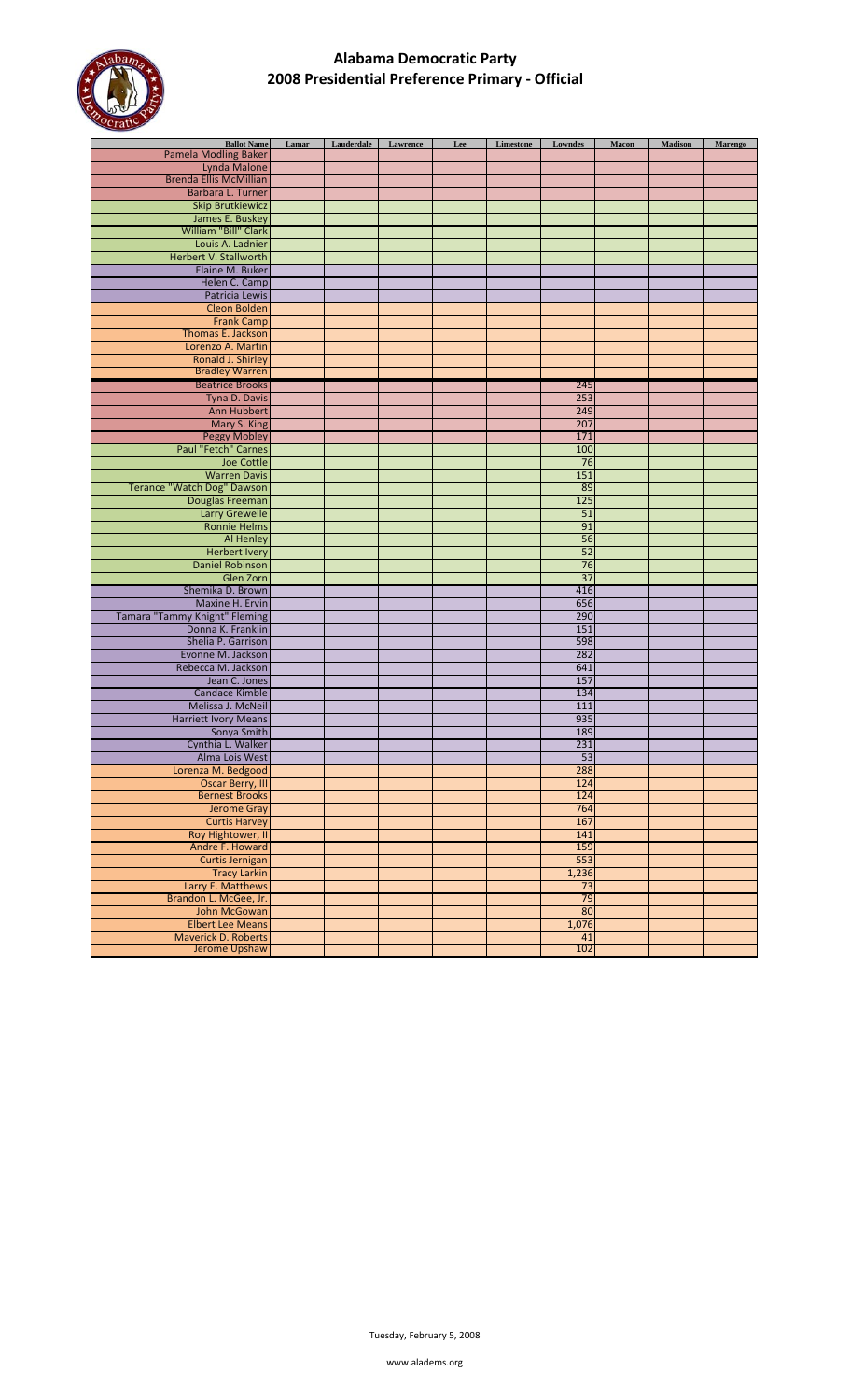# Alabama Democratic Party
## 2008 Presidential Preference Primary - Official

| Ballot Name | Lamar | Lauderdale | Lawrence | Lee | Limestone | Lowndes | Macon | Madison | Marengo |
|---|---|---|---|---|---|---|---|---|---|
| Pamela Modling Baker | | | | | | | | | |
| Lynda Malone | | | | | | | | | |
| Brenda Ellis McMillian | | | | | | | | | |
| Barbara L. Turner | | | | | | | | | |
| Skip Brutkiewicz | | | | | | | | | |
| James E. Buskey | | | | | | | | | |
| William "Bill" Clark | | | | | | | | | |
| Louis A. Ladnier | | | | | | | | | |
| Herbert V. Stallworth | | | | | | | | | |
| Elaine M. Buker | | | | | | | | | |
| Helen C. Camp | | | | | | | | | |
| Patricia Lewis | | | | | | | | | |
| Cleon Bolden | | | | | | | | | |
| Frank Camp | | | | | | | | | |
| Thomas E. Jackson | | | | | | | | | |
| Lorenzo A. Martin | | | | | | | | | |
| Ronald J. Shirley | | | | | | | | | |
| Bradley Warren | | | | | | | | | |
| Beatrice Brooks | | | | | | 245 | | | |
| Tyna D. Davis | | | | | | 253 | | | |
| Ann Hubbert | | | | | | 249 | | | |
| Mary S. King | | | | | | 207 | | | |
| Peggy Mobley | | | | | | 171 | | | |
| Paul "Fetch" Carnes | | | | | | 100 | | | |
| Joe Cottle | | | | | | 76 | | | |
| Warren Davis | | | | | | 151 | | | |
| Terance "Watch Dog" Dawson | | | | | | 89 | | | |
| Douglas Freeman | | | | | | 125 | | | |
| Larry Grewelle | | | | | | 51 | | | |
| Ronnie Helms | | | | | | 91 | | | |
| Al Henley | | | | | | 56 | | | |
| Herbert Ivery | | | | | | 52 | | | |
| Daniel Robinson | | | | | | 76 | | | |
| Glen Zorn | | | | | | 37 | | | |
| Shemika D. Brown | | | | | | 416 | | | |
| Maxine H. Ervin | | | | | | 656 | | | |
| Tamara "Tammy Knight" Fleming | | | | | | 290 | | | |
| Donna K. Franklin | | | | | | 151 | | | |
| Shelia P. Garrison | | | | | | 598 | | | |
| Evonne M. Jackson | | | | | | 282 | | | |
| Rebecca M. Jackson | | | | | | 641 | | | |
| Jean C. Jones | | | | | | 157 | | | |
| Candace Kimble | | | | | | 134 | | | |
| Melissa J. McNeil | | | | | | 111 | | | |
| Harriett Ivory Means | | | | | | 935 | | | |
| Sonya Smith | | | | | | 189 | | | |
| Cynthia L. Walker | | | | | | 231 | | | |
| Alma Lois West | | | | | | 53 | | | |
| Lorenza M. Bedgood | | | | | | 288 | | | |
| Oscar Berry, III | | | | | | 124 | | | |
| Bernest Brooks | | | | | | 124 | | | |
| Jerome Gray | | | | | | 764 | | | |
| Curtis Harvey | | | | | | 167 | | | |
| Roy Hightower, II | | | | | | 141 | | | |
| Andre F. Howard | | | | | | 159 | | | |
| Curtis Jernigan | | | | | | 553 | | | |
| Tracy Larkin | | | | | | 1,236 | | | |
| Larry E. Matthews | | | | | | 73 | | | |
| Brandon L. McGee, Jr. | | | | | | 79 | | | |
| John McGowan | | | | | | 80 | | | |
| Elbert Lee Means | | | | | | 1,076 | | | |
| Maverick D. Roberts | | | | | | 41 | | | |
| Jerome Upshaw | | | | | | 102 | | | |

Tuesday, February 5, 2008

www.aladems.org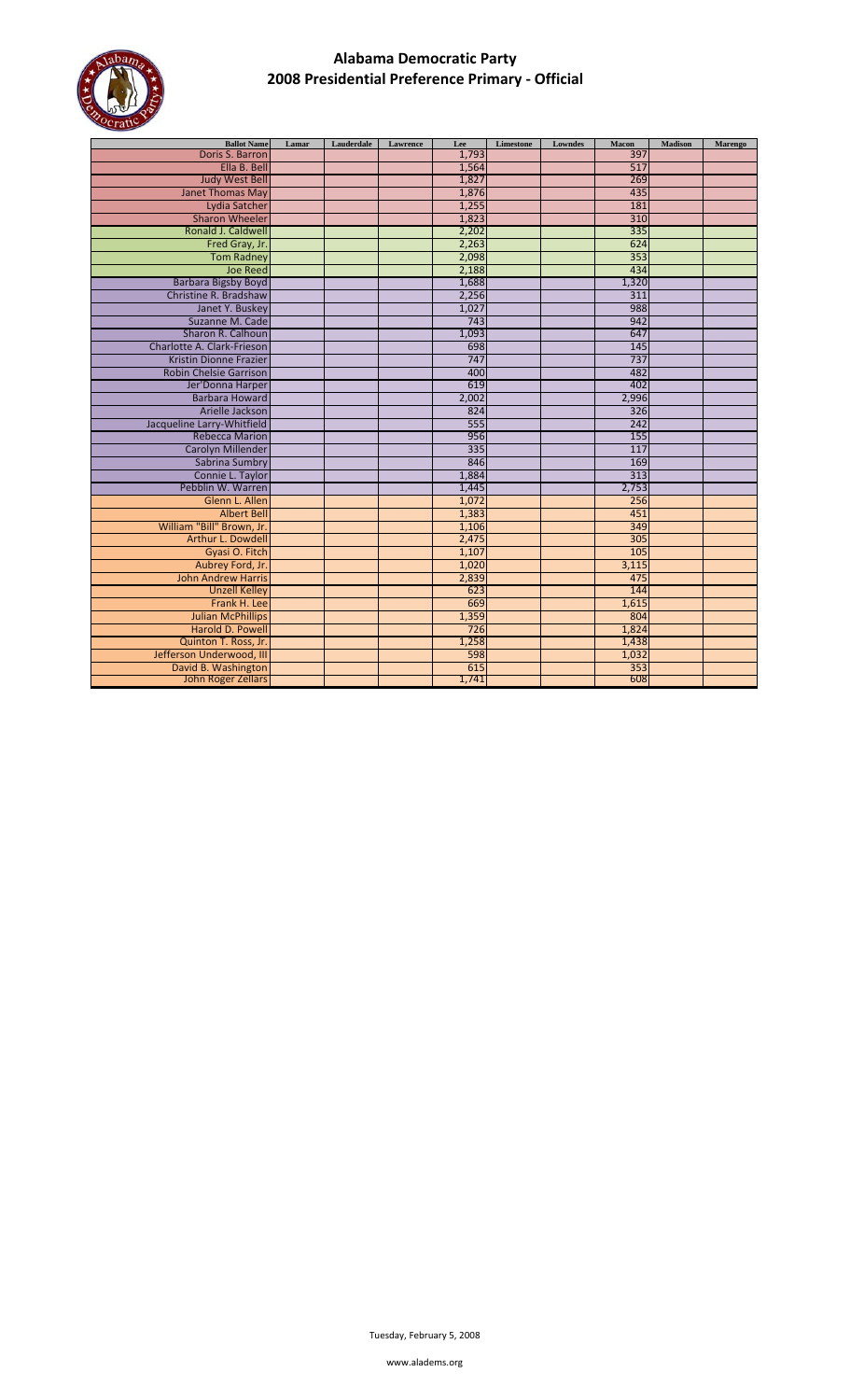# Alabama Democratic Party
## 2008 Presidential Preference Primary - Official

| Ballot Name | Lamar | Lauderdale | Lawrence | Lee | Limestone | Lowndes | Macon | Madison | Marengo |
|---|---|---|---|---|---|---|---|---|---|
| Doris S. Barron | | | | 1,793 | | | 397 | | |
| Ella B. Bell | | | | 1,564 | | | 517 | | |
| Judy West Bell | | | | 1,827 | | | 269 | | |
| Janet Thomas May | | | | 1,876 | | | 435 | | |
| Lydia Satcher | | | | 1,255 | | | 181 | | |
| Sharon Wheeler | | | | 1,823 | | | 310 | | |
| Ronald J. Caldwell | | | | 2,202 | | | 335 | | |
| Fred Gray, Jr. | | | | 2,263 | | | 624 | | |
| Tom Radney | | | | 2,098 | | | 353 | | |
| Joe Reed | | | | 2,188 | | | 434 | | |
| Barbara Bigsby Boyd | | | | 1,688 | | | 1,320 | | |
| Christine R. Bradshaw | | | | 2,256 | | | 311 | | |
| Janet Y. Buskey | | | | 1,027 | | | 988 | | |
| Suzanne M. Cade | | | | 743 | | | 942 | | |
| Sharon R. Calhoun | | | | 1,093 | | | 647 | | |
| Charlotte A. Clark-Frieson | | | | 698 | | | 145 | | |
| Kristin Dionne Frazier | | | | 747 | | | 737 | | |
| Robin Chelsie Garrison | | | | 400 | | | 482 | | |
| Jer'Donna Harper | | | | 619 | | | 402 | | |
| Barbara Howard | | | | 2,002 | | | 2,996 | | |
| Arielle Jackson | | | | 824 | | | 326 | | |
| Jacqueline Larry-Whitfield | | | | 555 | | | 242 | | |
| Rebecca Marion | | | | 956 | | | 155 | | |
| Carolyn Millender | | | | 335 | | | 117 | | |
| Sabrina Sumbry | | | | 846 | | | 169 | | |
| Connie L. Taylor | | | | 1,884 | | | 313 | | |
| Pebblin W. Warren | | | | 1,445 | | | 2,753 | | |
| Glenn L. Allen | | | | 1,072 | | | 256 | | |
| Albert Bell | | | | 1,383 | | | 451 | | |
| William "Bill" Brown, Jr. | | | | 1,106 | | | 349 | | |
| Arthur L. Dowdell | | | | 2,475 | | | 305 | | |
| Gyasi O. Fitch | | | | 1,107 | | | 105 | | |
| Aubrey Ford, Jr. | | | | 1,020 | | | 3,115 | | |
| John Andrew Harris | | | | 2,839 | | | 475 | | |
| Unzell Kelley | | | | 623 | | | 144 | | |
| Frank H. Lee | | | | 669 | | | 1,615 | | |
| Julian McPhillips | | | | 1,359 | | | 804 | | |
| Harold D. Powell | | | | 726 | | | 1,824 | | |
| Quinton T. Ross, Jr. | | | | 1,258 | | | 1,438 | | |
| Jefferson Underwood, III | | | | 598 | | | 1,032 | | |
| David B. Washington | | | | 615 | | | 353 | | |
| John Roger Zellars | | | | 1,741 | | | 608 | | |

Tuesday, February 5, 2008

www.aladems.org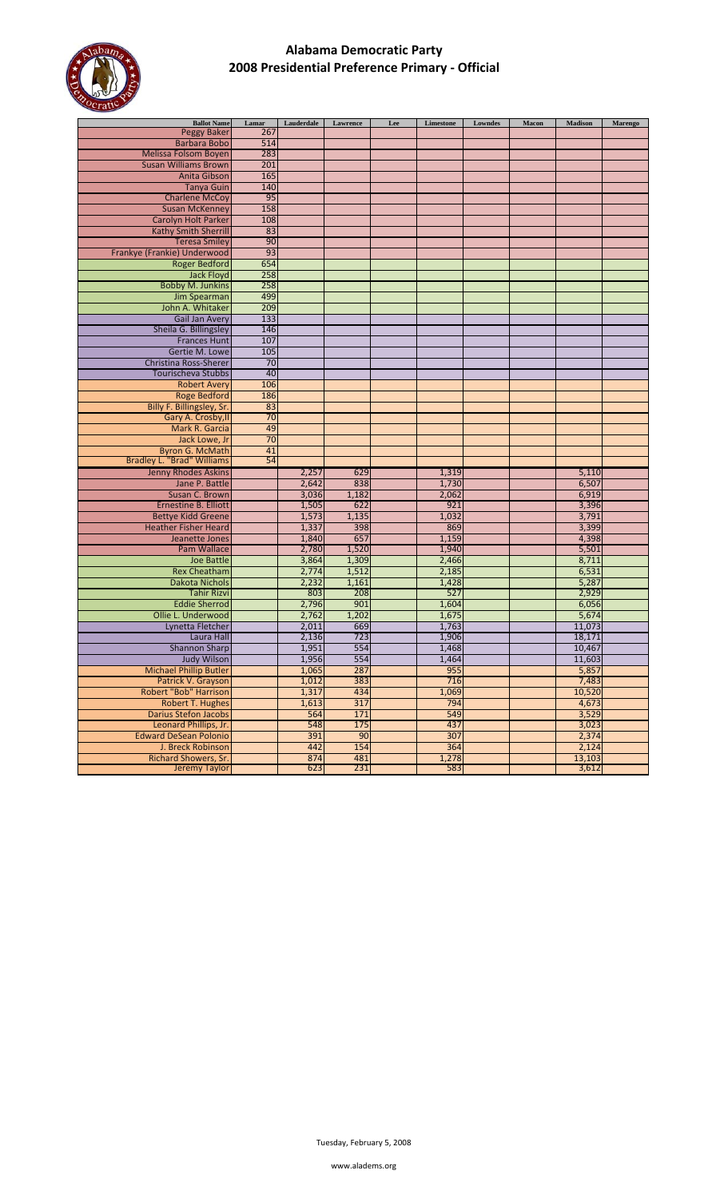# Alabama Democratic Party
## 2008 Presidential Preference Primary - Official

| Ballot Name | Lamar | Lauderdale | Lawrence | Lee | Limestone | Lowndes | Macon | Madison | Marengo |
|---|---|---|---|---|---|---|---|---|---|
| Peggy Baker | 267 | | | | | | | | |
| Barbara Bobo | 514 | | | | | | | | |
| Melissa Folsom Boyen | 283 | | | | | | | | |
| Susan Williams Brown | 201 | | | | | | | | |
| Anita Gibson | 165 | | | | | | | | |
| Tanya Guin | 140 | | | | | | | | |
| Charlene McCoy | 95 | | | | | | | | |
| Susan McKenney | 158 | | | | | | | | |
| Carolyn Holt Parker | 108 | | | | | | | | |
| Kathy Smith Sherrill | 83 | | | | | | | | |
| Teresa Smiley | 90 | | | | | | | | |
| Frankye (Frankie) Underwood | 93 | | | | | | | | |
| Roger Bedford | 654 | | | | | | | | |
| Jack Floyd | 258 | | | | | | | | |
| Bobby M. Junkins | 258 | | | | | | | | |
| Jim Spearman | 499 | | | | | | | | |
| John A. Whitaker | 209 | | | | | | | | |
| Gail Jan Avery | 133 | | | | | | | | |
| Sheila G. Billingsley | 146 | | | | | | | | |
| Frances Hunt | 107 | | | | | | | | |
| Gertie M. Lowe | 105 | | | | | | | | |
| Christina Ross-Sherer | 70 | | | | | | | | |
| Tourischeva Stubbs | 40 | | | | | | | | |
| Robert Avery | 106 | | | | | | | | |
| Roge Bedford | 186 | | | | | | | | |
| Billy F. Billingsley, Sr. | 83 | | | | | | | | |
| Gary A. Crosby,II | 70 | | | | | | | | |
| Mark R. Garcia | 49 | | | | | | | | |
| Jack Lowe, Jr | 70 | | | | | | | | |
| Byron G. McMath | 41 | | | | | | | | |
| Bradley L. "Brad" Williams | 54 | | | | | | | | |
| Jenny Rhodes Askins | | 2,257 | 629 | | 1,319 | | | 5,110 | |
| Jane P. Battle | | 2,642 | 838 | | 1,730 | | | 6,507 | |
| Susan C. Brown | | 3,036 | 1,182 | | 2,062 | | | 6,919 | |
| Ernestine B. Elliott | | 1,505 | 622 | | 921 | | | 3,396 | |
| Bettye Kidd Greene | | 1,573 | 1,135 | | 1,032 | | | 3,791 | |
| Heather Fisher Heard | | 1,337 | 398 | | 869 | | | 3,399 | |
| Jeanette Jones | | 1,840 | 657 | | 1,159 | | | 4,398 | |
| Pam Wallace | | 2,780 | 1,520 | | 1,940 | | | 5,501 | |
| Joe Battle | | 3,864 | 1,309 | | 2,466 | | | 8,711 | |
| Rex Cheatham | | 2,774 | 1,512 | | 2,185 | | | 6,531 | |
| Dakota Nichols | | 2,232 | 1,161 | | 1,428 | | | 5,287 | |
| Tahir Rizvi | | 803 | 208 | | 527 | | | 2,929 | |
| Eddie Sherrod | | 2,796 | 901 | | 1,604 | | | 6,056 | |
| Ollie L. Underwood | | 2,762 | 1,202 | | 1,675 | | | 5,674 | |
| Lynetta Fletcher | | 2,011 | 669 | | 1,763 | | | 11,073 | |
| Laura Hall | | 2,136 | 723 | | 1,906 | | | 18,171 | |
| Shannon Sharp | | 1,951 | 554 | | 1,468 | | | 10,467 | |
| Judy Wilson | | 1,956 | 554 | | 1,464 | | | 11,603 | |
| Michael Phillip Butler | | 1,065 | 287 | | 955 | | | 5,857 | |
| Patrick V. Grayson | | 1,012 | 383 | | 716 | | | 7,483 | |
| Robert "Bob" Harrison | | 1,317 | 434 | | 1,069 | | | 10,520 | |
| Robert T. Hughes | | 1,613 | 317 | | 794 | | | 4,673 | |
| Darius Stefon Jacobs | | 564 | 171 | | 549 | | | 3,529 | |
| Leonard Phillips, Jr. | | 548 | 175 | | 437 | | | 3,023 | |
| Edward DeSean Polonio | | 391 | 90 | | 307 | | | 2,374 | |
| J. Breck Robinson | | 442 | 154 | | 364 | | | 2,124 | |
| Richard Showers, Sr. | | 874 | 481 | | 1,278 | | | 13,103 | |
| Jeremy Taylor | | 623 | 231 | | 583 | | | 3,612 | |

Tuesday, February 5, 2008

www.aladems.org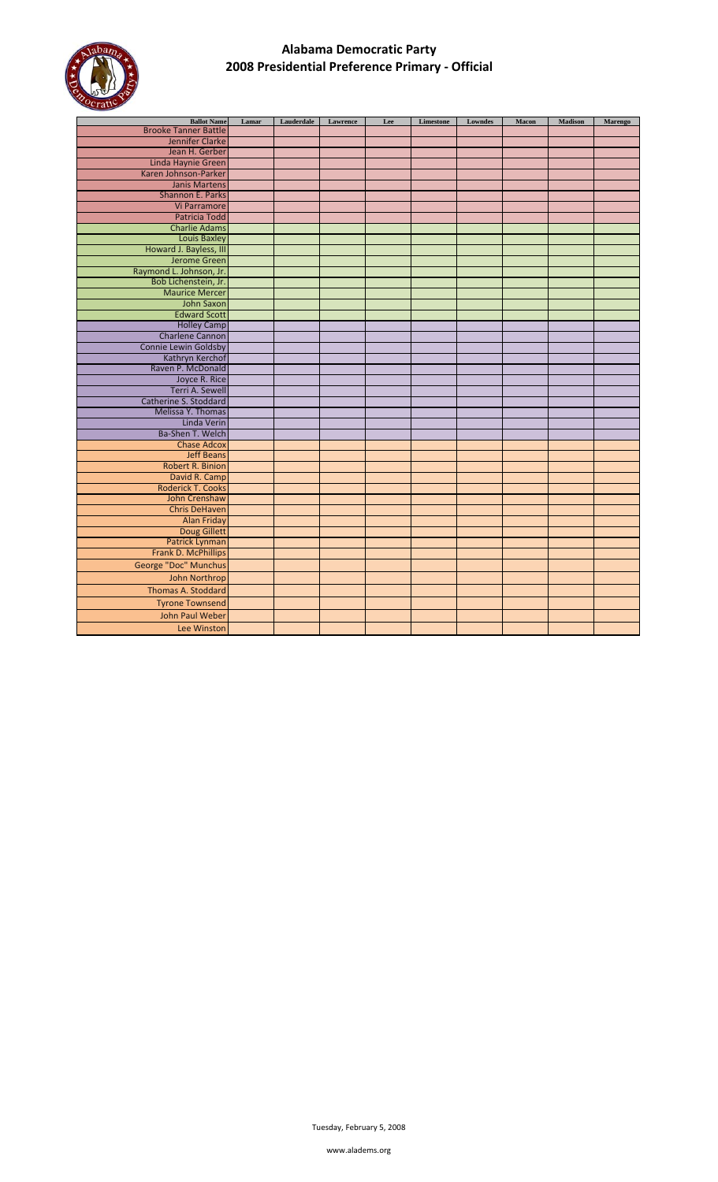# Alabama Democratic Party
## 2008 Presidential Preference Primary - Official

| Ballot Name | Lamar | Lauderdale | Lawrence | Lee | Limestone | Lowndes | Macon | Madison | Marengo |
|---|---|---|---|---|---|---|---|---|---|
| Brooke Tanner Battle | | | | | | | | | |
| Jennifer Clarke | | | | | | | | | |
| Jean H. Gerber | | | | | | | | | |
| Linda Haynie Green | | | | | | | | | |
| Karen Johnson-Parker | | | | | | | | | |
| Janis Martens | | | | | | | | | |
| Shannon E. Parks | | | | | | | | | |
| Vi Parramore | | | | | | | | | |
| Patricia Todd | | | | | | | | | |
| Charlie Adams | | | | | | | | | |
| Louis Baxley | | | | | | | | | |
| Howard J. Bayless, III | | | | | | | | | |
| Jerome Green | | | | | | | | | |
| Raymond L. Johnson, Jr. | | | | | | | | | |
| Bob Lichenstein, Jr. | | | | | | | | | |
| Maurice Mercer | | | | | | | | | |
| John Saxon | | | | | | | | | |
| Edward Scott | | | | | | | | | |
| Holley Camp | | | | | | | | | |
| Charlene Cannon | | | | | | | | | |
| Connie Lewin Goldsby | | | | | | | | | |
| Kathryn Kerchof | | | | | | | | | |
| Raven P. McDonald | | | | | | | | | |
| Joyce R. Rice | | | | | | | | | |
| Terri A. Sewell | | | | | | | | | |
| Catherine S. Stoddard | | | | | | | | | |
| Melissa Y. Thomas | | | | | | | | | |
| Linda Verin | | | | | | | | | |
| Ba-Shen T. Welch | | | | | | | | | |
| Chase Adcox | | | | | | | | | |
| Jeff Beans | | | | | | | | | |
| Robert R. Binion | | | | | | | | | |
| David R. Camp | | | | | | | | | |
| Roderick T. Cooks | | | | | | | | | |
| John Crenshaw | | | | | | | | | |
| Chris DeHaven | | | | | | | | | |
| Alan Friday | | | | | | | | | |
| Doug Gillett | | | | | | | | | |
| Patrick Lynman | | | | | | | | | |
| Frank D. McPhillips | | | | | | | | | |
| George "Doc" Munchus | | | | | | | | | |
| John Northrop | | | | | | | | | |
| Thomas A. Stoddard | | | | | | | | | |
| Tyrone Townsend | | | | | | | | | |
| John Paul Weber | | | | | | | | | |
| Lee Winston | | | | | | | | | |

Tuesday, February 5, 2008

www.aladems.org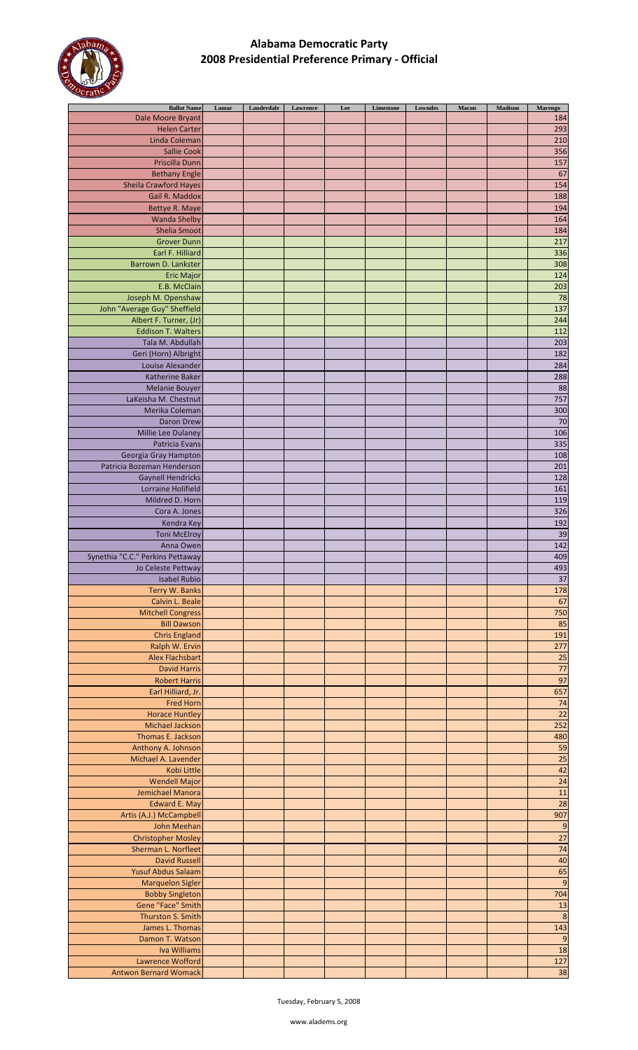# Alabama Democratic Party
## 2008 Presidential Preference Primary - Official

| Ballot Name | Lamar | Lauderdale | Lawrence | Lee | Limestone | Lowndes | Macon | Madison | Marengo |
|---|---|---|---|---|---|---|---|---|---|
| Dale Moore Bryant | | | | | | | | | 184 |
| Helen Carter | | | | | | | | | 293 |
| Linda Coleman | | | | | | | | | 210 |
| Sallie Cook | | | | | | | | | 356 |
| Priscilla Dunn | | | | | | | | | 157 |
| Bethany Engle | | | | | | | | | 67 |
| Sheila Crawford Hayes | | | | | | | | | 154 |
| Gail R. Maddox | | | | | | | | | 188 |
| Bettye R. Maye | | | | | | | | | 194 |
| Wanda Shelby | | | | | | | | | 164 |
| Shelia Smoot | | | | | | | | | 184 |
| Grover Dunn | | | | | | | | | 217 |
| Earl F. Hilliard | | | | | | | | | 336 |
| Barrown D. Lankster | | | | | | | | | 308 |
| Eric Major | | | | | | | | | 124 |
| E.B. McClain | | | | | | | | | 203 |
| Joseph M. Openshaw | | | | | | | | | 78 |
| John "Average Guy" Sheffield | | | | | | | | | 137 |
| Albert F. Turner, (Jr) | | | | | | | | | 244 |
| Eddison T. Walters | | | | | | | | | 112 |
| Tala M. Abdullah | | | | | | | | | 203 |
| Geri (Horn) Albright | | | | | | | | | 182 |
| Louise Alexander | | | | | | | | | 284 |
| Katherine Baker | | | | | | | | | 288 |
| Melanie Bouyer | | | | | | | | | 88 |
| LaKeisha M. Chestnut | | | | | | | | | 757 |
| Merika Coleman | | | | | | | | | 300 |
| Daron Drew | | | | | | | | | 70 |
| Millie Lee Dulaney | | | | | | | | | 106 |
| Patricia Evans | | | | | | | | | 335 |
| Georgia Gray Hampton | | | | | | | | | 108 |
| Patricia Bozeman Henderson | | | | | | | | | 201 |
| Gaynell Hendricks | | | | | | | | | 128 |
| Lorraine Holifield | | | | | | | | | 161 |
| Mildred D. Horn | | | | | | | | | 119 |
| Cora A. Jones | | | | | | | | | 326 |
| Kendra Key | | | | | | | | | 192 |
| Toni McElroy | | | | | | | | | 39 |
| Anna Owen | | | | | | | | | 142 |
| Synethia "C.C." Perkins Pettaway | | | | | | | | | 409 |
| Jo Celeste Pettway | | | | | | | | | 493 |
| Isabel Rubio | | | | | | | | | 37 |
| Terry W. Banks | | | | | | | | | 178 |
| Calvin L. Beale | | | | | | | | | 67 |
| Mitchell Congress | | | | | | | | | 750 |
| Bill Dawson | | | | | | | | | 85 |
| Chris England | | | | | | | | | 191 |
| Ralph W. Ervin | | | | | | | | | 277 |
| Alex Flachsbart | | | | | | | | | 25 |
| David Harris | | | | | | | | | 77 |
| Robert Harris | | | | | | | | | 97 |
| Earl Hilliard, Jr. | | | | | | | | | 657 |
| Fred Horn | | | | | | | | | 74 |
| Horace Huntley | | | | | | | | | 22 |
| Michael Jackson | | | | | | | | | 252 |
| Thomas E. Jackson | | | | | | | | | 480 |
| Anthony A. Johnson | | | | | | | | | 59 |
| Michael A. Lavender | | | | | | | | | 25 |
| Kobi Little | | | | | | | | | 42 |
| Wendell Major | | | | | | | | | 24 |
| Jemichael Manora | | | | | | | | | 11 |
| Edward E. May | | | | | | | | | 28 |
| Artis (A.J.) McCampbell | | | | | | | | | 907 |
| John Meehan | | | | | | | | | 9 |
| Christopher Mosley | | | | | | | | | 27 |
| Sherman L. Norfleet | | | | | | | | | 74 |
| David Russell | | | | | | | | | 40 |
| Yusuf Abdus Salaam | | | | | | | | | 65 |
| Marquelon Sigler | | | | | | | | | 9 |
| Bobby Singleton | | | | | | | | | 704 |
| Gene "Face" Smith | | | | | | | | | 13 |
| Thurston S. Smith | | | | | | | | | 8 |
| James L. Thomas | | | | | | | | | 143 |
| Damon T. Watson | | | | | | | | | 9 |
| Iva Williams | | | | | | | | | 18 |
| Lawrence Wofford | | | | | | | | | 127 |
| Antwon Bernard Womack | | | | | | | | | 38 |

Tuesday, February 5, 2008

www.aladems.org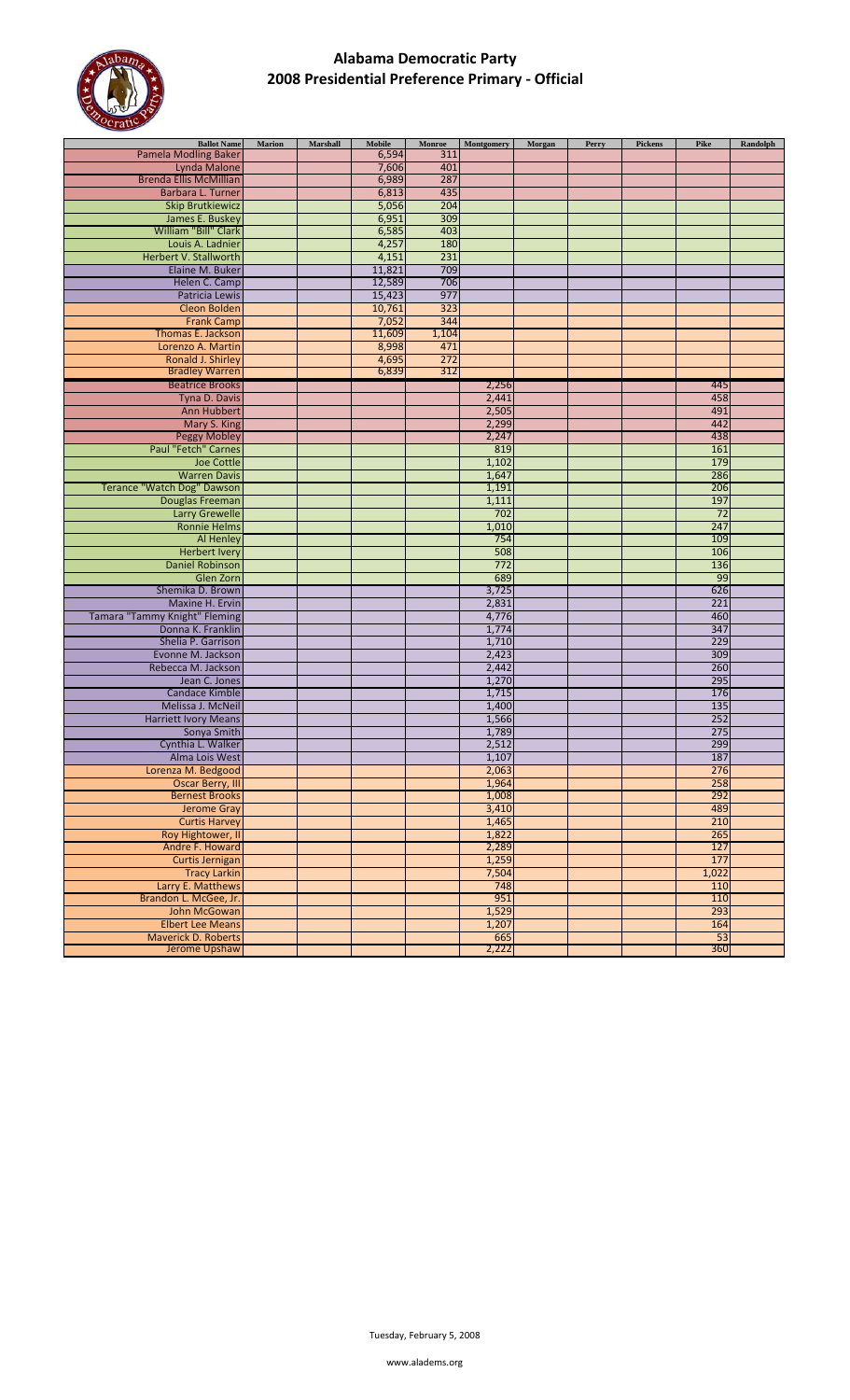# Alabama Democratic Party
## 2008 Presidential Preference Primary - Official

| Ballot Name | Marion | Marshall | Mobile | Monroe | Montgomery | Morgan | Perry | Pickens | Pike | Randolph |
|---|---|---|---|---|---|---|---|---|---|---|
| Pamela Modling Baker | | | 6,594 | 311 | | | | | | |
| Lynda Malone | | | 7,606 | 401 | | | | | | |
| Brenda Ellis McMillian | | | 6,989 | 287 | | | | | | |
| Barbara L. Turner | | | 6,813 | 435 | | | | | | |
| Skip Brutkiewicz | | | 5,056 | 204 | | | | | | |
| James E. Buskey | | | 6,951 | 309 | | | | | | |
| William "Bill" Clark | | | 6,585 | 403 | | | | | | |
| Louis A. Ladnier | | | 4,257 | 180 | | | | | | |
| Herbert V. Stallworth | | | 4,151 | 231 | | | | | | |
| Elaine M. Buker | | | 11,821 | 709 | | | | | | |
| Helen C. Camp | | | 12,589 | 706 | | | | | | |
| Patricia Lewis | | | 15,423 | 977 | | | | | | |
| Cleon Bolden | | | 10,761 | 323 | | | | | | |
| Frank Camp | | | 7,052 | 344 | | | | | | |
| Thomas E. Jackson | | | 11,609 | 1,104 | | | | | | |
| Lorenzo A. Martin | | | 8,998 | 471 | | | | | | |
| Ronald J. Shirley | | | 4,695 | 272 | | | | | | |
| Bradley Warren | | | 6,839 | 312 | | | | | | |
| Beatrice Brooks | | | | | 2,256 | | | | 445 | |
| Tyna D. Davis | | | | | 2,441 | | | | 458 | |
| Ann Hubbert | | | | | 2,505 | | | | 491 | |
| Mary S. King | | | | | 2,299 | | | | 442 | |
| Peggy Mobley | | | | | 2,247 | | | | 438 | |
| Paul "Fetch" Carnes | | | | | 819 | | | | 161 | |
| Joe Cottle | | | | | 1,102 | | | | 179 | |
| Warren Davis | | | | | 1,647 | | | | 286 | |
| Terance "Watch Dog" Dawson | | | | | 1,191 | | | | 206 | |
| Douglas Freeman | | | | | 1,111 | | | | 197 | |
| Larry Grewelle | | | | | 702 | | | | 72 | |
| Ronnie Helms | | | | | 1,010 | | | | 247 | |
| Al Henley | | | | | 754 | | | | 109 | |
| Herbert Ivery | | | | | 508 | | | | 106 | |
| Daniel Robinson | | | | | 772 | | | | 136 | |
| Glen Zorn | | | | | 689 | | | | 99 | |
| Shemika D. Brown | | | | | 3,725 | | | | 626 | |
| Maxine H. Ervin | | | | | 2,831 | | | | 221 | |
| Tamara "Tammy Knight" Fleming | | | | | 4,776 | | | | 460 | |
| Donna K. Franklin | | | | | 1,774 | | | | 347 | |
| Shelia P. Garrison | | | | | 1,710 | | | | 229 | |
| Evonne M. Jackson | | | | | 2,423 | | | | 309 | |
| Rebecca M. Jackson | | | | | 2,442 | | | | 260 | |
| Jean C. Jones | | | | | 1,270 | | | | 295 | |
| Candace Kimble | | | | | 1,715 | | | | 176 | |
| Melissa J. McNeil | | | | | 1,400 | | | | 135 | |
| Harriett Ivory Means | | | | | 1,566 | | | | 252 | |
| Sonya Smith | | | | | 1,789 | | | | 275 | |
| Cynthia L. Walker | | | | | 2,512 | | | | 299 | |
| Alma Lois West | | | | | 1,107 | | | | 187 | |
| Lorenza M. Bedgood | | | | | 2,063 | | | | 276 | |
| Oscar Berry, III | | | | | 1,964 | | | | 258 | |
| Bernest Brooks | | | | | 1,008 | | | | 292 | |
| Jerome Gray | | | | | 3,410 | | | | 489 | |
| Curtis Harvey | | | | | 1,465 | | | | 210 | |
| Roy Hightower, II | | | | | 1,822 | | | | 265 | |
| Andre F. Howard | | | | | 2,289 | | | | 127 | |
| Curtis Jernigan | | | | | 1,259 | | | | 177 | |
| Tracy Larkin | | | | | 7,504 | | | | 1,022 | |
| Larry E. Matthews | | | | | 748 | | | | 110 | |
| Brandon L. McGee, Jr. | | | | | 951 | | | | 110 | |
| John McGowan | | | | | 1,529 | | | | 293 | |
| Elbert Lee Means | | | | | 1,207 | | | | 164 | |
| Maverick D. Roberts | | | | | 665 | | | | 53 | |
| Jerome Upshaw | | | | | 2,222 | | | | 360 | |

Tuesday, February 5, 2008

www.aladems.org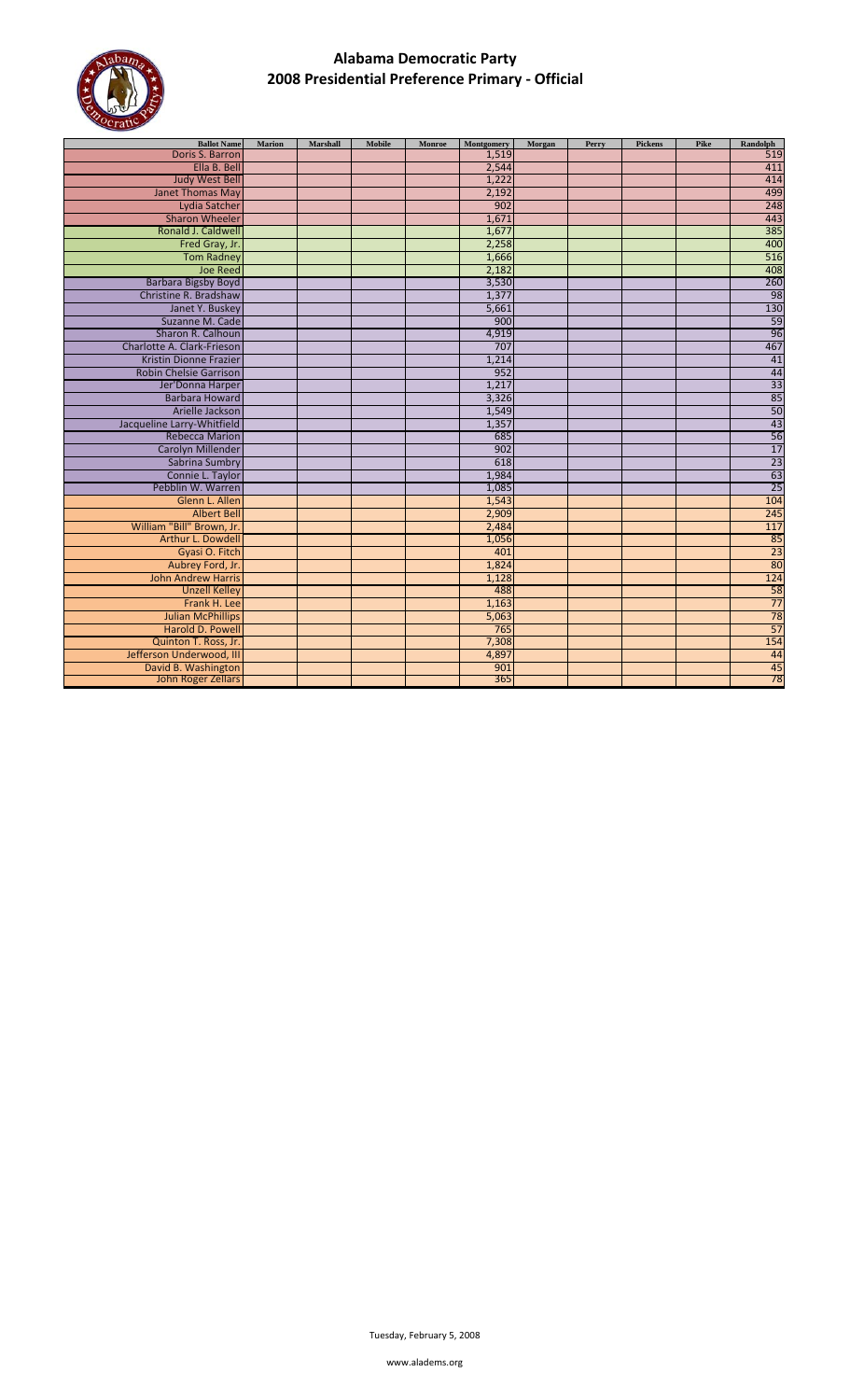# Alabama Democratic Party
## 2008 Presidential Preference Primary - Official

| Ballot Name | Marion | Marshall | Mobile | Monroe | Montgomery | Morgan | Perry | Pickens | Pike | Randolph |
|---|---|---|---|---|---|---|---|---|---|---|
| Doris S. Barron | | | | | 1,519 | | | | | 519 |
| Ella B. Bell | | | | | 2,544 | | | | | 411 |
| Judy West Bell | | | | | 1,222 | | | | | 414 |
| Janet Thomas May | | | | | 2,192 | | | | | 499 |
| Lydia Satcher | | | | | 902 | | | | | 248 |
| Sharon Wheeler | | | | | 1,671 | | | | | 443 |
| Ronald J. Caldwell | | | | | 1,677 | | | | | 385 |
| Fred Gray, Jr. | | | | | 2,258 | | | | | 400 |
| Tom Radney | | | | | 1,666 | | | | | 516 |
| Joe Reed | | | | | 2,182 | | | | | 408 |
| Barbara Bigsby Boyd | | | | | 3,530 | | | | | 260 |
| Christine R. Bradshaw | | | | | 1,377 | | | | | 98 |
| Janet Y. Buskey | | | | | 5,661 | | | | | 130 |
| Suzanne M. Cade | | | | | 900 | | | | | 59 |
| Sharon R. Calhoun | | | | | 4,919 | | | | | 96 |
| Charlotte A. Clark-Frieson | | | | | 707 | | | | | 467 |
| Kristin Dionne Frazier | | | | | 1,214 | | | | | 41 |
| Robin Chelsie Garrison | | | | | 952 | | | | | 44 |
| Jer'Donna Harper | | | | | 1,217 | | | | | 33 |
| Barbara Howard | | | | | 3,326 | | | | | 85 |
| Arielle Jackson | | | | | 1,549 | | | | | 50 |
| Jacqueline Larry-Whitfield | | | | | 1,357 | | | | | 43 |
| Rebecca Marion | | | | | 685 | | | | | 56 |
| Carolyn Millender | | | | | 902 | | | | | 17 |
| Sabrina Sumbry | | | | | 618 | | | | | 23 |
| Connie L. Taylor | | | | | 1,984 | | | | | 63 |
| Pebblin W. Warren | | | | | 1,085 | | | | | 25 |
| Glenn L. Allen | | | | | 1,543 | | | | | 104 |
| Albert Bell | | | | | 2,909 | | | | | 245 |
| William "Bill" Brown, Jr. | | | | | 2,484 | | | | | 117 |
| Arthur L. Dowdell | | | | | 1,056 | | | | | 85 |
| Gyasi O. Fitch | | | | | 401 | | | | | 23 |
| Aubrey Ford, Jr. | | | | | 1,824 | | | | | 80 |
| John Andrew Harris | | | | | 1,128 | | | | | 124 |
| Unzell Kelley | | | | | 488 | | | | | 58 |
| Frank H. Lee | | | | | 1,163 | | | | | 77 |
| Julian McPhillips | | | | | 5,063 | | | | | 78 |
| Harold D. Powell | | | | | 765 | | | | | 57 |
| Quinton T. Ross, Jr. | | | | | 7,308 | | | | | 154 |
| Jefferson Underwood, III | | | | | 4,897 | | | | | 44 |
| David B. Washington | | | | | 901 | | | | | 45 |
| John Roger Zellars | | | | | 365 | | | | | 78 |

Tuesday, February 5, 2008

www.aladems.org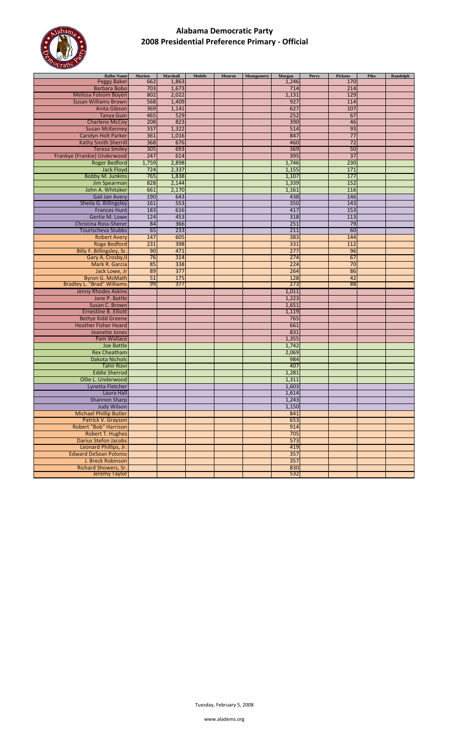# Alabama Democratic Party
## 2008 Presidential Preference Primary - Official

| Ballot Name | Marion | Marshall | Mobile | Monroe | Montgomery | Morgan | Perry | Pickens | Pike | Randolph |
|---|---|---|---|---|---|---|---|---|---|---|
| Peggy Baker | 662 | 1,863 | | | | 1,246 | | 170 | | |
| Barbara Bobo | 703 | 1,673 | | | | 714 | | 214 | | |
| Melissa Folsom Boyen | 802 | 2,022 | | | | 1,131 | | 129 | | |
| Susan Williams Brown | 568 | 1,409 | | | | 927 | | 114 | | |
| Anita Gibson | 369 | 1,141 | | | | 627 | | 107 | | |
| Tanya Guin | 465 | 529 | | | | 252 | | 67 | | |
| Charlene McCoy | 208 | 823 | | | | 390 | | 46 | | |
| Susan McKenney | 337 | 1,322 | | | | 514 | | 93 | | |
| Carolyn Holt Parker | 361 | 1,016 | | | | 847 | | 77 | | |
| Kathy Smith Sherrill | 368 | 676 | | | | 460 | | 72 | | |
| Teresa Smiley | 305 | 693 | | | | 369 | | 50 | | |
| Frankye (Frankie) Underwood | 247 | 614 | | | | 395 | | 37 | | |
| Roger Bedford | 1,759 | 2,898 | | | | 1,746 | | 230 | | |
| Jack Floyd | 724 | 2,337 | | | | 1,155 | | 171 | | |
| Bobby M. Junkins | 765 | 1,838 | | | | 1,107 | | 177 | | |
| Jim Spearman | 828 | 2,144 | | | | 1,339 | | 152 | | |
| John A. Whitaker | 661 | 2,170 | | | | 1,161 | | 116 | | |
| Gail Jan Avery | 190 | 643 | | | | 438 | | 146 | | |
| Sheila G. Billingsley | 161 | 553 | | | | 350 | | 143 | | |
| Frances Hunt | 183 | 616 | | | | 417 | | 153 | | |
| Gertie M. Lowe | 124 | 453 | | | | 318 | | 113 | | |
| Christina Ross-Sherer | 84 | 366 | | | | 251 | | 79 | | |
| Tourischeva Stubbs | 65 | 233 | | | | 211 | | 60 | | |
| Robert Avery | 147 | 605 | | | | 383 | | 144 | | |
| Roge Bedford | 231 | 398 | | | | 331 | | 112 | | |
| Billy F. Billingsley, Sr. | 90 | 471 | | | | 277 | | 96 | | |
| Gary A. Crosby,II | 76 | 314 | | | | 274 | | 67 | | |
| Mark R. Garcia | 85 | 338 | | | | 224 | | 70 | | |
| Jack Lowe, Jr | 89 | 377 | | | | 264 | | 86 | | |
| Byron G. McMath | 51 | 175 | | | | 128 | | 42 | | |
| Bradley L. "Brad" Williams | 99 | 377 | | | | 273 | | 88 | | |
| Jenny Rhodes Askins | | | | | | 1,011 | | | | |
| Jane P. Battle | | | | | | 1,223 | | | | |
| Susan C. Brown | | | | | | 1,651 | | | | |
| Ernestine B. Elliott | | | | | | 1,119 | | | | |
| Bettye Kidd Greene | | | | | | 765 | | | | |
| Heather Fisher Heard | | | | | | 661 | | | | |
| Jeanette Jones | | | | | | 831 | | | | |
| Pam Wallace | | | | | | 1,355 | | | | |
| Joe Battle | | | | | | 1,742 | | | | |
| Rex Cheatham | | | | | | 2,069 | | | | |
| Dakota Nichols | | | | | | 984 | | | | |
| Tahir Rizvi | | | | | | 407 | | | | |
| Eddie Sherrod | | | | | | 1,281 | | | | |
| Ollie L. Underwood | | | | | | 1,311 | | | | |
| Lynetta Fletcher | | | | | | 1,603 | | | | |
| Laura Hall | | | | | | 1,614 | | | | |
| Shannon Sharp | | | | | | 1,243 | | | | |
| Judy Wilson | | | | | | 1,150 | | | | |
| Michael Phillip Butler | | | | | | 841 | | | | |
| Patrick V. Grayson | | | | | | 653 | | | | |
| Robert "Bob" Harrison | | | | | | 914 | | | | |
| Robert T. Hughes | | | | | | 705 | | | | |
| Darius Stefon Jacobs | | | | | | 573 | | | | |
| Leonard Phillips, Jr. | | | | | | 419 | | | | |
| Edward DeSean Polonio | | | | | | 357 | | | | |
| J. Breck Robinson | | | | | | 357 | | | | |
| Richard Showers, Sr. | | | | | | 830 | | | | |
| Jeremy Taylor | | | | | | 532 | | | | |

Tuesday, February 5, 2008

www.aladems.org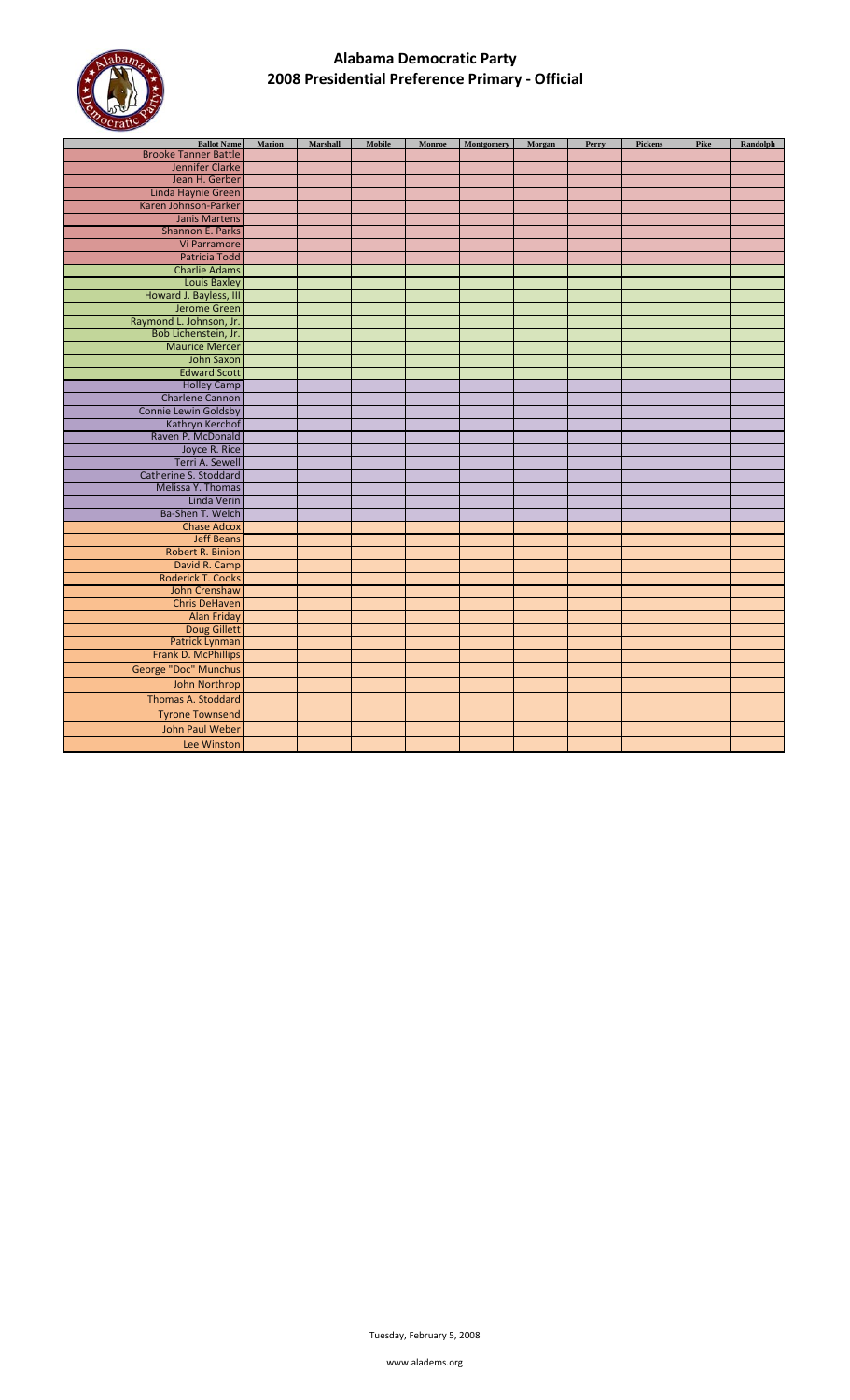# Alabama Democratic Party
## 2008 Presidential Preference Primary - Official

| Ballot Name | Marion | Marshall | Mobile | Monroe | Montgomery | Morgan | Perry | Pickens | Pike | Randolph |
|---|---|---|---|---|---|---|---|---|---|---|
| Brooke Tanner Battle | | | | | | | | | | |
| Jennifer Clarke | | | | | | | | | | |
| Jean H. Gerber | | | | | | | | | | |
| Linda Haynie Green | | | | | | | | | | |
| Karen Johnson-Parker | | | | | | | | | | |
| Janis Martens | | | | | | | | | | |
| Shannon E. Parks | | | | | | | | | | |
| Vi Parramore | | | | | | | | | | |
| Patricia Todd | | | | | | | | | | |
| Charlie Adams | | | | | | | | | | |
| Louis Baxley | | | | | | | | | | |
| Howard J. Bayless, III | | | | | | | | | | |
| Jerome Green | | | | | | | | | | |
| Raymond L. Johnson, Jr. | | | | | | | | | | |
| Bob Lichenstein, Jr. | | | | | | | | | | |
| Maurice Mercer | | | | | | | | | | |
| John Saxon | | | | | | | | | | |
| Edward Scott | | | | | | | | | | |
| Holley Camp | | | | | | | | | | |
| Charlene Cannon | | | | | | | | | | |
| Connie Lewin Goldsby | | | | | | | | | | |
| Kathryn Kerchof | | | | | | | | | | |
| Raven P. McDonald | | | | | | | | | | |
| Joyce R. Rice | | | | | | | | | | |
| Terri A. Sewell | | | | | | | | | | |
| Catherine S. Stoddard | | | | | | | | | | |
| Melissa Y. Thomas | | | | | | | | | | |
| Linda Verin | | | | | | | | | | |
| Ba-Shen T. Welch | | | | | | | | | | |
| Chase Adcox | | | | | | | | | | |
| Jeff Beans | | | | | | | | | | |
| Robert R. Binion | | | | | | | | | | |
| David R. Camp | | | | | | | | | | |
| Roderick T. Cooks | | | | | | | | | | |
| John Crenshaw | | | | | | | | | | |
| Chris DeHaven | | | | | | | | | | |
| Alan Friday | | | | | | | | | | |
| Doug Gillett | | | | | | | | | | |
| Patrick Lynman | | | | | | | | | | |
| Frank D. McPhillips | | | | | | | | | | |
| George "Doc" Munchus | | | | | | | | | | |
| John Northrop | | | | | | | | | | |
| Thomas A. Stoddard | | | | | | | | | | |
| Tyrone Townsend | | | | | | | | | | |
| John Paul Weber | | | | | | | | | | |
| Lee Winston | | | | | | | | | | |

Tuesday, February 5, 2008

www.aladems.org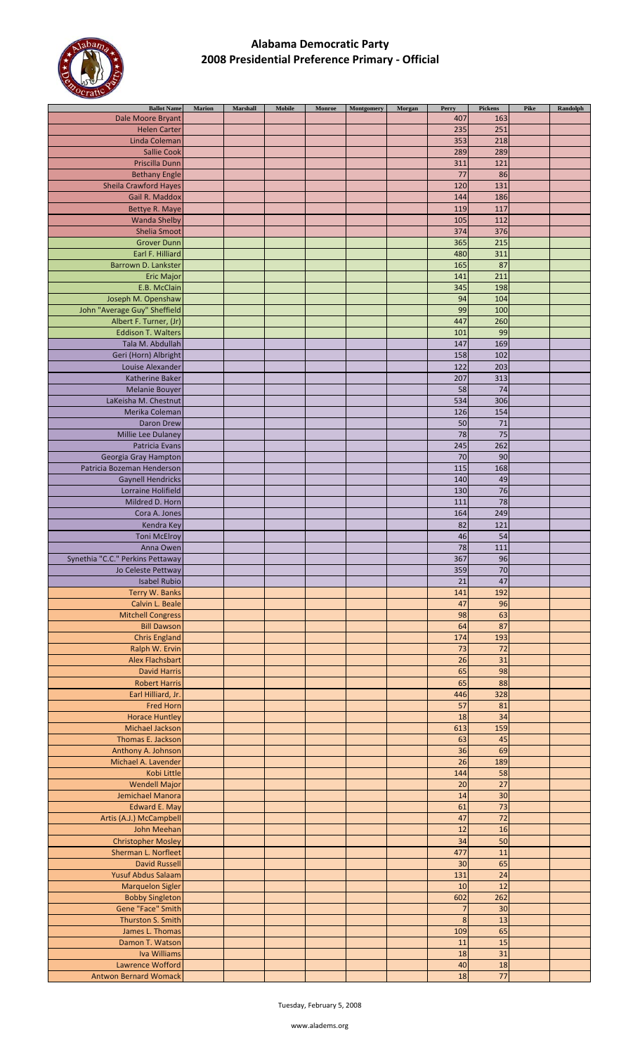# Alabama Democratic Party
## 2008 Presidential Preference Primary - Official

| Ballot Name | Marion | Marshall | Mobile | Monroe | Montgomery | Morgan | Perry | Pickens | Pike | Randolph |
|---|---|---|---|---|---|---|---|---|---|---|
| Dale Moore Bryant | | | | | | | 407 | 163 | | |
| Helen Carter | | | | | | | 235 | 251 | | |
| Linda Coleman | | | | | | | 353 | 218 | | |
| Sallie Cook | | | | | | | 289 | 289 | | |
| Priscilla Dunn | | | | | | | 311 | 121 | | |
| Bethany Engle | | | | | | | 77 | 86 | | |
| Sheila Crawford Hayes | | | | | | | 120 | 131 | | |
| Gail R. Maddox | | | | | | | 144 | 186 | | |
| Bettye R. Maye | | | | | | | 119 | 117 | | |
| Wanda Shelby | | | | | | | 105 | 112 | | |
| Shelia Smoot | | | | | | | 374 | 376 | | |
| Grover Dunn | | | | | | | 365 | 215 | | |
| Earl F. Hilliard | | | | | | | 480 | 311 | | |
| Barrown D. Lankster | | | | | | | 165 | 87 | | |
| Eric Major | | | | | | | 141 | 211 | | |
| E.B. McClain | | | | | | | 345 | 198 | | |
| Joseph M. Openshaw | | | | | | | 94 | 104 | | |
| John "Average Guy" Sheffield | | | | | | | 99 | 100 | | |
| Albert F. Turner, (Jr) | | | | | | | 447 | 260 | | |
| Eddison T. Walters | | | | | | | 101 | 99 | | |
| Tala M. Abdullah | | | | | | | 147 | 169 | | |
| Geri (Horn) Albright | | | | | | | 158 | 102 | | |
| Louise Alexander | | | | | | | 122 | 203 | | |
| Katherine Baker | | | | | | | 207 | 313 | | |
| Melanie Bouyer | | | | | | | 58 | 74 | | |
| LaKeisha M. Chestnut | | | | | | | 534 | 306 | | |
| Merika Coleman | | | | | | | 126 | 154 | | |
| Daron Drew | | | | | | | 50 | 71 | | |
| Millie Lee Dulaney | | | | | | | 78 | 75 | | |
| Patricia Evans | | | | | | | 245 | 262 | | |
| Georgia Gray Hampton | | | | | | | 70 | 90 | | |
| Patricia Bozeman Henderson | | | | | | | 115 | 168 | | |
| Gaynell Hendricks | | | | | | | 140 | 49 | | |
| Lorraine Holifield | | | | | | | 130 | 76 | | |
| Mildred D. Horn | | | | | | | 111 | 78 | | |
| Cora A. Jones | | | | | | | 164 | 249 | | |
| Kendra Key | | | | | | | 82 | 121 | | |
| Toni McElroy | | | | | | | 46 | 54 | | |
| Anna Owen | | | | | | | 78 | 111 | | |
| Synethia "C.C." Perkins Pettaway | | | | | | | 367 | 96 | | |
| Jo Celeste Pettway | | | | | | | 359 | 70 | | |
| Isabel Rubio | | | | | | | 21 | 47 | | |
| Terry W. Banks | | | | | | | 141 | 192 | | |
| Calvin L. Beale | | | | | | | 47 | 96 | | |
| Mitchell Congress | | | | | | | 98 | 63 | | |
| Bill Dawson | | | | | | | 64 | 87 | | |
| Chris England | | | | | | | 174 | 193 | | |
| Ralph W. Ervin | | | | | | | 73 | 72 | | |
| Alex Flachsbart | | | | | | | 26 | 31 | | |
| David Harris | | | | | | | 65 | 98 | | |
| Robert Harris | | | | | | | 65 | 88 | | |
| Earl Hilliard, Jr. | | | | | | | 446 | 328 | | |
| Fred Horn | | | | | | | 57 | 81 | | |
| Horace Huntley | | | | | | | 18 | 34 | | |
| Michael Jackson | | | | | | | 613 | 159 | | |
| Thomas E. Jackson | | | | | | | 63 | 45 | | |
| Anthony A. Johnson | | | | | | | 36 | 69 | | |
| Michael A. Lavender | | | | | | | 26 | 189 | | |
| Kobi Little | | | | | | | 144 | 58 | | |
| Wendell Major | | | | | | | 20 | 27 | | |
| Jemichael Manora | | | | | | | 14 | 30 | | |
| Edward E. May | | | | | | | 61 | 73 | | |
| Artis (A.J.) McCampbell | | | | | | | 47 | 72 | | |
| John Meehan | | | | | | | 12 | 16 | | |
| Christopher Mosley | | | | | | | 34 | 50 | | |
| Sherman L. Norfleet | | | | | | | 477 | 11 | | |
| David Russell | | | | | | | 30 | 65 | | |
| Yusuf Abdus Salaam | | | | | | | 131 | 24 | | |
| Marquelon Sigler | | | | | | | 10 | 12 | | |
| Bobby Singleton | | | | | | | 602 | 262 | | |
| Gene "Face" Smith | | | | | | | 7 | 30 | | |
| Thurston S. Smith | | | | | | | 8 | 13 | | |
| James L. Thomas | | | | | | | 109 | 65 | | |
| Damon T. Watson | | | | | | | 11 | 15 | | |
| Iva Williams | | | | | | | 18 | 31 | | |
| Lawrence Wofford | | | | | | | 40 | 18 | | |
| Antwon Bernard Womack | | | | | | | 18 | 77 | | |

Tuesday, February 5, 2008

www.aladems.org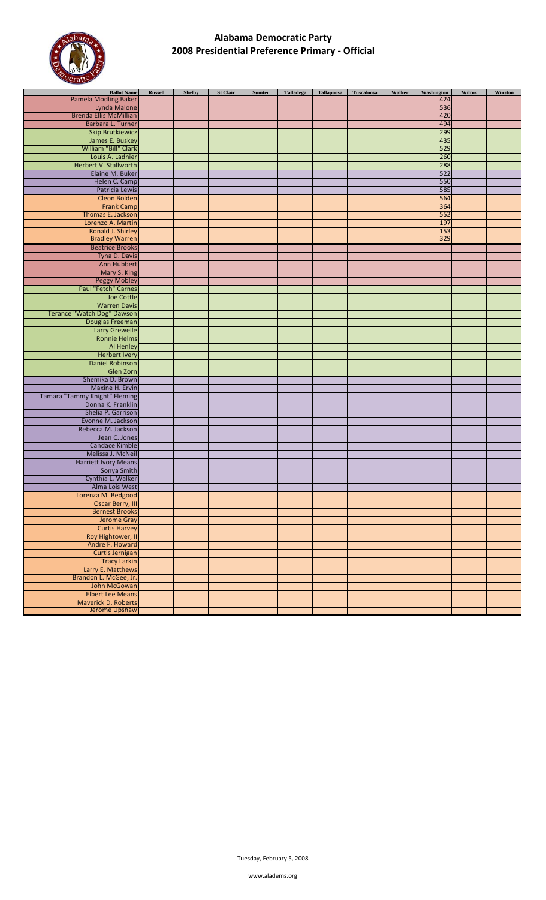# Alabama Democratic Party
## 2008 Presidential Preference Primary - Official

| Ballot Name | Russell | Shelby | St Clair | Sumter | Talladega | Tallapoosa | Tuscaloosa | Walker | Washington | Wilcox | Winston |
|---|---|---|---|---|---|---|---|---|---|---|---|
| Pamela Modling Baker | | | | | | | | | 424 | | |
| Lynda Malone | | | | | | | | | 536 | | |
| Brenda Ellis McMillian | | | | | | | | | 420 | | |
| Barbara L. Turner | | | | | | | | | 494 | | |
| Skip Brutkiewicz | | | | | | | | | 299 | | |
| James E. Buskey | | | | | | | | | 435 | | |
| William "Bill" Clark | | | | | | | | | 529 | | |
| Louis A. Ladnier | | | | | | | | | 260 | | |
| Herbert V. Stallworth | | | | | | | | | 288 | | |
| Elaine M. Buker | | | | | | | | | 522 | | |
| Helen C. Camp | | | | | | | | | 550 | | |
| Patricia Lewis | | | | | | | | | 585 | | |
| Cleon Bolden | | | | | | | | | 564 | | |
| Frank Camp | | | | | | | | | 364 | | |
| Thomas E. Jackson | | | | | | | | | 552 | | |
| Lorenzo A. Martin | | | | | | | | | 197 | | |
| Ronald J. Shirley | | | | | | | | | 153 | | |
| Bradley Warren | | | | | | | | | 329 | | |
| Beatrice Brooks | | | | | | | | | | | |
| Tyna D. Davis | | | | | | | | | | | |
| Ann Hubbert | | | | | | | | | | | |
| Mary S. King | | | | | | | | | | | |
| Peggy Mobley | | | | | | | | | | | |
| Paul "Fetch" Carnes | | | | | | | | | | | |
| Joe Cottle | | | | | | | | | | | |
| Warren Davis | | | | | | | | | | | |
| Terance "Watch Dog" Dawson | | | | | | | | | | | |
| Douglas Freeman | | | | | | | | | | | |
| Larry Grewelle | | | | | | | | | | | |
| Ronnie Helms | | | | | | | | | | | |
| Al Henley | | | | | | | | | | | |
| Herbert Ivery | | | | | | | | | | | |
| Daniel Robinson | | | | | | | | | | | |
| Glen Zorn | | | | | | | | | | | |
| Shemika D. Brown | | | | | | | | | | | |
| Maxine H. Ervin | | | | | | | | | | | |
| Tamara "Tammy Knight" Fleming | | | | | | | | | | | |
| Donna K. Franklin | | | | | | | | | | | |
| Shelia P. Garrison | | | | | | | | | | | |
| Evonne M. Jackson | | | | | | | | | | | |
| Rebecca M. Jackson | | | | | | | | | | | |
| Jean C. Jones | | | | | | | | | | | |
| Candace Kimble | | | | | | | | | | | |
| Melissa J. McNeil | | | | | | | | | | | |
| Harriett Ivory Means | | | | | | | | | | | |
| Sonya Smith | | | | | | | | | | | |
| Cynthia L. Walker | | | | | | | | | | | |
| Alma Lois West | | | | | | | | | | | |
| Lorenza M. Bedgood | | | | | | | | | | | |
| Oscar Berry, III | | | | | | | | | | | |
| Bernest Brooks | | | | | | | | | | | |
| Jerome Gray | | | | | | | | | | | |
| Curtis Harvey | | | | | | | | | | | |
| Roy Hightower, II | | | | | | | | | | | |
| Andre F. Howard | | | | | | | | | | | |
| Curtis Jernigan | | | | | | | | | | | |
| Tracy Larkin | | | | | | | | | | | |
| Larry E. Matthews | | | | | | | | | | | |
| Brandon L. McGee, Jr. | | | | | | | | | | | |
| John McGowan | | | | | | | | | | | |
| Elbert Lee Means | | | | | | | | | | | |
| Maverick D. Roberts | | | | | | | | | | | |
| Jerome Upshaw | | | | | | | | | | | |

Tuesday, February 5, 2008

www.aladems.org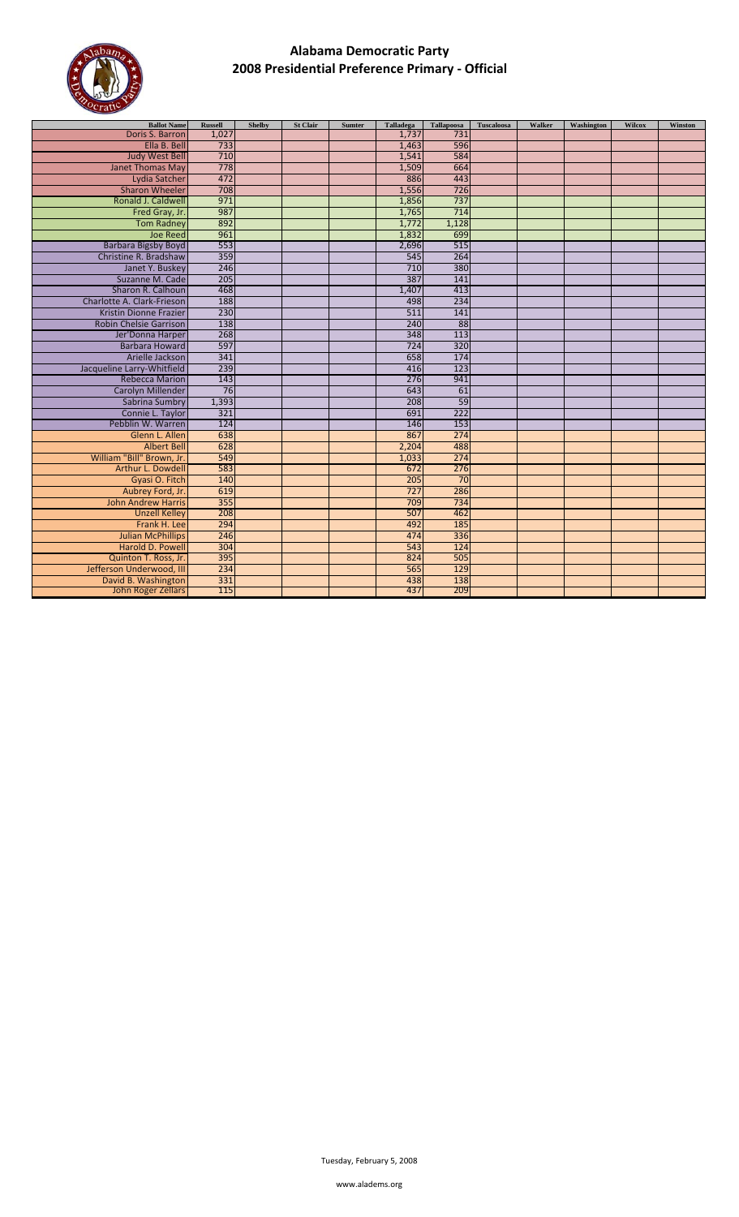# Alabama Democratic Party
## 2008 Presidential Preference Primary - Official

| Ballot Name | Russell | Shelby | St Clair | Sumter | Talladega | Tallapoosa | Tuscaloosa | Walker | Washington | Wilcox | Winston |
|---|---|---|---|---|---|---|---|---|---|---|---|
| Doris S. Barron | 1,027 | | | | 1,737 | 731 | | | | | |
| Ella B. Bell | 733 | | | | 1,463 | 596 | | | | | |
| Judy West Bell | 710 | | | | 1,541 | 584 | | | | | |
| Janet Thomas May | 778 | | | | 1,509 | 664 | | | | | |
| Lydia Satcher | 472 | | | | 886 | 443 | | | | | |
| Sharon Wheeler | 708 | | | | 1,556 | 726 | | | | | |
| Ronald J. Caldwell | 971 | | | | 1,856 | 737 | | | | | |
| Fred Gray, Jr. | 987 | | | | 1,765 | 714 | | | | | |
| Tom Radney | 892 | | | | 1,772 | 1,128 | | | | | |
| Joe Reed | 961 | | | | 1,832 | 699 | | | | | |
| Barbara Bigsby Boyd | 553 | | | | 2,696 | 515 | | | | | |
| Christine R. Bradshaw | 359 | | | | 545 | 264 | | | | | |
| Janet Y. Buskey | 246 | | | | 710 | 380 | | | | | |
| Suzanne M. Cade | 205 | | | | 387 | 141 | | | | | |
| Sharon R. Calhoun | 468 | | | | 1,407 | 413 | | | | | |
| Charlotte A. Clark-Frieson | 188 | | | | 498 | 234 | | | | | |
| Kristin Dionne Frazier | 230 | | | | 511 | 141 | | | | | |
| Robin Chelsie Garrison | 138 | | | | 240 | 88 | | | | | |
| Jer'Donna Harper | 268 | | | | 348 | 113 | | | | | |
| Barbara Howard | 597 | | | | 724 | 320 | | | | | |
| Arielle Jackson | 341 | | | | 658 | 174 | | | | | |
| Jacqueline Larry-Whitfield | 239 | | | | 416 | 123 | | | | | |
| Rebecca Marion | 143 | | | | 276 | 941 | | | | | |
| Carolyn Millender | 76 | | | | 643 | 61 | | | | | |
| Sabrina Sumbry | 1,393 | | | | 208 | 59 | | | | | |
| Connie L. Taylor | 321 | | | | 691 | 222 | | | | | |
| Pebblin W. Warren | 124 | | | | 146 | 153 | | | | | |
| Glenn L. Allen | 638 | | | | 867 | 274 | | | | | |
| Albert Bell | 628 | | | | 2,204 | 488 | | | | | |
| William "Bill" Brown, Jr. | 549 | | | | 1,033 | 274 | | | | | |
| Arthur L. Dowdell | 583 | | | | 672 | 276 | | | | | |
| Gyasi O. Fitch | 140 | | | | 205 | 70 | | | | | |
| Aubrey Ford, Jr. | 619 | | | | 727 | 286 | | | | | |
| John Andrew Harris | 355 | | | | 709 | 734 | | | | | |
| Unzell Kelley | 208 | | | | 507 | 462 | | | | | |
| Frank H. Lee | 294 | | | | 492 | 185 | | | | | |
| Julian McPhillips | 246 | | | | 474 | 336 | | | | | |
| Harold D. Powell | 304 | | | | 543 | 124 | | | | | |
| Quinton T. Ross, Jr. | 395 | | | | 824 | 505 | | | | | |
| Jefferson Underwood, III | 234 | | | | 565 | 129 | | | | | |
| David B. Washington | 331 | | | | 438 | 138 | | | | | |
| John Roger Zellars | 115 | | | | 437 | 209 | | | | | |

Tuesday, February 5, 2008

www.aladems.org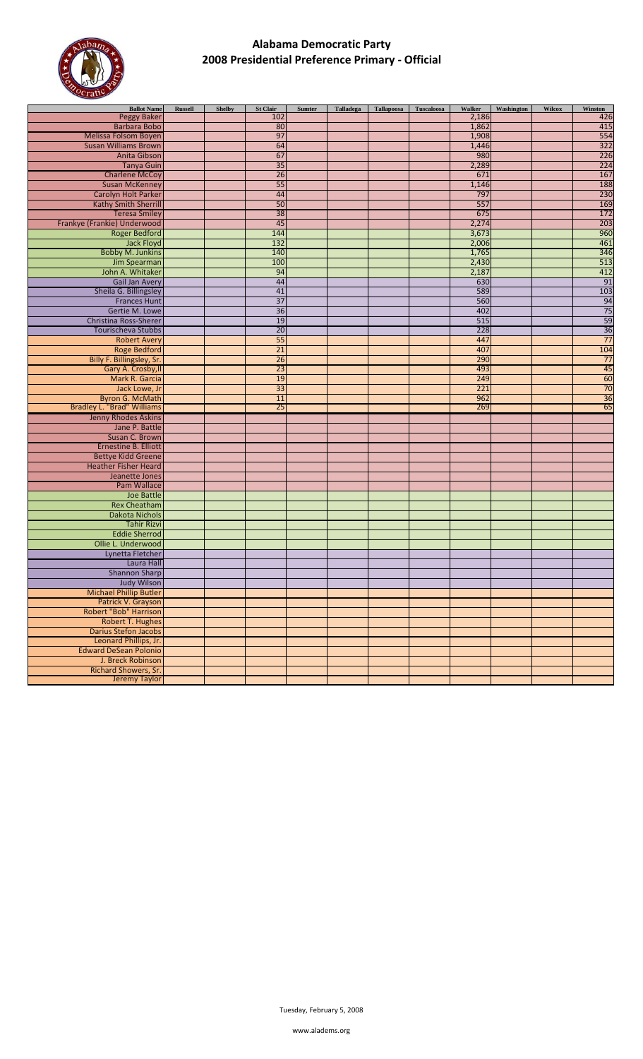# Alabama Democratic Party
## 2008 Presidential Preference Primary - Official

| Ballot Name | Russell | Shelby | St Clair | Sumter | Talladega | Tallapoosa | Tuscaloosa | Walker | Washington | Wilcox | Winston |
|---|---|---|---|---|---|---|---|---|---|---|---|
| Peggy Baker | | | 102 | | | | | 2,186 | | | 426 |
| Barbara Bobo | | | 80 | | | | | 1,862 | | | 415 |
| Melissa Folsom Boyen | | | 97 | | | | | 1,908 | | | 554 |
| Susan Williams Brown | | | 64 | | | | | 1,446 | | | 322 |
| Anita Gibson | | | 67 | | | | | 980 | | | 226 |
| Tanya Guin | | | 35 | | | | | 2,289 | | | 224 |
| Charlene McCoy | | | 26 | | | | | 671 | | | 167 |
| Susan McKenney | | | 55 | | | | | 1,146 | | | 188 |
| Carolyn Holt Parker | | | 44 | | | | | 797 | | | 230 |
| Kathy Smith Sherrill | | | 50 | | | | | 557 | | | 169 |
| Teresa Smiley | | | 38 | | | | | 675 | | | 172 |
| Frankye (Frankie) Underwood | | | 45 | | | | | 2,274 | | | 203 |
| Roger Bedford | | | 144 | | | | | 3,673 | | | 960 |
| Jack Floyd | | | 132 | | | | | 2,006 | | | 461 |
| Bobby M. Junkins | | | 140 | | | | | 1,765 | | | 346 |
| Jim Spearman | | | 100 | | | | | 2,430 | | | 513 |
| John A. Whitaker | | | 94 | | | | | 2,187 | | | 412 |
| Gail Jan Avery | | | 44 | | | | | 630 | | | 91 |
| Sheila G. Billingsley | | | 41 | | | | | 589 | | | 103 |
| Frances Hunt | | | 37 | | | | | 560 | | | 94 |
| Gertie M. Lowe | | | 36 | | | | | 402 | | | 75 |
| Christina Ross-Sherer | | | 19 | | | | | 515 | | | 59 |
| Tourischeva Stubbs | | | 20 | | | | | 228 | | | 36 |
| Robert Avery | | | 55 | | | | | 447 | | | 77 |
| Roge Bedford | | | 21 | | | | | 407 | | | 104 |
| Billy F. Billingsley, Sr. | | | 26 | | | | | 290 | | | 77 |
| Gary A. Crosby,II | | | 23 | | | | | 493 | | | 45 |
| Mark R. Garcia | | | 19 | | | | | 249 | | | 60 |
| Jack Lowe, Jr | | | 33 | | | | | 221 | | | 70 |
| Byron G. McMath | | | 11 | | | | | 962 | | | 36 |
| Bradley L. "Brad" Williams | | | 25 | | | | | 269 | | | 65 |
| Jenny Rhodes Askins | | | | | | | | | | | |
| Jane P. Battle | | | | | | | | | | | |
| Susan C. Brown | | | | | | | | | | | |
| Ernestine B. Elliott | | | | | | | | | | | |
| Bettye Kidd Greene | | | | | | | | | | | |
| Heather Fisher Heard | | | | | | | | | | | |
| Jeanette Jones | | | | | | | | | | | |
| Pam Wallace | | | | | | | | | | | |
| Joe Battle | | | | | | | | | | | |
| Rex Cheatham | | | | | | | | | | | |
| Dakota Nichols | | | | | | | | | | | |
| Tahir Rizvi | | | | | | | | | | | |
| Eddie Sherrod | | | | | | | | | | | |
| Ollie L. Underwood | | | | | | | | | | | |
| Lynetta Fletcher | | | | | | | | | | | |
| Laura Hall | | | | | | | | | | | |
| Shannon Sharp | | | | | | | | | | | |
| Judy Wilson | | | | | | | | | | | |
| Michael Phillip Butler | | | | | | | | | | | |
| Patrick V. Grayson | | | | | | | | | | | |
| Robert "Bob" Harrison | | | | | | | | | | | |
| Robert T. Hughes | | | | | | | | | | | |
| Darius Stefon Jacobs | | | | | | | | | | | |
| Leonard Phillips, Jr. | | | | | | | | | | | |
| Edward DeSean Polonio | | | | | | | | | | | |
| J. Breck Robinson | | | | | | | | | | | |
| Richard Showers, Sr. | | | | | | | | | | | |
| Jeremy Taylor | | | | | | | | | | | |

Tuesday, February 5, 2008

www.aladems.org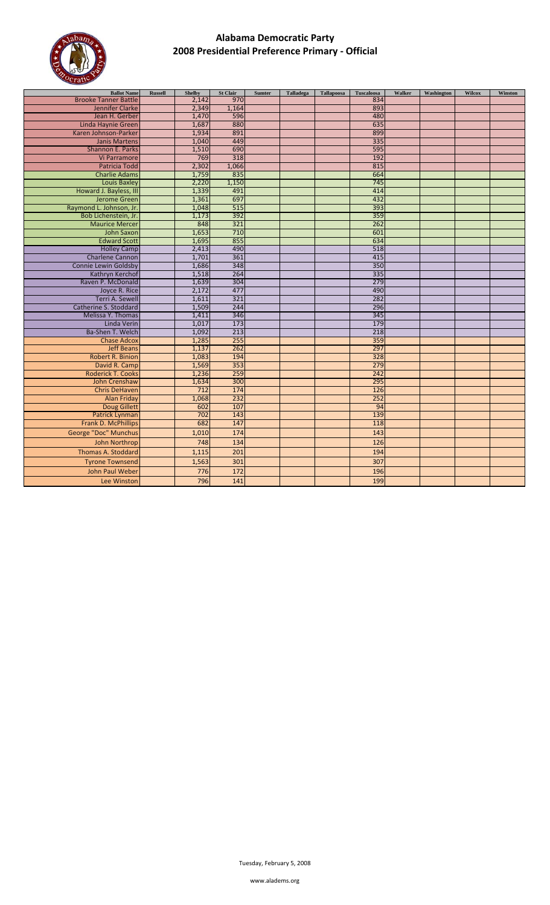# Alabama Democratic Party
## 2008 Presidential Preference Primary - Official

| Ballot Name | Russell | Shelby | St Clair | Sumter | Talladega | Tallapoosa | Tuscaloosa | Walker | Washington | Wilcox | Winston |
|---|---|---|---|---|---|---|---|---|---|---|---|
| Brooke Tanner Battle | | 2,142 | 970 | | | | 834 | | | | |
| Jennifer Clarke | | 2,349 | 1,164 | | | | 893 | | | | |
| Jean H. Gerber | | 1,470 | 596 | | | | 480 | | | | |
| Linda Haynie Green | | 1,687 | 880 | | | | 635 | | | | |
| Karen Johnson-Parker | | 1,934 | 891 | | | | 899 | | | | |
| Janis Martens | | 1,040 | 449 | | | | 335 | | | | |
| Shannon E. Parks | | 1,510 | 690 | | | | 595 | | | | |
| Vi Parramore | | 769 | 318 | | | | 192 | | | | |
| Patricia Todd | | 2,302 | 1,066 | | | | 815 | | | | |
| Charlie Adams | | 1,759 | 835 | | | | 664 | | | | |
| Louis Baxley | | 2,220 | 1,150 | | | | 745 | | | | |
| Howard J. Bayless, III | | 1,339 | 491 | | | | 414 | | | | |
| Jerome Green | | 1,361 | 697 | | | | 432 | | | | |
| Raymond L. Johnson, Jr. | | 1,048 | 515 | | | | 393 | | | | |
| Bob Lichenstein, Jr. | | 1,173 | 392 | | | | 359 | | | | |
| Maurice Mercer | | 848 | 321 | | | | 262 | | | | |
| John Saxon | | 1,653 | 710 | | | | 601 | | | | |
| Edward Scott | | 1,695 | 855 | | | | 634 | | | | |
| Holley Camp | | 2,413 | 490 | | | | 518 | | | | |
| Charlene Cannon | | 1,701 | 361 | | | | 415 | | | | |
| Connie Lewin Goldsby | | 1,686 | 348 | | | | 350 | | | | |
| Kathryn Kerchof | | 1,518 | 264 | | | | 335 | | | | |
| Raven P. McDonald | | 1,639 | 304 | | | | 279 | | | | |
| Joyce R. Rice | | 2,172 | 477 | | | | 490 | | | | |
| Terri A. Sewell | | 1,611 | 321 | | | | 282 | | | | |
| Catherine S. Stoddard | | 1,509 | 244 | | | | 296 | | | | |
| Melissa Y. Thomas | | 1,411 | 346 | | | | 345 | | | | |
| Linda Verin | | 1,017 | 173 | | | | 179 | | | | |
| Ba-Shen T. Welch | | 1,092 | 213 | | | | 218 | | | | |
| Chase Adcox | | 1,285 | 255 | | | | 359 | | | | |
| Jeff Beans | | 1,137 | 262 | | | | 297 | | | | |
| Robert R. Binion | | 1,083 | 194 | | | | 328 | | | | |
| David R. Camp | | 1,569 | 353 | | | | 279 | | | | |
| Roderick T. Cooks | | 1,236 | 259 | | | | 242 | | | | |
| John Crenshaw | | 1,634 | 300 | | | | 295 | | | | |
| Chris DeHaven | | 712 | 174 | | | | 126 | | | | |
| Alan Friday | | 1,068 | 232 | | | | 252 | | | | |
| Doug Gillett | | 602 | 107 | | | | 94 | | | | |
| Patrick Lynman | | 702 | 143 | | | | 139 | | | | |
| Frank D. McPhillips | | 682 | 147 | | | | 118 | | | | |
| George "Doc" Munchus | | 1,010 | 174 | | | | 143 | | | | |
| John Northrop | | 748 | 134 | | | | 126 | | | | |
| Thomas A. Stoddard | | 1,115 | 201 | | | | 194 | | | | |
| Tyrone Townsend | | 1,563 | 301 | | | | 307 | | | | |
| John Paul Weber | | 776 | 172 | | | | 196 | | | | |
| Lee Winston | | 796 | 141 | | | | 199 | | | | |

Tuesday, February 5, 2008

www.aladems.org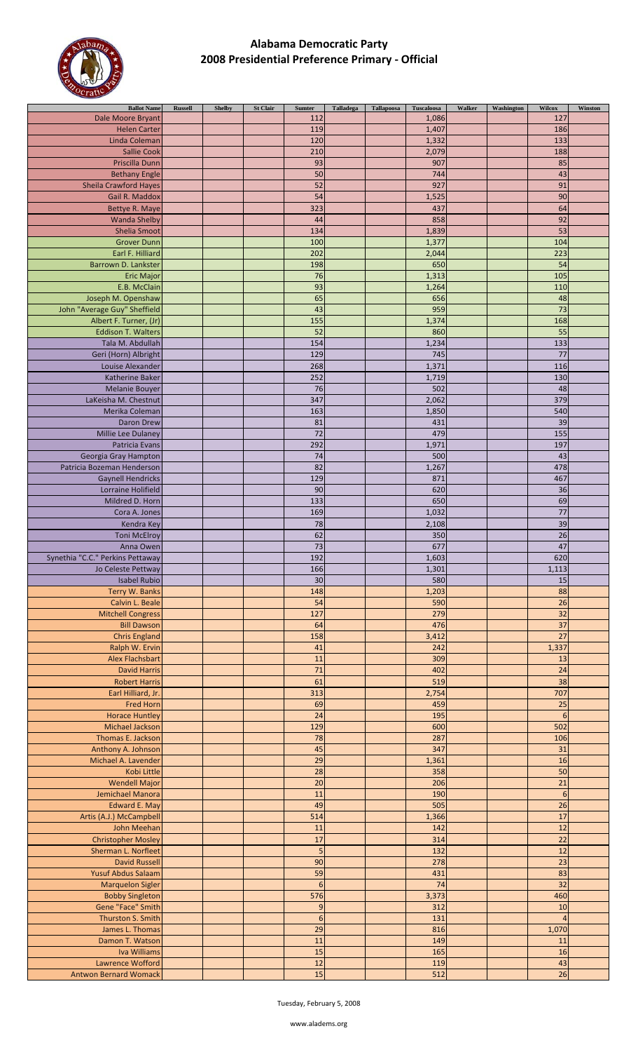# Alabama Democratic Party
## 2008 Presidential Preference Primary - Official

| Ballot Name | Russell | Shelby | St Clair | Sumter | Talladega | Tallapoosa | Tuscaloosa | Walker | Washington | Wilcox | Winston |
|---|---|---|---|---|---|---|---|---|---|---|---|
| Dale Moore Bryant | | | | 112 | | | 1,086 | | | 127 | |
| Helen Carter | | | | 119 | | | 1,407 | | | 186 | |
| Linda Coleman | | | | 120 | | | 1,332 | | | 133 | |
| Sallie Cook | | | | 210 | | | 2,079 | | | 188 | |
| Priscilla Dunn | | | | 93 | | | 907 | | | 85 | |
| Bethany Engle | | | | 50 | | | 744 | | | 43 | |
| Sheila Crawford Hayes | | | | 52 | | | 927 | | | 91 | |
| Gail R. Maddox | | | | 54 | | | 1,525 | | | 90 | |
| Bettye R. Maye | | | | 323 | | | 437 | | | 64 | |
| Wanda Shelby | | | | 44 | | | 858 | | | 92 | |
| Shelia Smoot | | | | 134 | | | 1,839 | | | 53 | |
| Grover Dunn | | | | 100 | | | 1,377 | | | 104 | |
| Earl F. Hilliard | | | | 202 | | | 2,044 | | | 223 | |
| Barrown D. Lankster | | | | 198 | | | 650 | | | 54 | |
| Eric Major | | | | 76 | | | 1,313 | | | 105 | |
| E.B. McClain | | | | 93 | | | 1,264 | | | 110 | |
| Joseph M. Openshaw | | | | 65 | | | 656 | | | 48 | |
| John "Average Guy" Sheffield | | | | 43 | | | 959 | | | 73 | |
| Albert F. Turner, (Jr) | | | | 155 | | | 1,374 | | | 168 | |
| Eddison T. Walters | | | | 52 | | | 860 | | | 55 | |
| Tala M. Abdullah | | | | 154 | | | 1,234 | | | 133 | |
| Geri (Horn) Albright | | | | 129 | | | 745 | | | 77 | |
| Louise Alexander | | | | 268 | | | 1,371 | | | 116 | |
| Katherine Baker | | | | 252 | | | 1,719 | | | 130 | |
| Melanie Bouyer | | | | 76 | | | 502 | | | 48 | |
| LaKeisha M. Chestnut | | | | 347 | | | 2,062 | | | 379 | |
| Merika Coleman | | | | 163 | | | 1,850 | | | 540 | |
| Daron Drew | | | | 81 | | | 431 | | | 39 | |
| Millie Lee Dulaney | | | | 72 | | | 479 | | | 155 | |
| Patricia Evans | | | | 292 | | | 1,971 | | | 197 | |
| Georgia Gray Hampton | | | | 74 | | | 500 | | | 43 | |
| Patricia Bozeman Henderson | | | | 82 | | | 1,267 | | | 478 | |
| Gaynell Hendricks | | | | 129 | | | 871 | | | 467 | |
| Lorraine Holifield | | | | 90 | | | 620 | | | 36 | |
| Mildred D. Horn | | | | 133 | | | 650 | | | 69 | |
| Cora A. Jones | | | | 169 | | | 1,032 | | | 77 | |
| Kendra Key | | | | 78 | | | 2,108 | | | 39 | |
| Toni McElroy | | | | 62 | | | 350 | | | 26 | |
| Anna Owen | | | | 73 | | | 677 | | | 47 | |
| Synethia "C.C." Perkins Pettaway | | | | 192 | | | 1,603 | | | 620 | |
| Jo Celeste Pettway | | | | 166 | | | 1,301 | | | 1,113 | |
| Isabel Rubio | | | | 30 | | | 580 | | | 15 | |
| Terry W. Banks | | | | 148 | | | 1,203 | | | 88 | |
| Calvin L. Beale | | | | 54 | | | 590 | | | 26 | |
| Mitchell Congress | | | | 127 | | | 279 | | | 32 | |
| Bill Dawson | | | | 64 | | | 476 | | | 37 | |
| Chris England | | | | 158 | | | 3,412 | | | 27 | |
| Ralph W. Ervin | | | | 41 | | | 242 | | | 1,337 | |
| Alex Flachsbart | | | | 11 | | | 309 | | | 13 | |
| David Harris | | | | 71 | | | 402 | | | 24 | |
| Robert Harris | | | | 61 | | | 519 | | | 38 | |
| Earl Hilliard, Jr. | | | | 313 | | | 2,754 | | | 707 | |
| Fred Horn | | | | 69 | | | 459 | | | 25 | |
| Horace Huntley | | | | 24 | | | 195 | | | 6 | |
| Michael Jackson | | | | 129 | | | 600 | | | 502 | |
| Thomas E. Jackson | | | | 78 | | | 287 | | | 106 | |
| Anthony A. Johnson | | | | 45 | | | 347 | | | 31 | |
| Michael A. Lavender | | | | 29 | | | 1,361 | | | 16 | |
| Kobi Little | | | | 28 | | | 358 | | | 50 | |
| Wendell Major | | | | 20 | | | 206 | | | 21 | |
| Jemichael Manora | | | | 11 | | | 190 | | | 6 | |
| Edward E. May | | | | 49 | | | 505 | | | 26 | |
| Artis (A.J.) McCampbell | | | | 514 | | | 1,366 | | | 17 | |
| John Meehan | | | | 11 | | | 142 | | | 12 | |
| Christopher Mosley | | | | 17 | | | 314 | | | 22 | |
| Sherman L. Norfleet | | | | 5 | | | 132 | | | 12 | |
| David Russell | | | | 90 | | | 278 | | | 23 | |
| Yusuf Abdus Salaam | | | | 59 | | | 431 | | | 83 | |
| Marquelon Sigler | | | | 6 | | | 74 | | | 32 | |
| Bobby Singleton | | | | 576 | | | 3,373 | | | 460 | |
| Gene "Face" Smith | | | | 9 | | | 312 | | | 10 | |
| Thurston S. Smith | | | | 6 | | | 131 | | | 4 | |
| James L. Thomas | | | | 29 | | | 816 | | | 1,070 | |
| Damon T. Watson | | | | 11 | | | 149 | | | 11 | |
| Iva Williams | | | | 15 | | | 165 | | | 16 | |
| Lawrence Wofford | | | | 12 | | | 119 | | | 43 | |
| Antwon Bernard Womack | | | | 15 | | | 512 | | | 26 | |

Tuesday, February 5, 2008

www.aladems.org